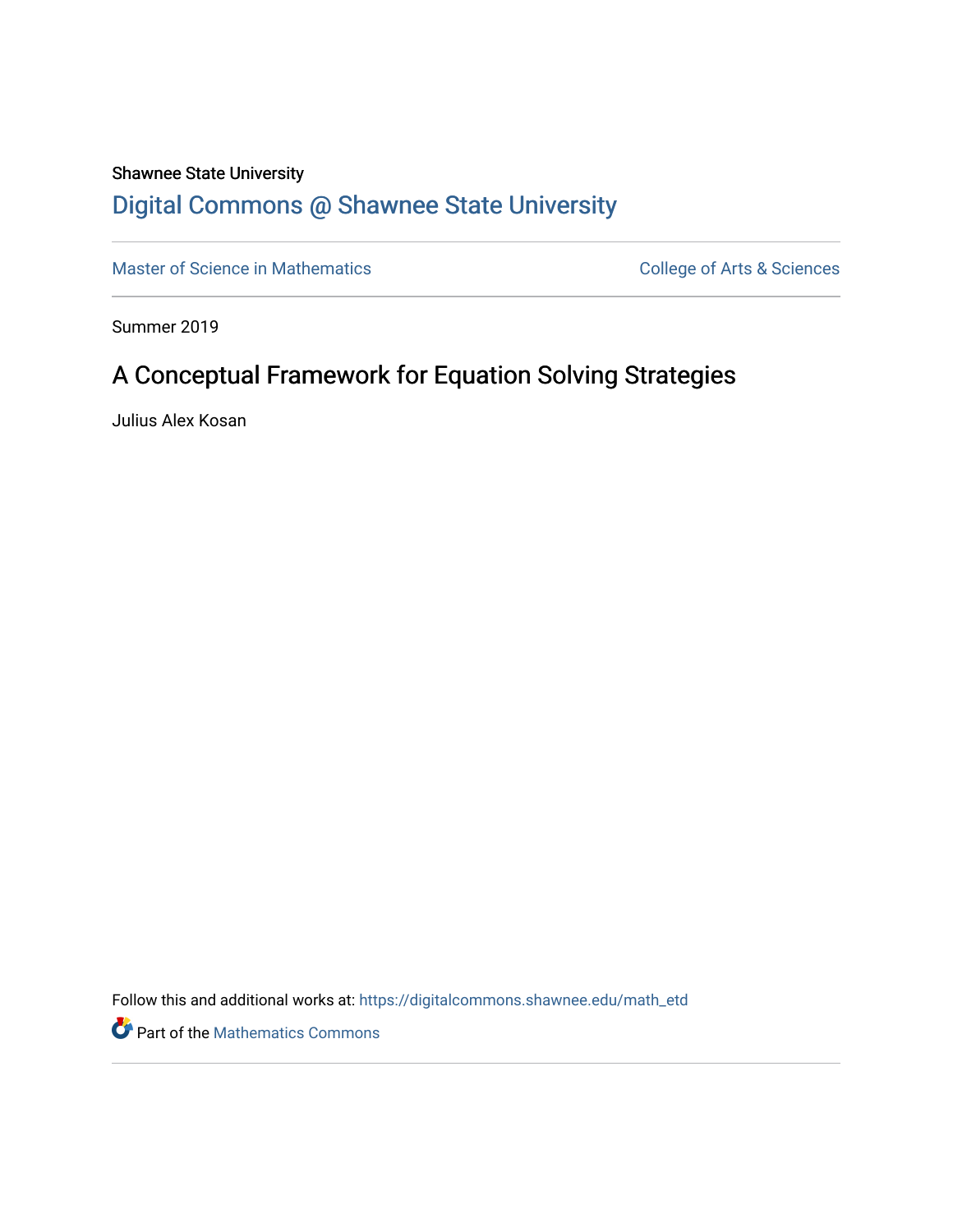Shawnee State University

## Digital Commons @ Shawnee State University

Master of Science in Mathematics | College of Arts & Sciences

Summer 2019

# A Conceptual Framework for Equation Solving Strategies

Julius Alex Kosan

Follow this and additional works at: https://digitalcommons.shawnee.edu/math_etd

Part of the Mathematics Commons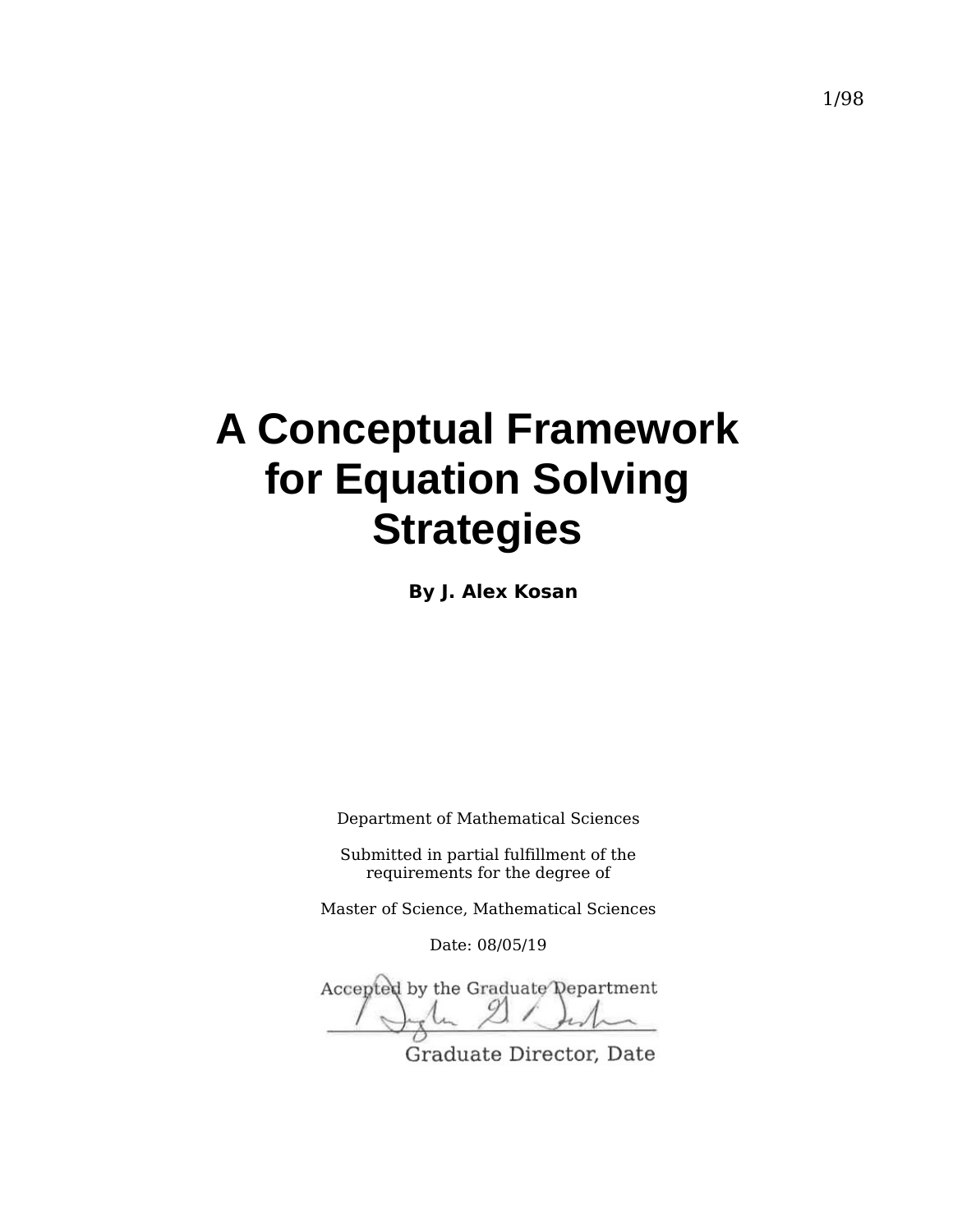# A Conceptual Framework for Equation Solving Strategies

**By J. Alex Kosan**

Department of Mathematical Sciences

Submitted in partial fulfillment of the requirements for the degree of

Master of Science, Mathematical Sciences

Date: 08/05/19

Accepted by the Graduate Department

Graduate Director, Date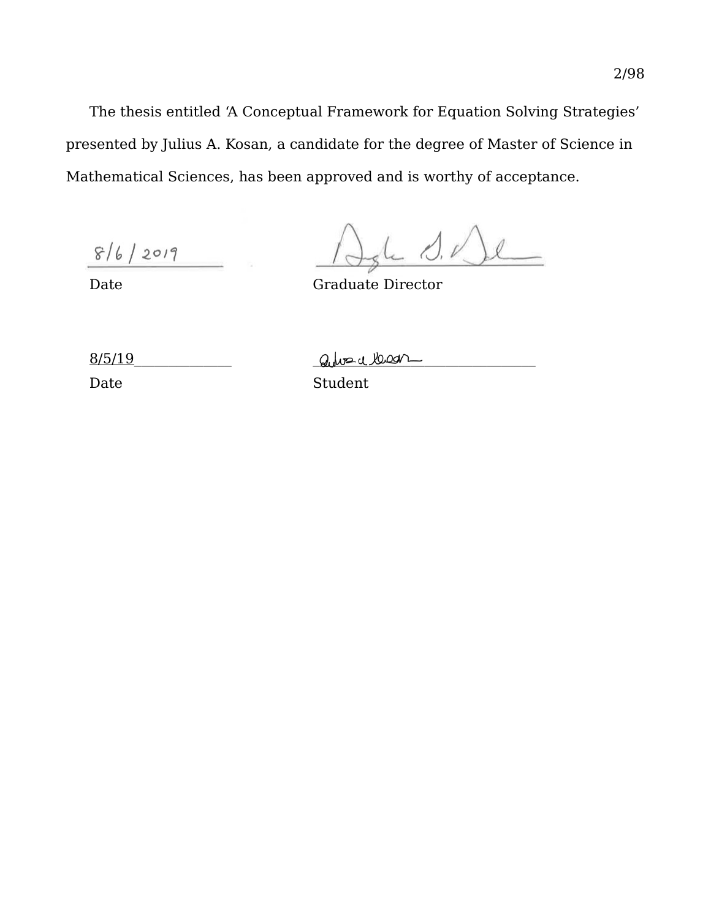The thesis entitled 'A Conceptual Framework for Equation Solving Strategies' presented by Julius A. Kosan, a candidate for the degree of Master of Science in Mathematical Sciences, has been approved and is worthy of acceptance.

8/6/2019 ______________________

Date

______________________

Graduate Director

8/5/19 ______________________

Date

______________________

Student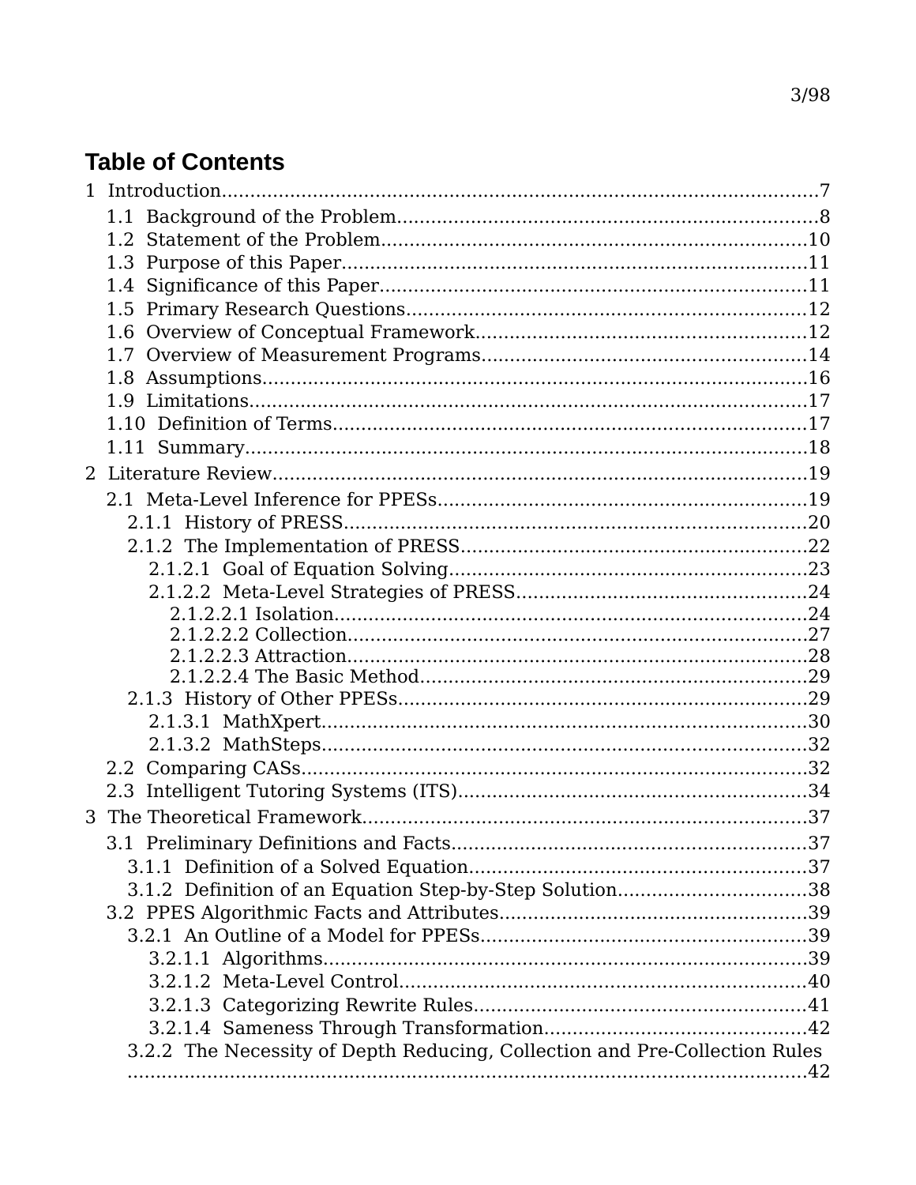# Table of Contents

1 Introduction........................................................................................................7

- 1.1 Background of the Problem..........................................................................8
- 1.2 Statement of the Problem............................................................................10
- 1.3 Purpose of this Paper..................................................................................11
- 1.4 Significance of this Paper............................................................................11
- 1.5 Primary Research Questions.......................................................................12
- 1.6 Overview of Conceptual Framework..........................................................12
- 1.7 Overview of Measurement Programs.........................................................14
- 1.8 Assumptions...............................................................................................16
- 1.9 Limitations..................................................................................................17
- 1.10 Definition of Terms...................................................................................17
- 1.11 Summary...................................................................................................18

2 Literature Review.............................................................................................19

- 2.1 Meta-Level Inference for PPESs.................................................................19
  - 2.1.1 History of PRESS.................................................................................20
  - 2.1.2 The Implementation of PRESS.............................................................22
    - 2.1.2.1 Goal of Equation Solving...............................................................23
    - 2.1.2.2 Meta-Level Strategies of PRESS...................................................24
      - 2.1.2.2.1 Isolation...................................................................................24
      - 2.1.2.2.2 Collection.................................................................................27
      - 2.1.2.2.3 Attraction.................................................................................28
      - 2.1.2.2.4 The Basic Method....................................................................29
  - 2.1.3 History of Other PPESs........................................................................29
    - 2.1.3.1 MathXpert.....................................................................................30
    - 2.1.3.2 MathSteps.....................................................................................32
- 2.2 Comparing CASs.........................................................................................32
- 2.3 Intelligent Tutoring Systems (ITS).............................................................34

3 The Theoretical Framework..............................................................................37

- 3.1 Preliminary Definitions and Facts..............................................................37
  - 3.1.1 Definition of a Solved Equation............................................................37
  - 3.1.2 Definition of an Equation Step-by-Step Solution.................................38
- 3.2 PPES Algorithmic Facts and Attributes......................................................39
  - 3.2.1 An Outline of a Model for PPESs.........................................................39
    - 3.2.1.1 Algorithms.....................................................................................39
    - 3.2.1.2 Meta-Level Control.......................................................................40
    - 3.2.1.3 Categorizing Rewrite Rules..........................................................41
    - 3.2.1.4 Sameness Through Transformation.............................................42
  - 3.2.2 The Necessity of Depth Reducing, Collection and Pre-Collection Rules ..........................................................................................................42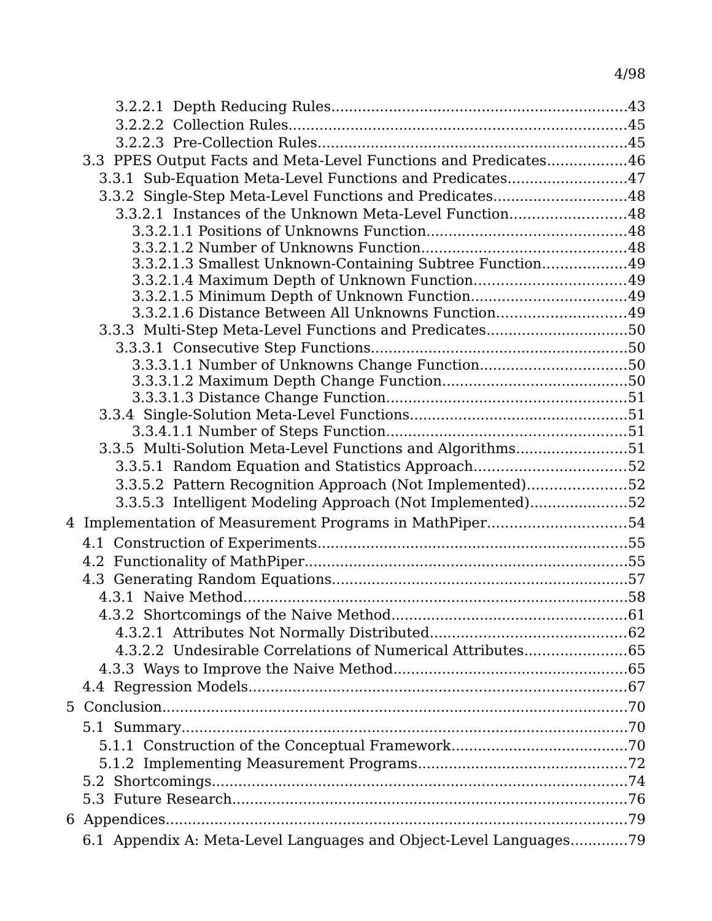3.2.2.1 Depth Reducing Rules....................................................................43
3.2.2.2 Collection Rules..............................................................................45
3.2.2.3 Pre-Collection Rules........................................................................45
3.3 PPES Output Facts and Meta-Level Functions and Predicates.................46
3.3.1 Sub-Equation Meta-Level Functions and Predicates..........................47
3.3.2 Single-Step Meta-Level Functions and Predicates.............................48
3.3.2.1 Instances of the Unknown Meta-Level Function..........................48
3.3.2.1.1 Positions of Unknowns Function............................................48
3.3.2.1.2 Number of Unknowns Function.............................................48
3.3.2.1.3 Smallest Unknown-Containing Subtree Function..................49
3.3.2.1.4 Maximum Depth of Unknown Function.................................49
3.3.2.1.5 Minimum Depth of Unknown Function..................................49
3.3.2.1.6 Distance Between All Unknowns Function............................49
3.3.3 Multi-Step Meta-Level Functions and Predicates...............................50
3.3.3.1 Consecutive Step Functions..........................................................50
3.3.3.1.1 Number of Unknowns Change Function................................50
3.3.3.1.2 Maximum Depth Change Function.........................................50
3.3.3.1.3 Distance Change Function......................................................51
3.3.4 Single-Solution Meta-Level Functions................................................51
3.3.4.1.1 Number of Steps Function......................................................51
3.3.5 Multi-Solution Meta-Level Functions and Algorithms........................51
3.3.5.1 Random Equation and Statistics Approach..................................52
3.3.5.2 Pattern Recognition Approach (Not Implemented)......................52
3.3.5.3 Intelligent Modeling Approach (Not Implemented)......................52
4 Implementation of Measurement Programs in MathPiper...............................54
4.1 Construction of Experiments.....................................................................55
4.2 Functionality of MathPiper.........................................................................55
4.3 Generating Random Equations..................................................................57
4.3.1 Naive Method.......................................................................................58
4.3.2 Shortcomings of the Naive Method....................................................61
4.3.2.1 Attributes Not Normally Distributed...........................................62
4.3.2.2 Undesirable Correlations of Numerical Attributes.......................65
4.3.3 Ways to Improve the Naive Method....................................................65
4.4 Regression Models.....................................................................................67
5 Conclusion.........................................................................................................70
5.1 Summary....................................................................................................70
5.1.1 Construction of the Conceptual Framework.......................................70
5.1.2 Implementing Measurement Programs..............................................72
5.2 Shortcomings.............................................................................................74
5.3 Future Research.........................................................................................76
6 Appendices........................................................................................................79
6.1 Appendix A: Meta-Level Languages and Object-Level Languages............79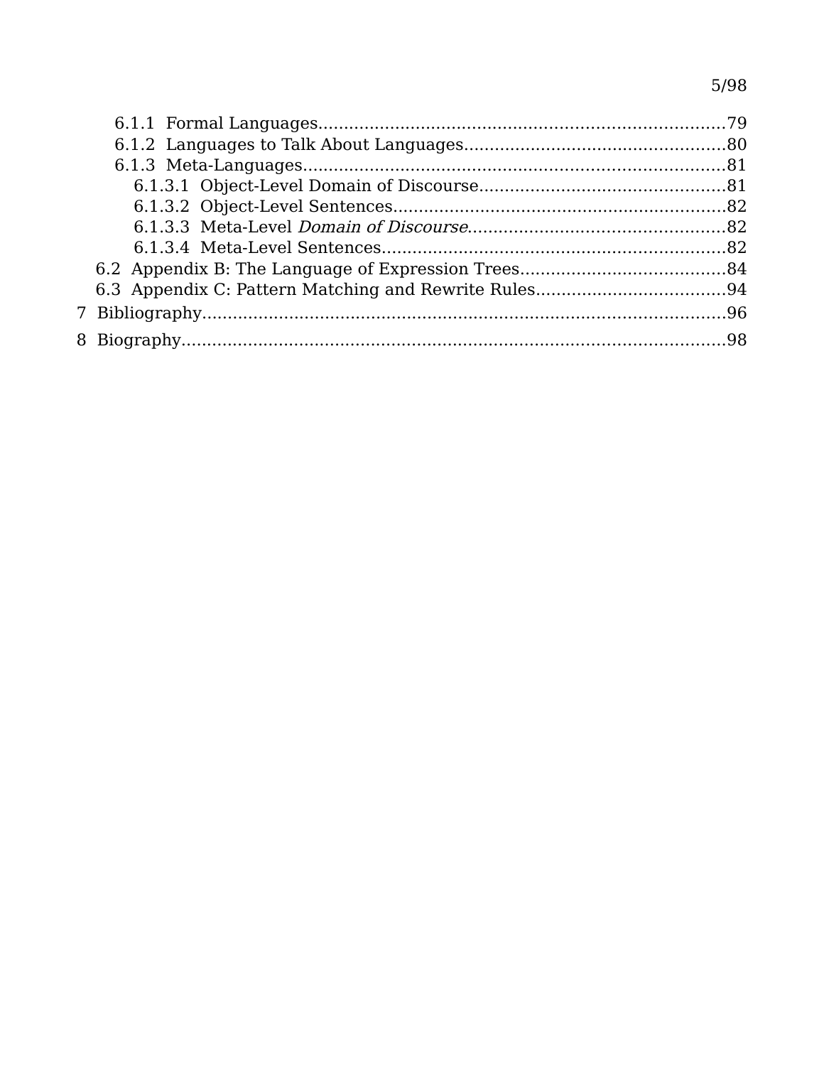6.1.1 Formal Languages....................................................................79
6.1.2 Languages to Talk About Languages....................................................80
6.1.3 Meta-Languages....................................................................81
6.1.3.1 Object-Level Domain of Discourse................................................81
6.1.3.2 Object-Level Sentences..........................................................82
6.1.3.3 Meta-Level *Domain of Discourse*..................................................82
6.1.3.4 Meta-Level Sentences............................................................82
6.2 Appendix B: The Language of Expression Trees.........................................84
6.3 Appendix C: Pattern Matching and Rewrite Rules.......................................94
7 Bibliography..........................................................................96
8 Biography.............................................................................98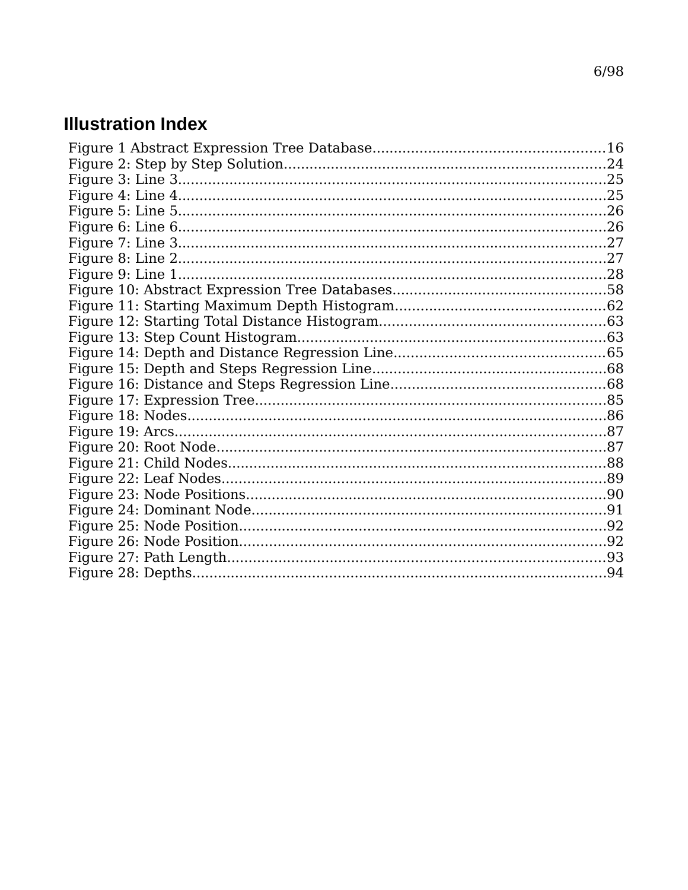## Illustration Index

Figure 1 Abstract Expression Tree Database.....................................................16
Figure 2: Step by Step Solution..........................................................................24
Figure 3: Line 3.....................................................................................................25
Figure 4: Line 4.....................................................................................................25
Figure 5: Line 5.....................................................................................................26
Figure 6: Line 6.....................................................................................................26
Figure 7: Line 3.....................................................................................................27
Figure 8: Line 2.....................................................................................................27
Figure 9: Line 1.....................................................................................................28
Figure 10: Abstract Expression Tree Databases.................................................58
Figure 11: Starting Maximum Depth Histogram.................................................62
Figure 12: Starting Total Distance Histogram....................................................63
Figure 13: Step Count Histogram........................................................................63
Figure 14: Depth and Distance Regression Line.................................................65
Figure 15: Depth and Steps Regression Line.......................................................68
Figure 16: Distance and Steps Regression Line..................................................68
Figure 17: Expression Tree..................................................................................85
Figure 18: Nodes..................................................................................................86
Figure 19: Arcs.....................................................................................................87
Figure 20: Root Node...........................................................................................87
Figure 21: Child Nodes.........................................................................................88
Figure 22: Leaf Nodes..........................................................................................89
Figure 23: Node Positions....................................................................................90
Figure 24: Dominant Node...................................................................................91
Figure 25: Node Position......................................................................................92
Figure 26: Node Position......................................................................................92
Figure 27: Path Length.........................................................................................93
Figure 28: Depths.................................................................................................94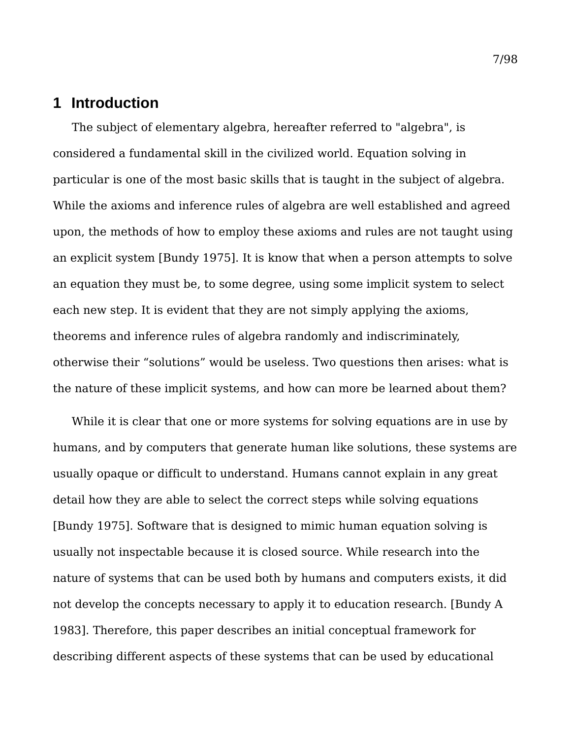# 1 Introduction

The subject of elementary algebra, hereafter referred to "algebra", is considered a fundamental skill in the civilized world. Equation solving in particular is one of the most basic skills that is taught in the subject of algebra. While the axioms and inference rules of algebra are well established and agreed upon, the methods of how to employ these axioms and rules are not taught using an explicit system [Bundy 1975]. It is know that when a person attempts to solve an equation they must be, to some degree, using some implicit system to select each new step. It is evident that they are not simply applying the axioms, theorems and inference rules of algebra randomly and indiscriminately, otherwise their “solutions” would be useless. Two questions then arises: what is the nature of these implicit systems, and how can more be learned about them?

While it is clear that one or more systems for solving equations are in use by humans, and by computers that generate human like solutions, these systems are usually opaque or difficult to understand. Humans cannot explain in any great detail how they are able to select the correct steps while solving equations [Bundy 1975]. Software that is designed to mimic human equation solving is usually not inspectable because it is closed source. While research into the nature of systems that can be used both by humans and computers exists, it did not develop the concepts necessary to apply it to education research. [Bundy A 1983]. Therefore, this paper describes an initial conceptual framework for describing different aspects of these systems that can be used by educational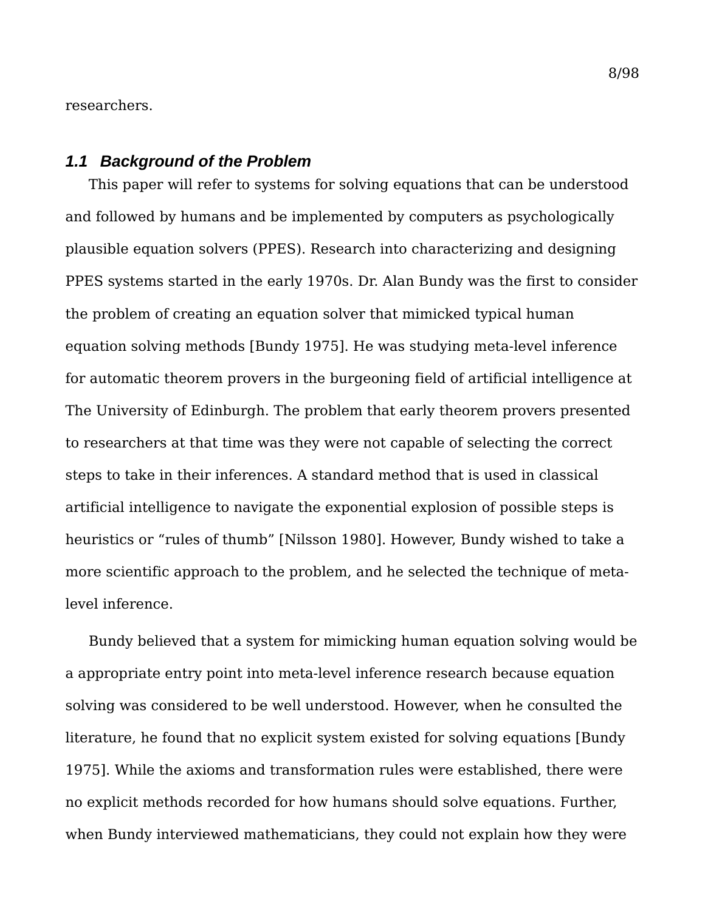researchers.

### *1.1 Background of the Problem*

This paper will refer to systems for solving equations that can be understood and followed by humans and be implemented by computers as psychologically plausible equation solvers (PPES). Research into characterizing and designing PPES systems started in the early 1970s. Dr. Alan Bundy was the first to consider the problem of creating an equation solver that mimicked typical human equation solving methods [Bundy 1975]. He was studying meta-level inference for automatic theorem provers in the burgeoning field of artificial intelligence at The University of Edinburgh. The problem that early theorem provers presented to researchers at that time was they were not capable of selecting the correct steps to take in their inferences. A standard method that is used in classical artificial intelligence to navigate the exponential explosion of possible steps is heuristics or “rules of thumb” [Nilsson 1980]. However, Bundy wished to take a more scientific approach to the problem, and he selected the technique of meta-level inference.

Bundy believed that a system for mimicking human equation solving would be a appropriate entry point into meta-level inference research because equation solving was considered to be well understood. However, when he consulted the literature, he found that no explicit system existed for solving equations [Bundy 1975]. While the axioms and transformation rules were established, there were no explicit methods recorded for how humans should solve equations. Further, when Bundy interviewed mathematicians, they could not explain how they were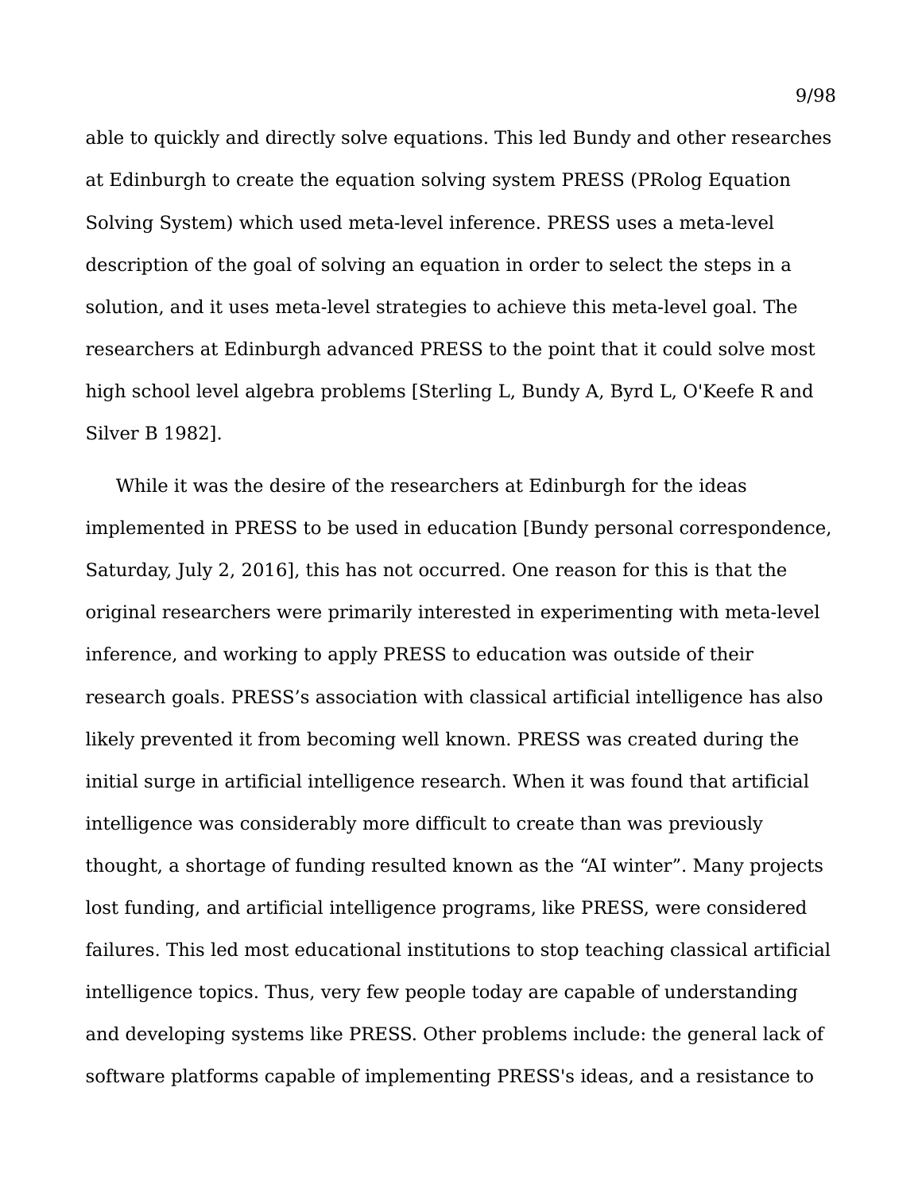able to quickly and directly solve equations. This led Bundy and other researches at Edinburgh to create the equation solving system PRESS (PRolog Equation Solving System) which used meta-level inference. PRESS uses a meta-level description of the goal of solving an equation in order to select the steps in a solution, and it uses meta-level strategies to achieve this meta-level goal. The researchers at Edinburgh advanced PRESS to the point that it could solve most high school level algebra problems [Sterling L, Bundy A, Byrd L, O'Keefe R and Silver B 1982].

While it was the desire of the researchers at Edinburgh for the ideas implemented in PRESS to be used in education [Bundy personal correspondence, Saturday, July 2, 2016], this has not occurred. One reason for this is that the original researchers were primarily interested in experimenting with meta-level inference, and working to apply PRESS to education was outside of their research goals. PRESS's association with classical artificial intelligence has also likely prevented it from becoming well known. PRESS was created during the initial surge in artificial intelligence research. When it was found that artificial intelligence was considerably more difficult to create than was previously thought, a shortage of funding resulted known as the "AI winter". Many projects lost funding, and artificial intelligence programs, like PRESS, were considered failures. This led most educational institutions to stop teaching classical artificial intelligence topics. Thus, very few people today are capable of understanding and developing systems like PRESS. Other problems include: the general lack of software platforms capable of implementing PRESS's ideas, and a resistance to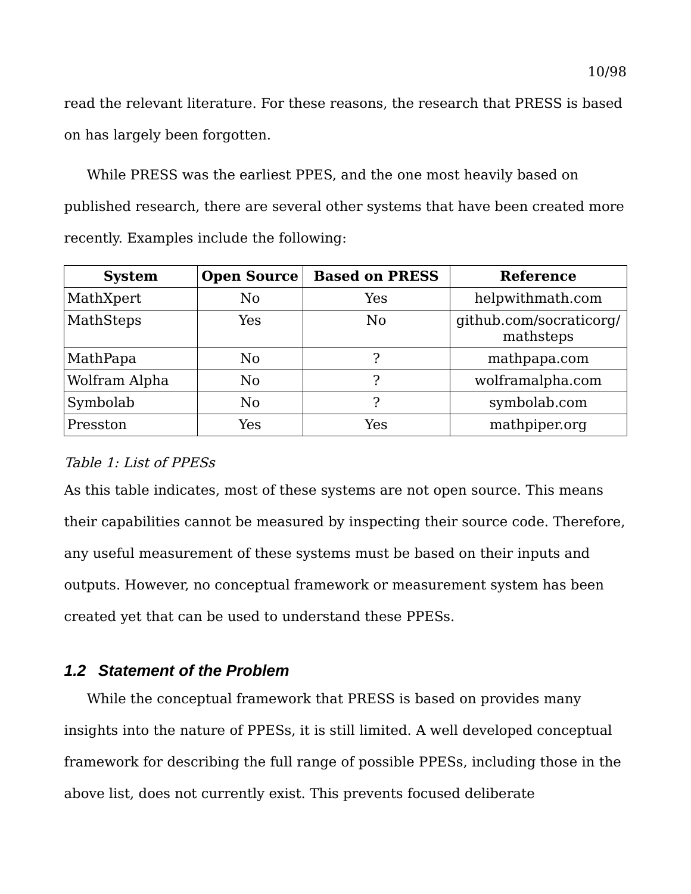read the relevant literature. For these reasons, the research that PRESS is based on has largely been forgotten.

While PRESS was the earliest PPES, and the one most heavily based on published research, there are several other systems that have been created more recently. Examples include the following:

| System | Open Source | Based on PRESS | Reference |
|---|---|---|---|
| MathXpert | No | Yes | helpwithmath.com |
| MathSteps | Yes | No | github.com/socraticorg/mathsteps |
| MathPapa | No | ? | mathpapa.com |
| Wolfram Alpha | No | ? | wolframalpha.com |
| Symbolab | No | ? | symbolab.com |
| Presston | Yes | Yes | mathpiper.org |

*Table 1: List of PPESs*

As this table indicates, most of these systems are not open source. This means their capabilities cannot be measured by inspecting their source code. Therefore, any useful measurement of these systems must be based on their inputs and outputs. However, no conceptual framework or measurement system has been created yet that can be used to understand these PPESs.

### 1.2 Statement of the Problem

While the conceptual framework that PRESS is based on provides many insights into the nature of PPESs, it is still limited. A well developed conceptual framework for describing the full range of possible PPESs, including those in the above list, does not currently exist. This prevents focused deliberate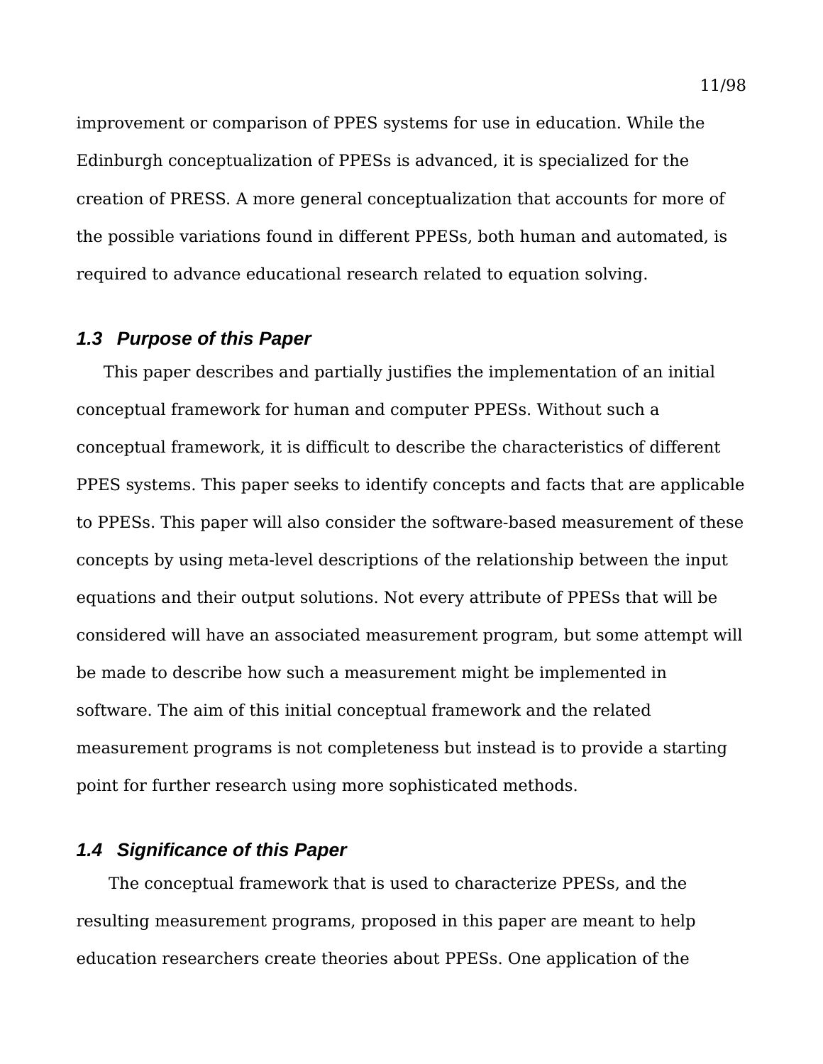improvement or comparison of PPES systems for use in education. While the Edinburgh conceptualization of PPESs is advanced, it is specialized for the creation of PRESS. A more general conceptualization that accounts for more of the possible variations found in different PPESs, both human and automated, is required to advance educational research related to equation solving.

### 1.3 Purpose of this Paper

This paper describes and partially justifies the implementation of an initial conceptual framework for human and computer PPESs. Without such a conceptual framework, it is difficult to describe the characteristics of different PPES systems. This paper seeks to identify concepts and facts that are applicable to PPESs. This paper will also consider the software-based measurement of these concepts by using meta-level descriptions of the relationship between the input equations and their output solutions. Not every attribute of PPESs that will be considered will have an associated measurement program, but some attempt will be made to describe how such a measurement might be implemented in software. The aim of this initial conceptual framework and the related measurement programs is not completeness but instead is to provide a starting point for further research using more sophisticated methods.

### 1.4 Significance of this Paper

The conceptual framework that is used to characterize PPESs, and the resulting measurement programs, proposed in this paper are meant to help education researchers create theories about PPESs. One application of the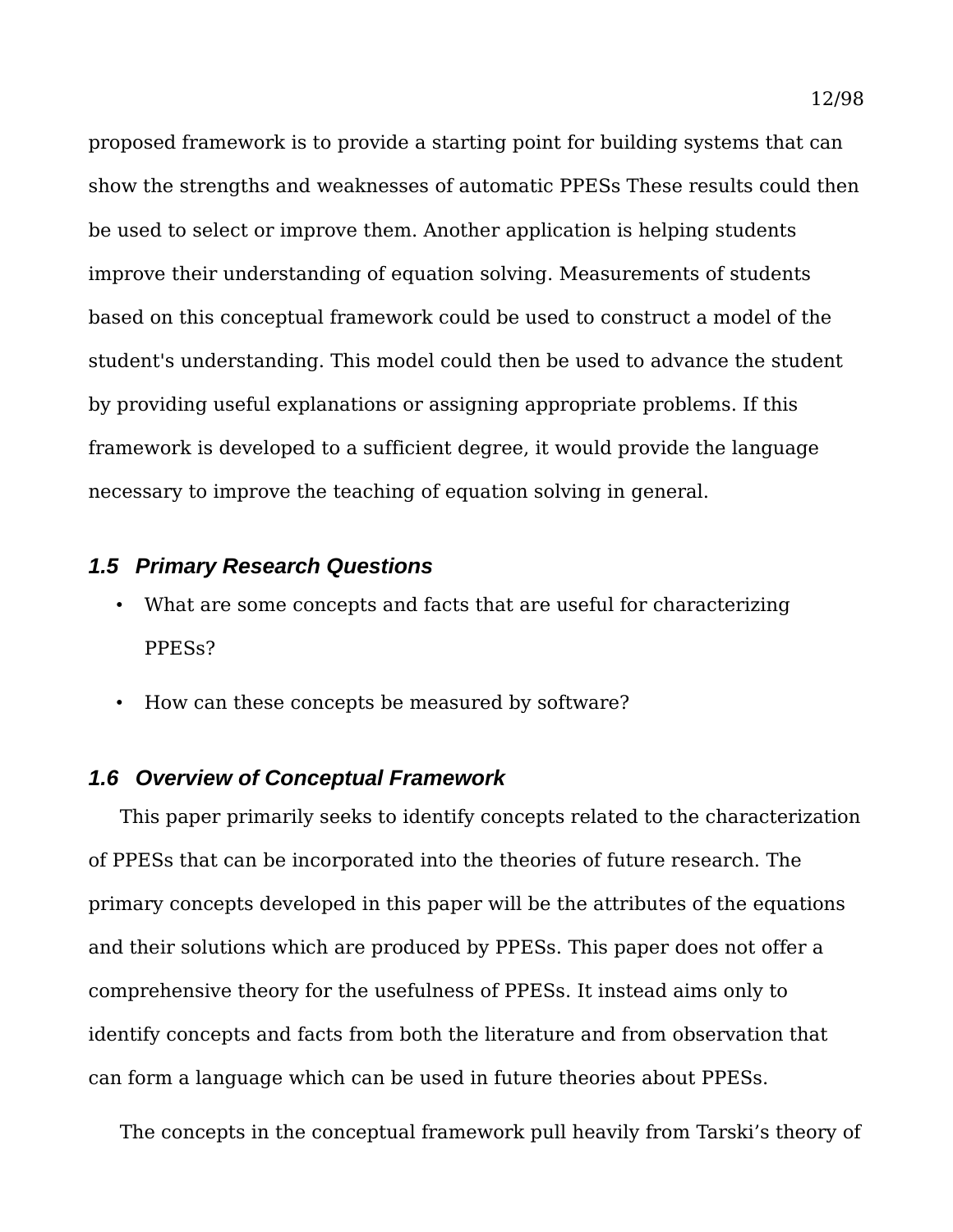proposed framework is to provide a starting point for building systems that can show the strengths and weaknesses of automatic PPESs These results could then be used to select or improve them. Another application is helping students improve their understanding of equation solving. Measurements of students based on this conceptual framework could be used to construct a model of the student's understanding. This model could then be used to advance the student by providing useful explanations or assigning appropriate problems. If this framework is developed to a sufficient degree, it would provide the language necessary to improve the teaching of equation solving in general.

### *1.5 Primary Research Questions*

- What are some concepts and facts that are useful for characterizing PPESs?
- How can these concepts be measured by software?

### *1.6 Overview of Conceptual Framework*

This paper primarily seeks to identify concepts related to the characterization of PPESs that can be incorporated into the theories of future research. The primary concepts developed in this paper will be the attributes of the equations and their solutions which are produced by PPESs. This paper does not offer a comprehensive theory for the usefulness of PPESs. It instead aims only to identify concepts and facts from both the literature and from observation that can form a language which can be used in future theories about PPESs.

The concepts in the conceptual framework pull heavily from Tarski's theory of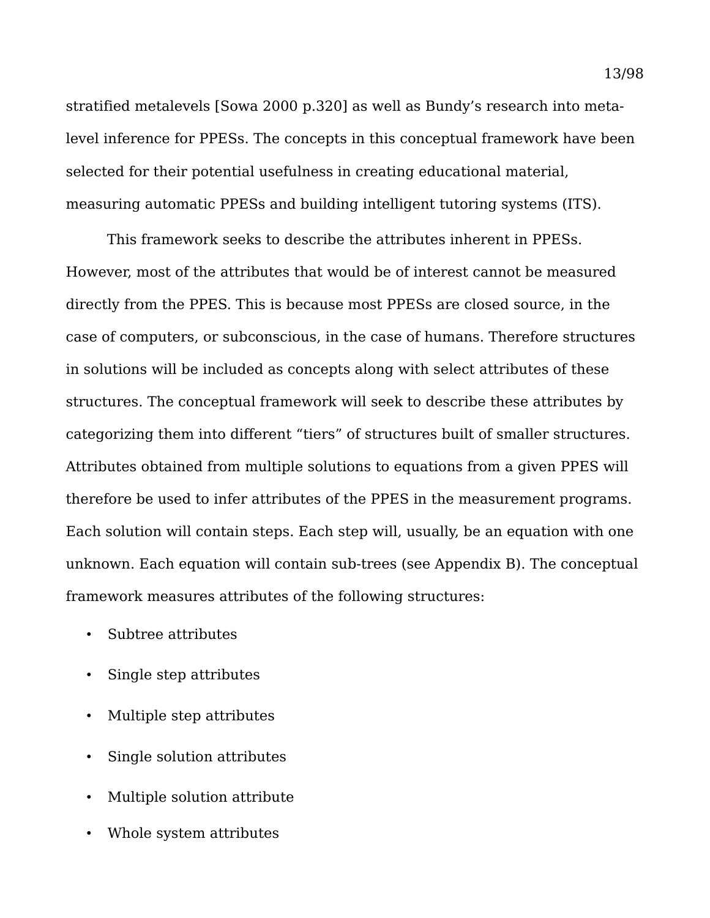stratified metalevels [Sowa 2000 p.320] as well as Bundy's research into meta-level inference for PPESs. The concepts in this conceptual framework have been selected for their potential usefulness in creating educational material, measuring automatic PPESs and building intelligent tutoring systems (ITS).

This framework seeks to describe the attributes inherent in PPESs. However, most of the attributes that would be of interest cannot be measured directly from the PPES. This is because most PPESs are closed source, in the case of computers, or subconscious, in the case of humans. Therefore structures in solutions will be included as concepts along with select attributes of these structures. The conceptual framework will seek to describe these attributes by categorizing them into different "tiers" of structures built of smaller structures. Attributes obtained from multiple solutions to equations from a given PPES will therefore be used to infer attributes of the PPES in the measurement programs. Each solution will contain steps. Each step will, usually, be an equation with one unknown. Each equation will contain sub-trees (see Appendix B). The conceptual framework measures attributes of the following structures:

- Subtree attributes
- Single step attributes
- Multiple step attributes
- Single solution attributes
- Multiple solution attribute
- Whole system attributes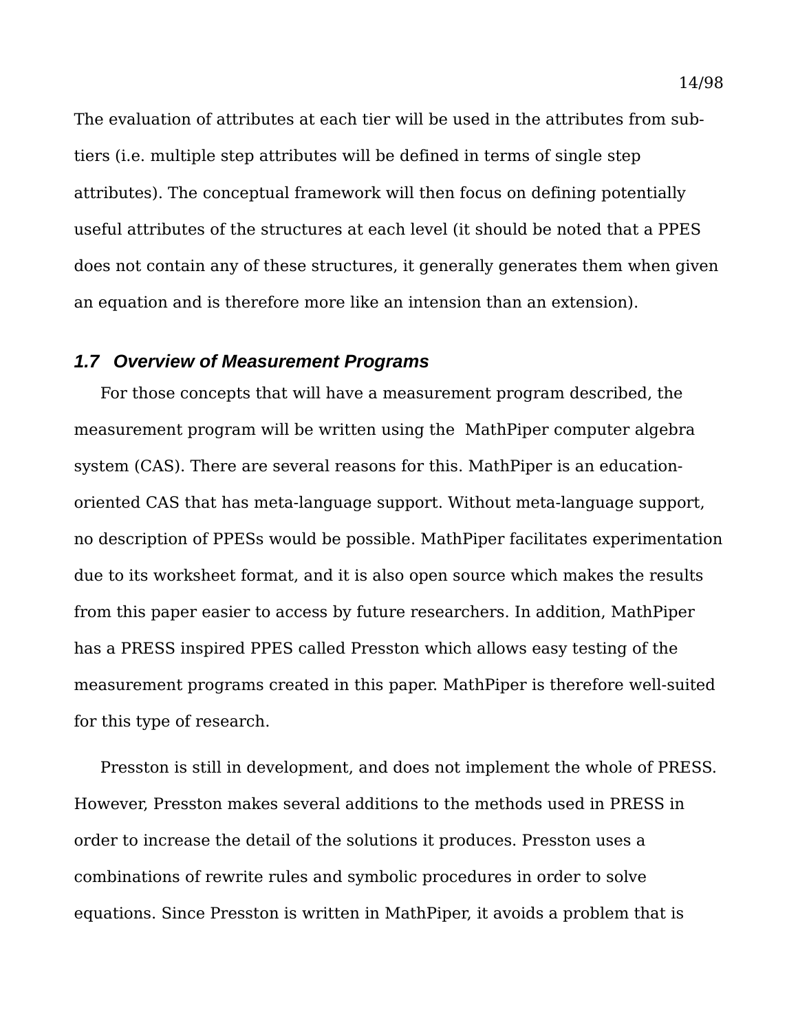The evaluation of attributes at each tier will be used in the attributes from sub-tiers (i.e. multiple step attributes will be defined in terms of single step attributes). The conceptual framework will then focus on defining potentially useful attributes of the structures at each level (it should be noted that a PPES does not contain any of these structures, it generally generates them when given an equation and is therefore more like an intension than an extension).

## *1.7 Overview of Measurement Programs*

For those concepts that will have a measurement program described, the measurement program will be written using the MathPiper computer algebra system (CAS). There are several reasons for this. MathPiper is an education-oriented CAS that has meta-language support. Without meta-language support, no description of PPESs would be possible. MathPiper facilitates experimentation due to its worksheet format, and it is also open source which makes the results from this paper easier to access by future researchers. In addition, MathPiper has a PRESS inspired PPES called Presston which allows easy testing of the measurement programs created in this paper. MathPiper is therefore well-suited for this type of research.

Presston is still in development, and does not implement the whole of PRESS. However, Presston makes several additions to the methods used in PRESS in order to increase the detail of the solutions it produces. Presston uses a combinations of rewrite rules and symbolic procedures in order to solve equations. Since Presston is written in MathPiper, it avoids a problem that is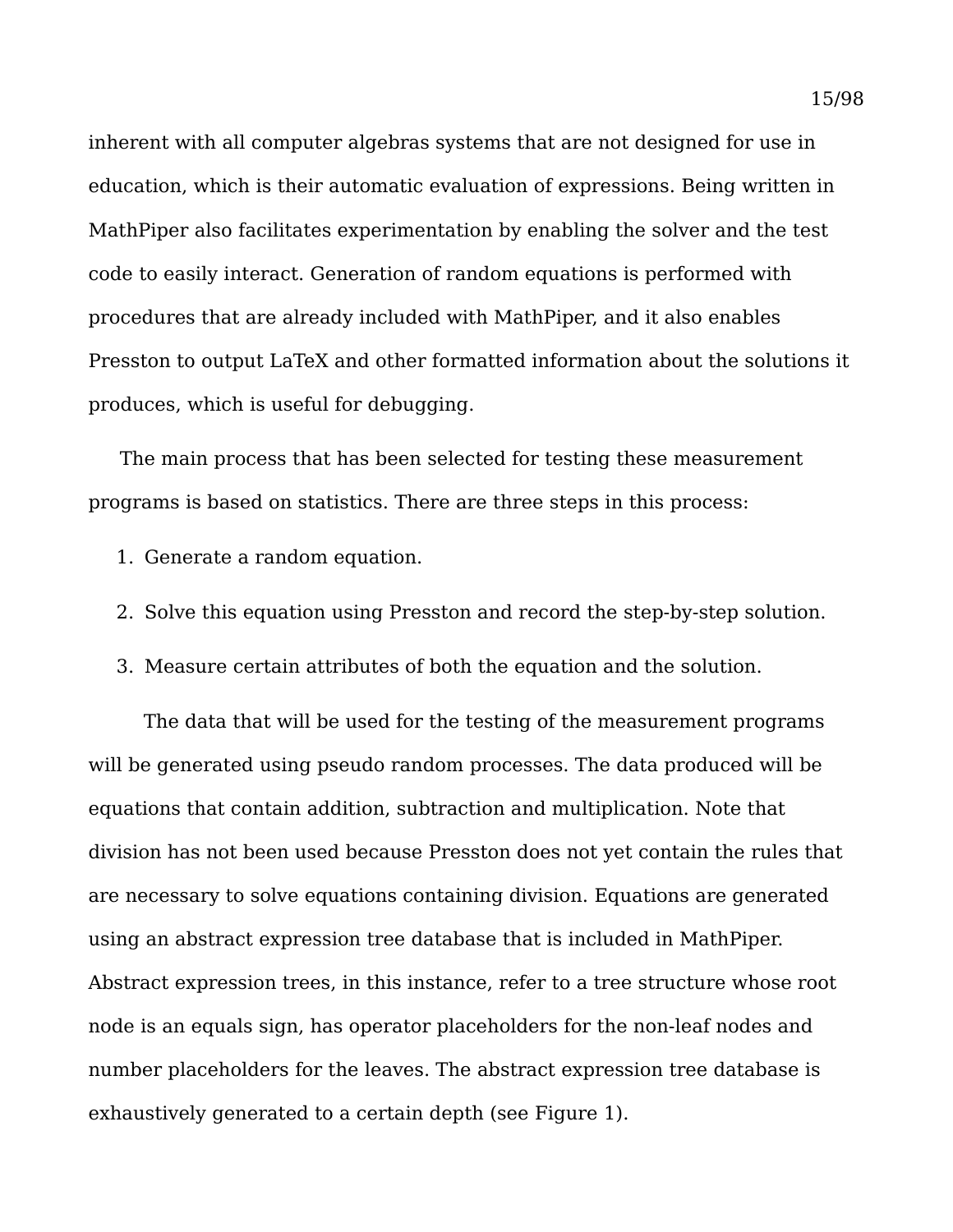inherent with all computer algebras systems that are not designed for use in education, which is their automatic evaluation of expressions. Being written in MathPiper also facilitates experimentation by enabling the solver and the test code to easily interact. Generation of random equations is performed with procedures that are already included with MathPiper, and it also enables Presston to output LaTeX and other formatted information about the solutions it produces, which is useful for debugging.

The main process that has been selected for testing these measurement programs is based on statistics. There are three steps in this process:

1. Generate a random equation.
2. Solve this equation using Presston and record the step-by-step solution.
3. Measure certain attributes of both the equation and the solution.

The data that will be used for the testing of the measurement programs will be generated using pseudo random processes. The data produced will be equations that contain addition, subtraction and multiplication. Note that division has not been used because Presston does not yet contain the rules that are necessary to solve equations containing division. Equations are generated using an abstract expression tree database that is included in MathPiper. Abstract expression trees, in this instance, refer to a tree structure whose root node is an equals sign, has operator placeholders for the non-leaf nodes and number placeholders for the leaves. The abstract expression tree database is exhaustively generated to a certain depth (see Figure 1).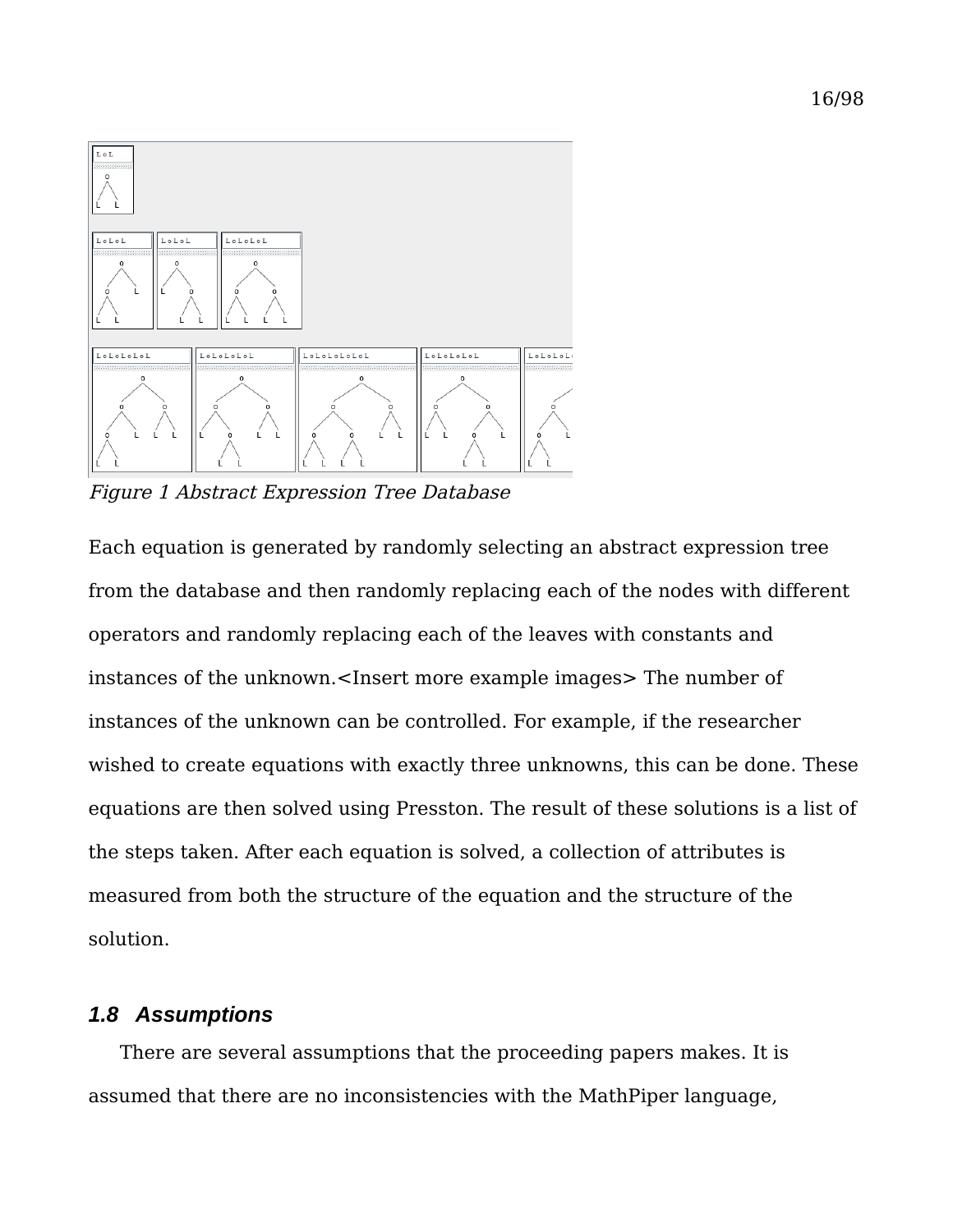*Figure 1 Abstract Expression Tree Database*

Each equation is generated by randomly selecting an abstract expression tree from the database and then randomly replacing each of the nodes with different operators and randomly replacing each of the leaves with constants and instances of the unknown.<Insert more example images> The number of instances of the unknown can be controlled. For example, if the researcher wished to create equations with exactly three unknowns, this can be done. These equations are then solved using Presston. The result of these solutions is a list of the steps taken. After each equation is solved, a collection of attributes is measured from both the structure of the equation and the structure of the solution.

### *1.8 Assumptions*

There are several assumptions that the proceeding papers makes. It is assumed that there are no inconsistencies with the MathPiper language,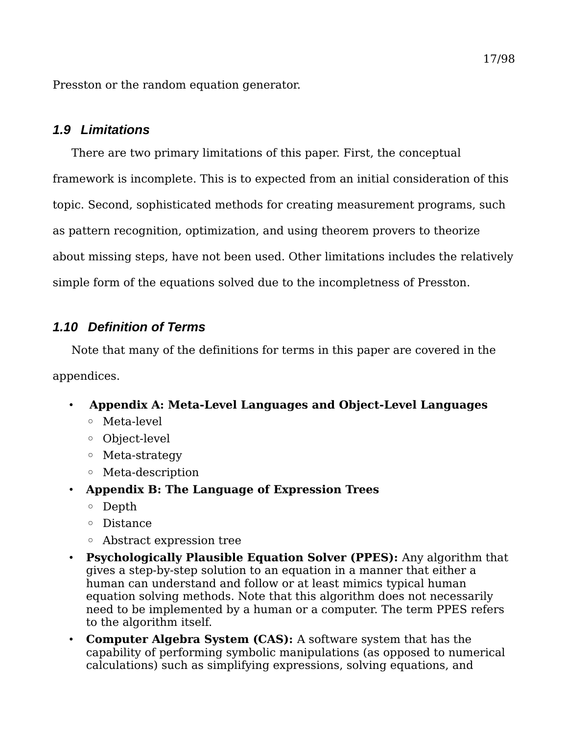Presston or the random equation generator.

### 1.9 Limitations

There are two primary limitations of this paper. First, the conceptual framework is incomplete. This is to expected from an initial consideration of this topic. Second, sophisticated methods for creating measurement programs, such as pattern recognition, optimization, and using theorem provers to theorize about missing steps, have not been used. Other limitations includes the relatively simple form of the equations solved due to the incompletness of Presston.

### 1.10 Definition of Terms

Note that many of the definitions for terms in this paper are covered in the appendices.

- **Appendix A: Meta-Level Languages and Object-Level Languages**
  - Meta-level
  - Object-level
  - Meta-strategy
  - Meta-description
- **Appendix B: The Language of Expression Trees**
  - Depth
  - Distance
  - Abstract expression tree
- **Psychologically Plausible Equation Solver (PPES):** Any algorithm that gives a step-by-step solution to an equation in a manner that either a human can understand and follow or at least mimics typical human equation solving methods. Note that this algorithm does not necessarily need to be implemented by a human or a computer. The term PPES refers to the algorithm itself.
- **Computer Algebra System (CAS):** A software system that has the capability of performing symbolic manipulations (as opposed to numerical calculations) such as simplifying expressions, solving equations, and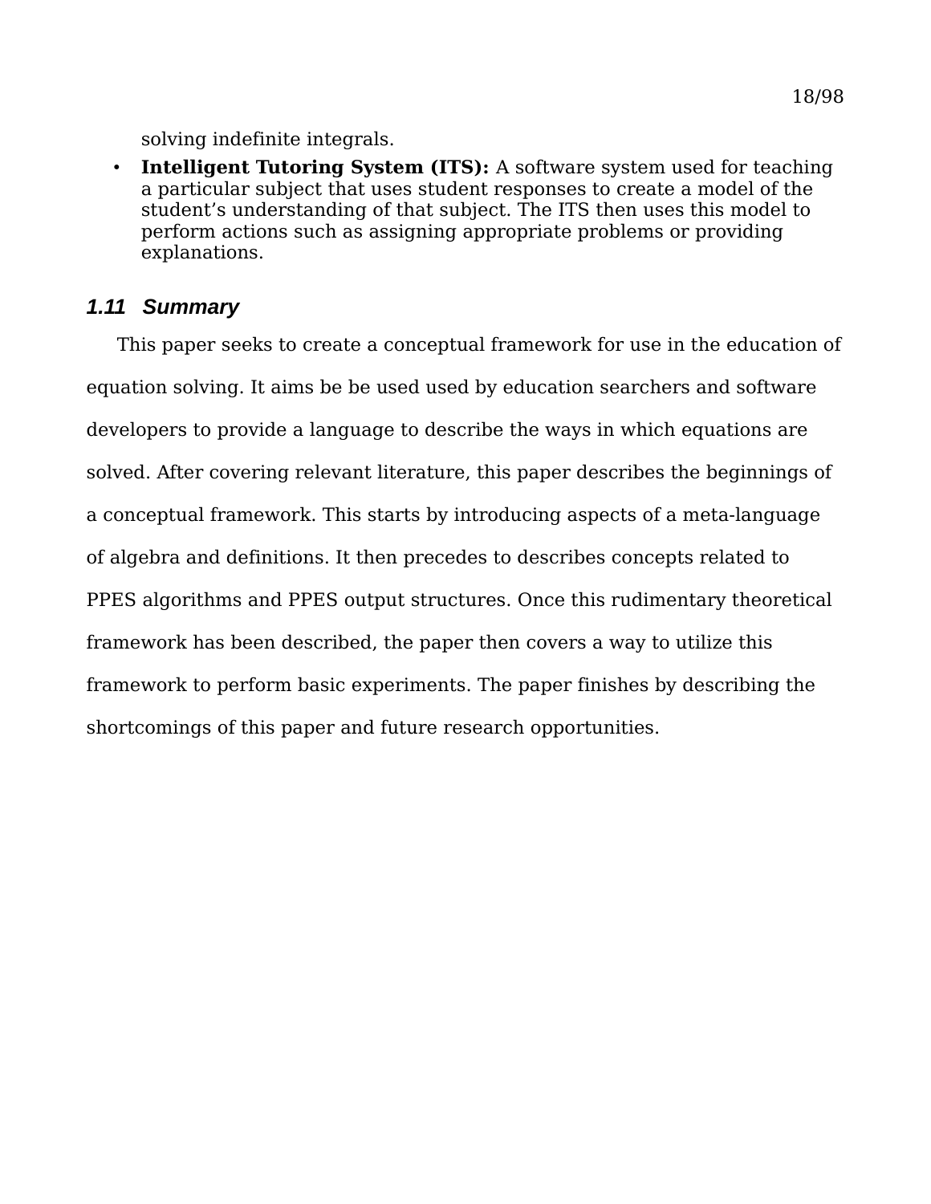solving indefinite integrals.

- **Intelligent Tutoring System (ITS):** A software system used for teaching a particular subject that uses student responses to create a model of the student's understanding of that subject. The ITS then uses this model to perform actions such as assigning appropriate problems or providing explanations.

### *1.11 Summary*

This paper seeks to create a conceptual framework for use in the education of equation solving. It aims be be used used by education searchers and software developers to provide a language to describe the ways in which equations are solved. After covering relevant literature, this paper describes the beginnings of a conceptual framework. This starts by introducing aspects of a meta-language of algebra and definitions. It then precedes to describes concepts related to PPES algorithms and PPES output structures. Once this rudimentary theoretical framework has been described, the paper then covers a way to utilize this framework to perform basic experiments. The paper finishes by describing the shortcomings of this paper and future research opportunities.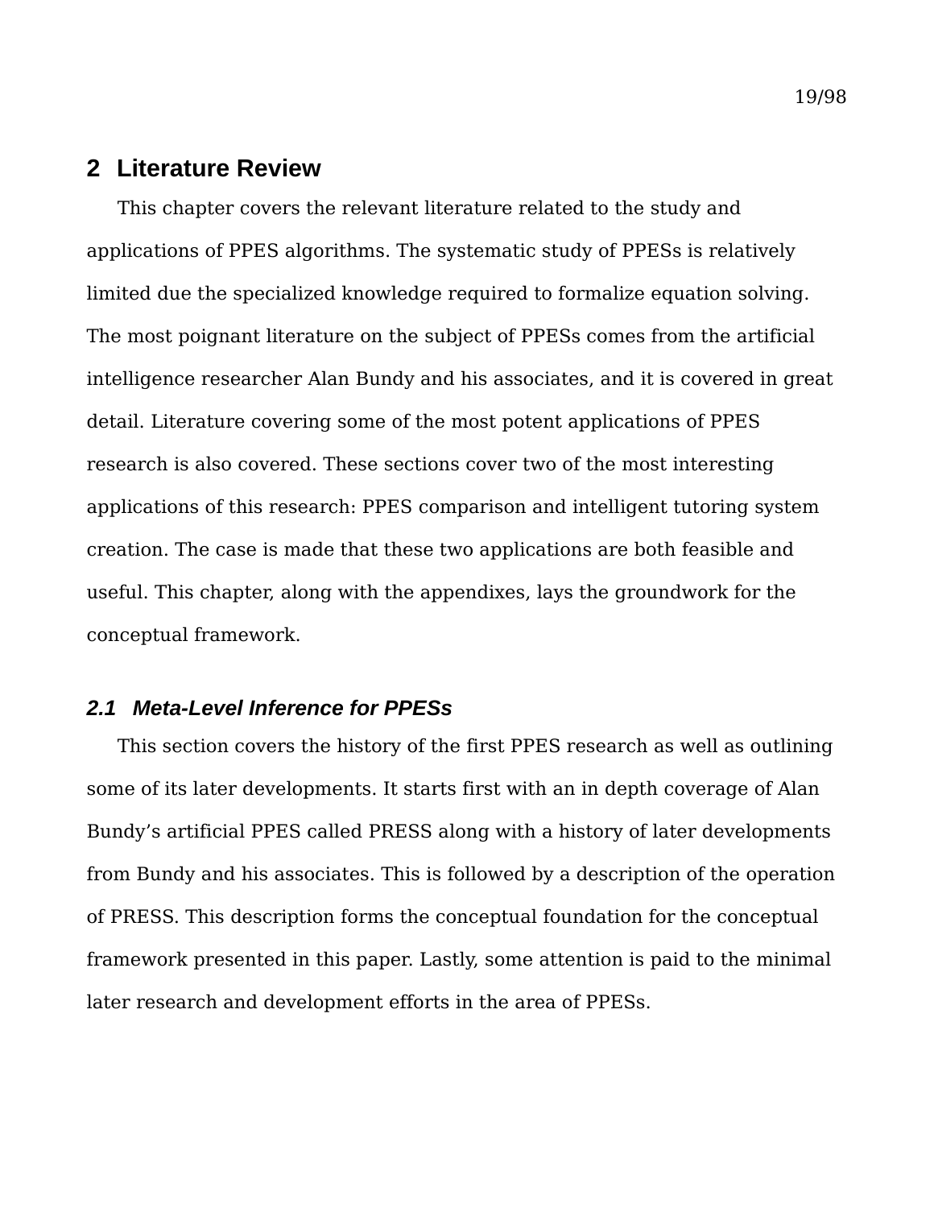# 2 Literature Review

This chapter covers the relevant literature related to the study and applications of PPES algorithms. The systematic study of PPESs is relatively limited due the specialized knowledge required to formalize equation solving. The most poignant literature on the subject of PPESs comes from the artificial intelligence researcher Alan Bundy and his associates, and it is covered in great detail. Literature covering some of the most potent applications of PPES research is also covered. These sections cover two of the most interesting applications of this research: PPES comparison and intelligent tutoring system creation. The case is made that these two applications are both feasible and useful. This chapter, along with the appendixes, lays the groundwork for the conceptual framework.

## *2.1 Meta-Level Inference for PPESs*

This section covers the history of the first PPES research as well as outlining some of its later developments. It starts first with an in depth coverage of Alan Bundy's artificial PPES called PRESS along with a history of later developments from Bundy and his associates. This is followed by a description of the operation of PRESS. This description forms the conceptual foundation for the conceptual framework presented in this paper. Lastly, some attention is paid to the minimal later research and development efforts in the area of PPESs.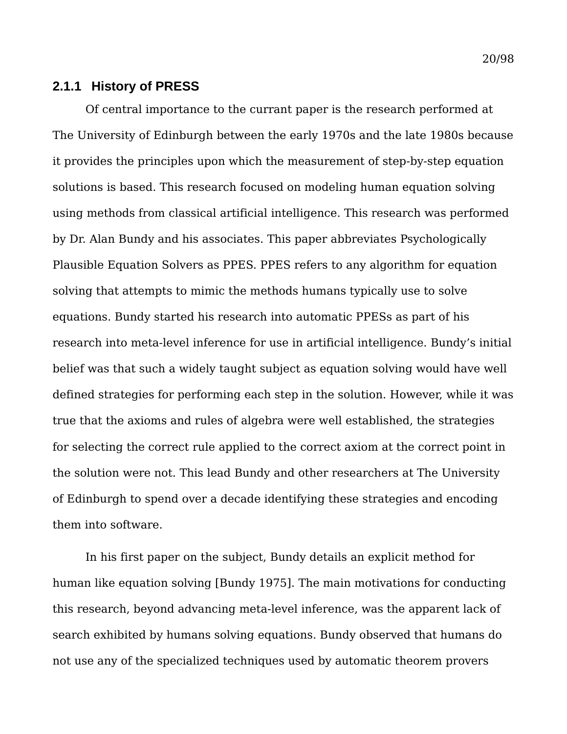### 2.1.1 History of PRESS

Of central importance to the currant paper is the research performed at The University of Edinburgh between the early 1970s and the late 1980s because it provides the principles upon which the measurement of step-by-step equation solutions is based. This research focused on modeling human equation solving using methods from classical artificial intelligence. This research was performed by Dr. Alan Bundy and his associates. This paper abbreviates Psychologically Plausible Equation Solvers as PPES. PPES refers to any algorithm for equation solving that attempts to mimic the methods humans typically use to solve equations. Bundy started his research into automatic PPESs as part of his research into meta-level inference for use in artificial intelligence. Bundy's initial belief was that such a widely taught subject as equation solving would have well defined strategies for performing each step in the solution. However, while it was true that the axioms and rules of algebra were well established, the strategies for selecting the correct rule applied to the correct axiom at the correct point in the solution were not. This lead Bundy and other researchers at The University of Edinburgh to spend over a decade identifying these strategies and encoding them into software.

In his first paper on the subject, Bundy details an explicit method for human like equation solving [Bundy 1975]. The main motivations for conducting this research, beyond advancing meta-level inference, was the apparent lack of search exhibited by humans solving equations. Bundy observed that humans do not use any of the specialized techniques used by automatic theorem provers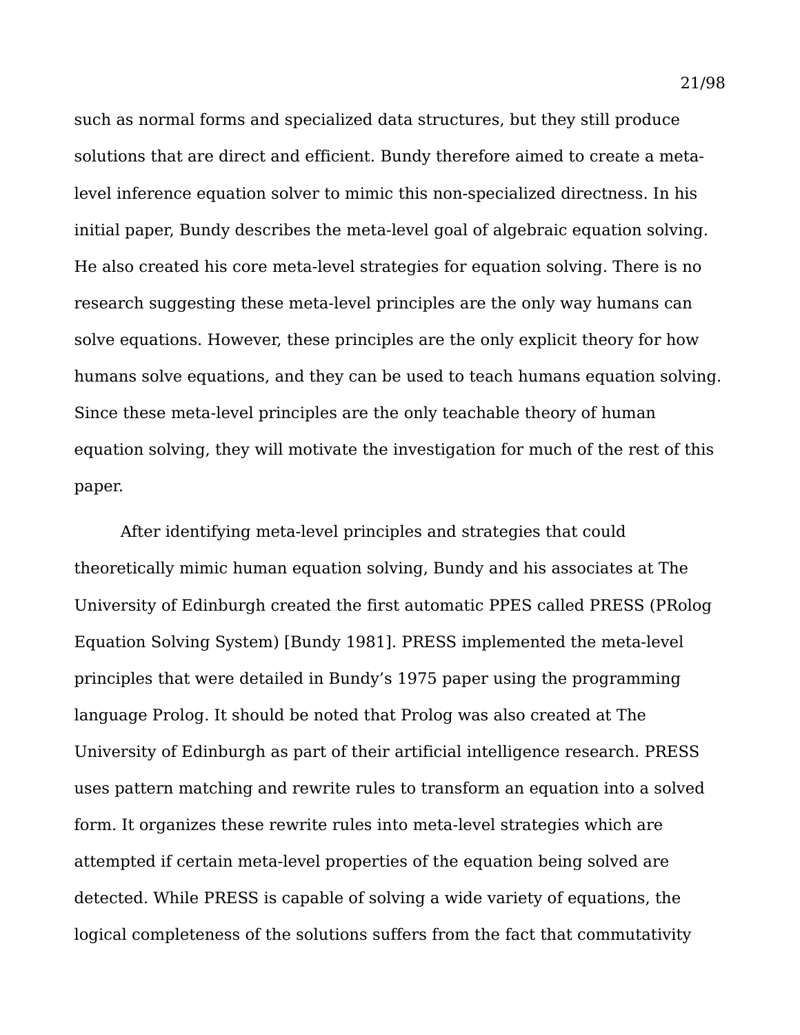such as normal forms and specialized data structures, but they still produce solutions that are direct and efficient. Bundy therefore aimed to create a meta-level inference equation solver to mimic this non-specialized directness. In his initial paper, Bundy describes the meta-level goal of algebraic equation solving. He also created his core meta-level strategies for equation solving. There is no research suggesting these meta-level principles are the only way humans can solve equations. However, these principles are the only explicit theory for how humans solve equations, and they can be used to teach humans equation solving. Since these meta-level principles are the only teachable theory of human equation solving, they will motivate the investigation for much of the rest of this paper.

After identifying meta-level principles and strategies that could theoretically mimic human equation solving, Bundy and his associates at The University of Edinburgh created the first automatic PPES called PRESS (PRolog Equation Solving System) [Bundy 1981]. PRESS implemented the meta-level principles that were detailed in Bundy's 1975 paper using the programming language Prolog. It should be noted that Prolog was also created at The University of Edinburgh as part of their artificial intelligence research. PRESS uses pattern matching and rewrite rules to transform an equation into a solved form. It organizes these rewrite rules into meta-level strategies which are attempted if certain meta-level properties of the equation being solved are detected. While PRESS is capable of solving a wide variety of equations, the logical completeness of the solutions suffers from the fact that commutativity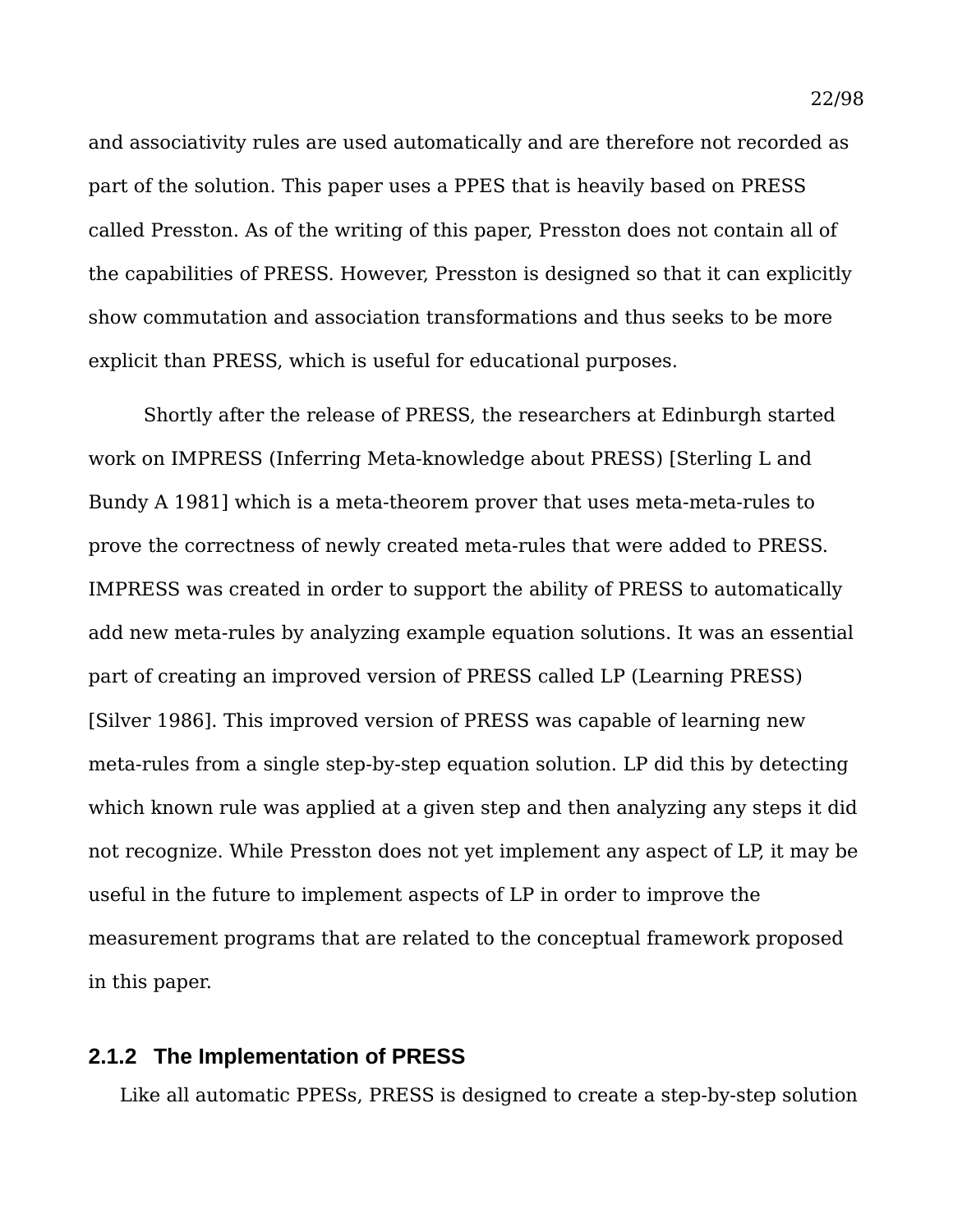and associativity rules are used automatically and are therefore not recorded as part of the solution. This paper uses a PPES that is heavily based on PRESS called Presston. As of the writing of this paper, Presston does not contain all of the capabilities of PRESS. However, Presston is designed so that it can explicitly show commutation and association transformations and thus seeks to be more explicit than PRESS, which is useful for educational purposes.

Shortly after the release of PRESS, the researchers at Edinburgh started work on IMPRESS (Inferring Meta-knowledge about PRESS) [Sterling L and Bundy A 1981] which is a meta-theorem prover that uses meta-meta-rules to prove the correctness of newly created meta-rules that were added to PRESS. IMPRESS was created in order to support the ability of PRESS to automatically add new meta-rules by analyzing example equation solutions. It was an essential part of creating an improved version of PRESS called LP (Learning PRESS) [Silver 1986]. This improved version of PRESS was capable of learning new meta-rules from a single step-by-step equation solution. LP did this by detecting which known rule was applied at a given step and then analyzing any steps it did not recognize. While Presston does not yet implement any aspect of LP, it may be useful in the future to implement aspects of LP in order to improve the measurement programs that are related to the conceptual framework proposed in this paper.

### 2.1.2 The Implementation of PRESS

Like all automatic PPESs, PRESS is designed to create a step-by-step solution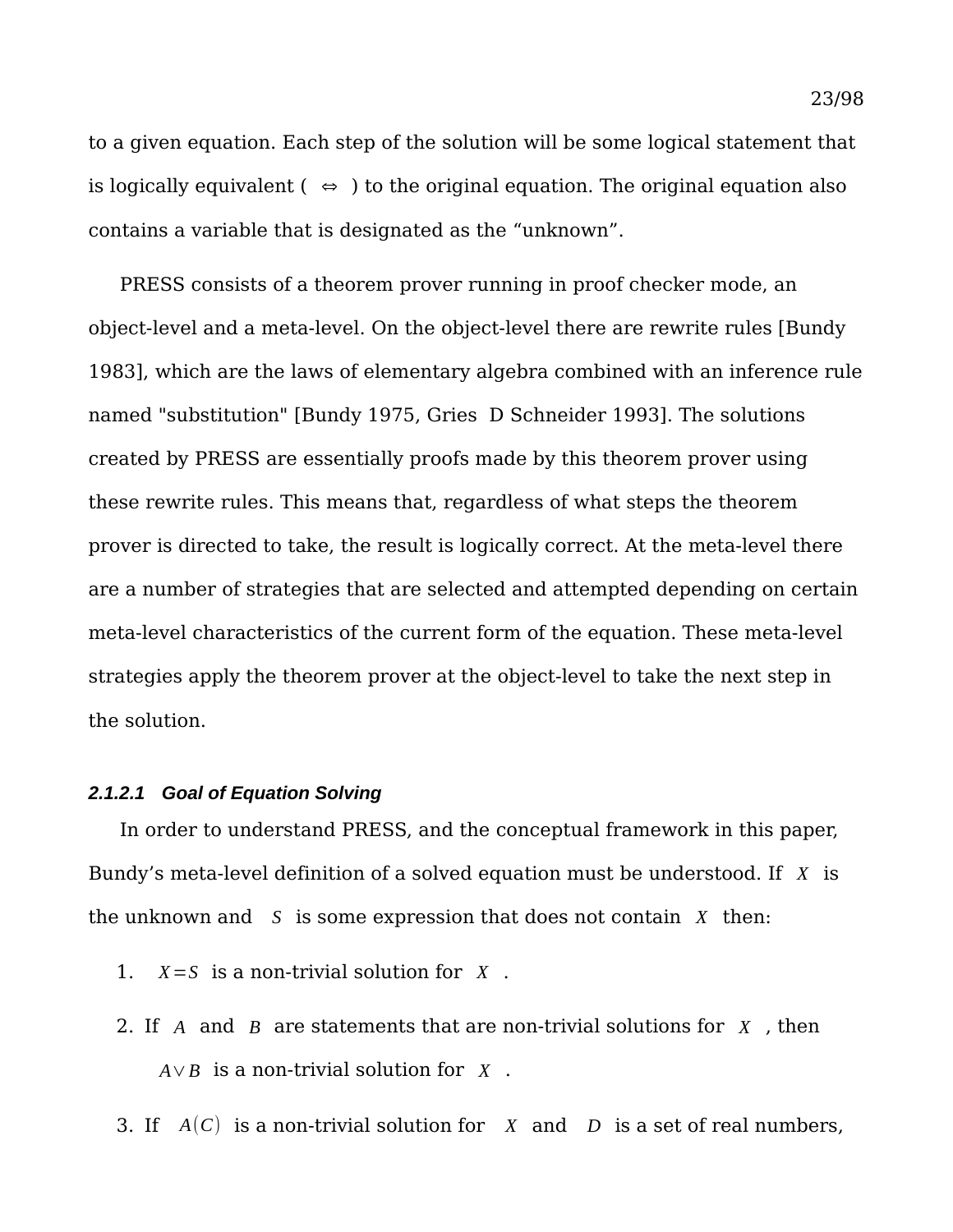to a given equation. Each step of the solution will be some logical statement that is logically equivalent ( $\Leftrightarrow$ ) to the original equation. The original equation also contains a variable that is designated as the “unknown”.

PRESS consists of a theorem prover running in proof checker mode, an object-level and a meta-level. On the object-level there are rewrite rules [Bundy 1983], which are the laws of elementary algebra combined with an inference rule named "substitution" [Bundy 1975, Gries  D Schneider 1993]. The solutions created by PRESS are essentially proofs made by this theorem prover using these rewrite rules. This means that, regardless of what steps the theorem prover is directed to take, the result is logically correct. At the meta-level there are a number of strategies that are selected and attempted depending on certain meta-level characteristics of the current form of the equation. These meta-level strategies apply the theorem prover at the object-level to take the next step in the solution.

#### *2.1.2.1 Goal of Equation Solving*

In order to understand PRESS, and the conceptual framework in this paper, Bundy’s meta-level definition of a solved equation must be understood. If $X$ is the unknown and $S$ is some expression that does not contain $X$ then:

1. $X=S$ is a non-trivial solution for $X$ .
2. If $A$ and $B$ are statements that are non-trivial solutions for $X$ , then $A \vee B$ is a non-trivial solution for $X$ .
3. If $A(C)$ is a non-trivial solution for $X$ and $D$ is a set of real numbers,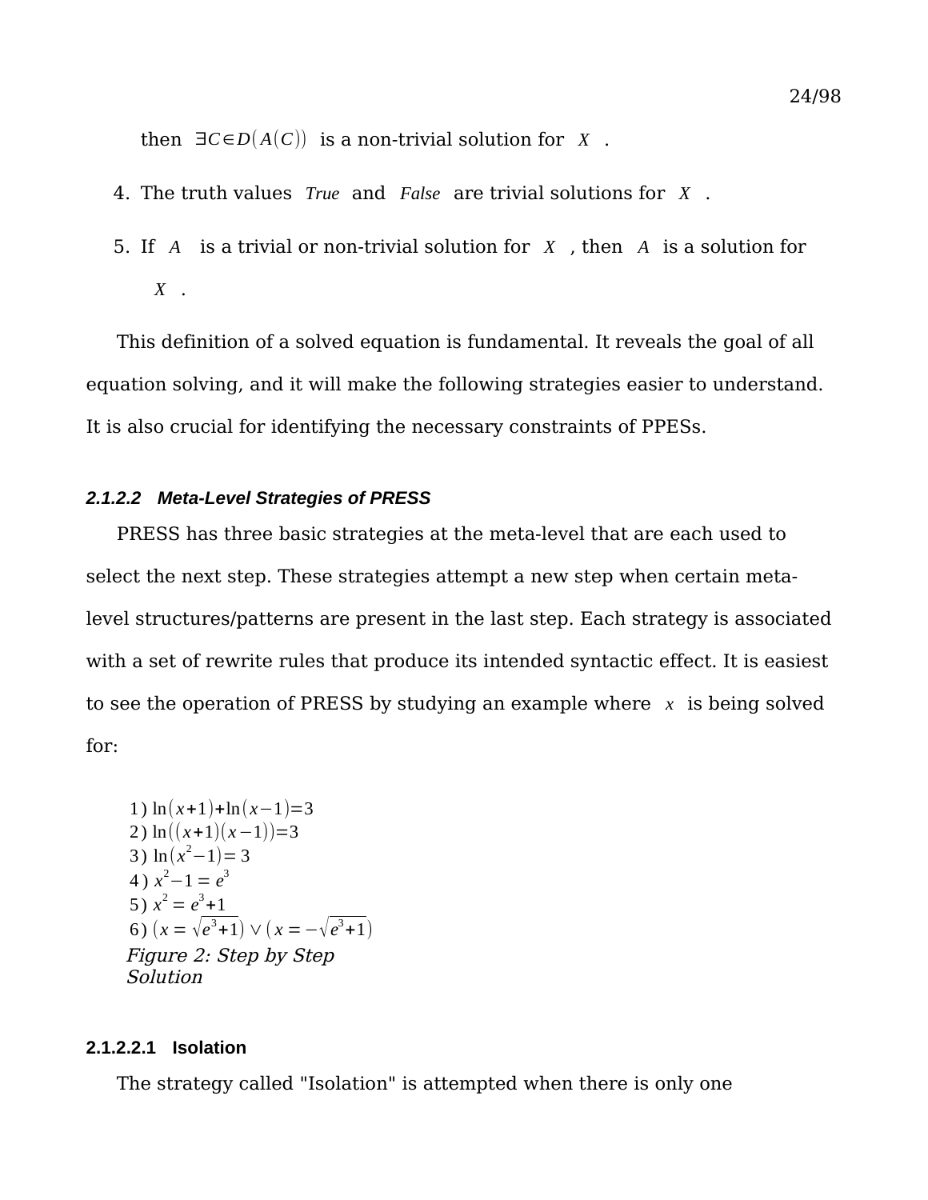then $\exists C \in D(A(C))$ is a non-trivial solution for $X$ .

4. The truth values $True$ and $False$ are trivial solutions for $X$ .

5. If $A$ is a trivial or non-trivial solution for $X$ , then $A$ is a solution for $X$ .

This definition of a solved equation is fundamental. It reveals the goal of all equation solving, and it will make the following strategies easier to understand. It is also crucial for identifying the necessary constraints of PPESs.

#### *2.1.2.2 Meta-Level Strategies of PRESS*

PRESS has three basic strategies at the meta-level that are each used to select the next step. These strategies attempt a new step when certain meta-level structures/patterns are present in the last step. Each strategy is associated with a set of rewrite rules that produce its intended syntactic effect. It is easiest to see the operation of PRESS by studying an example where $x$ is being solved for:

$$
\begin{aligned}
&1)\ \ln(x+1)+\ln(x-1)=3\\
&2)\ \ln((x+1)(x-1))=3\\
&3)\ \ln(x^2-1)=3\\
&4)\ x^2-1=e^3\\
&5)\ x^2=e^3+1\\
&6)\ (x=\sqrt{e^3+1}) \vee (x=-\sqrt{e^3+1})
\end{aligned}
$$

*Figure 2: Step by Step Solution*

##### 2.1.2.2.1 Isolation

The strategy called "Isolation" is attempted when there is only one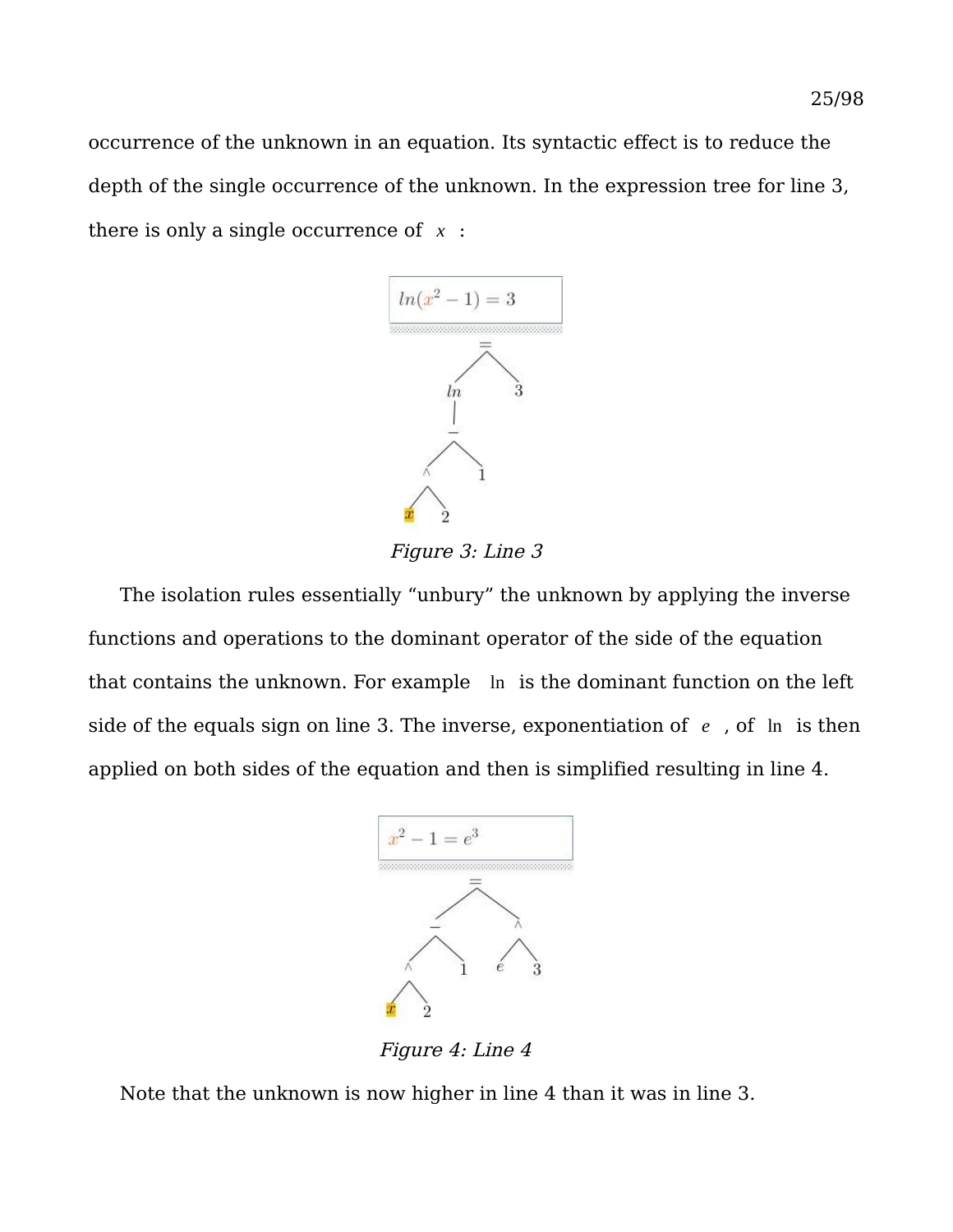occurrence of the unknown in an equation. Its syntactic effect is to reduce the depth of the single occurrence of the unknown. In the expression tree for line 3, there is only a single occurrence of $x$ :

*Figure 3: Line 3*

The isolation rules essentially "unbury" the unknown by applying the inverse functions and operations to the dominant operator of the side of the equation that contains the unknown. For example $\ln$ is the dominant function on the left side of the equals sign on line 3. The inverse, exponentiation of $e$ , of $\ln$ is then applied on both sides of the equation and then is simplified resulting in line 4.

*Figure 4: Line 4*

Note that the unknown is now higher in line 4 than it was in line 3.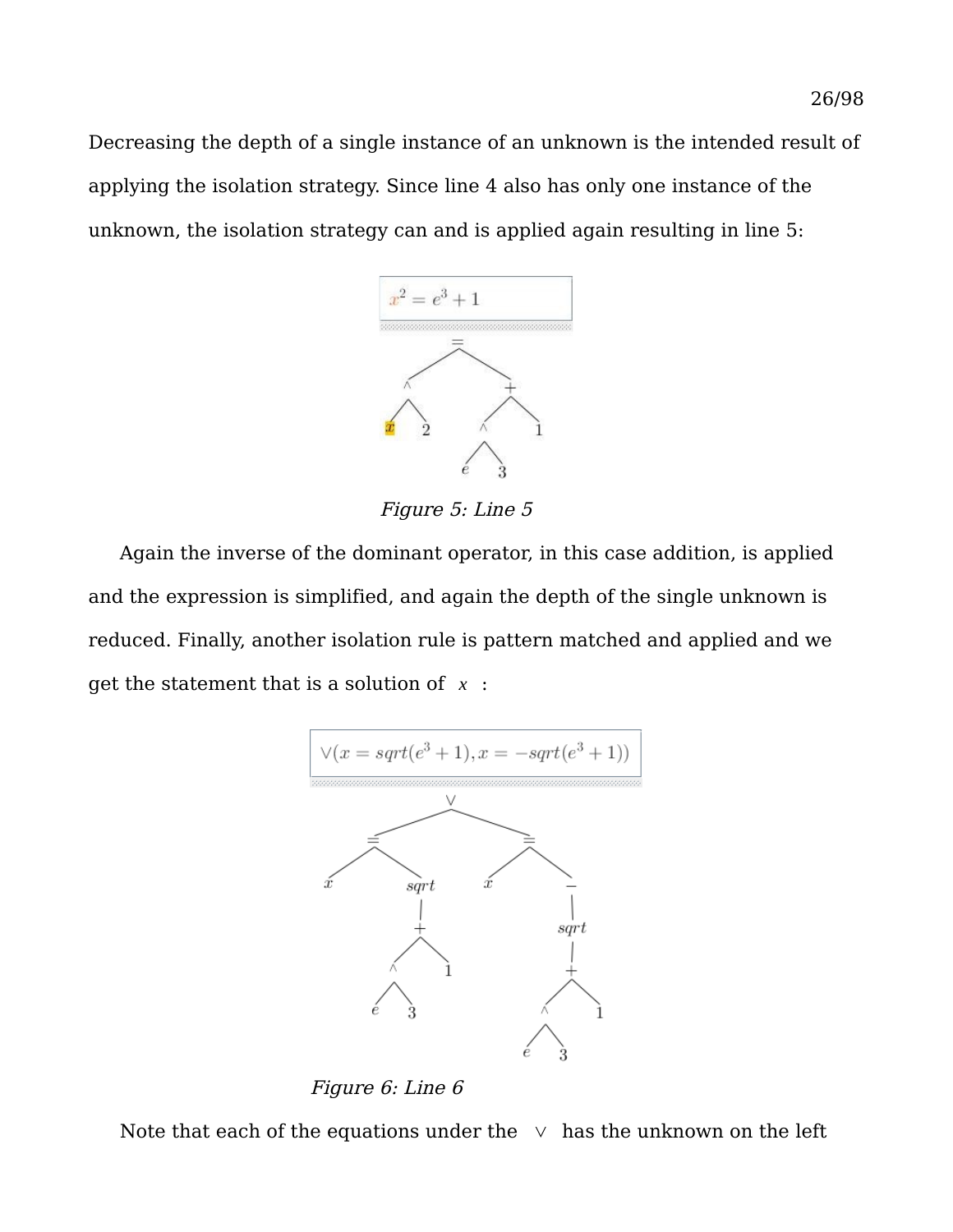Decreasing the depth of a single instance of an unknown is the intended result of applying the isolation strategy. Since line 4 also has only one instance of the unknown, the isolation strategy can and is applied again resulting in line 5:

$$x^2 = e^3 + 1$$

*Figure 5: Line 5*

Again the inverse of the dominant operator, in this case addition, is applied and the expression is simplified, and again the depth of the single unknown is reduced. Finally, another isolation rule is pattern matched and applied and we get the statement that is a solution of $x$ :

$$\vee(x = sqrt(e^3 + 1), x = -sqrt(e^3 + 1))$$

*Figure 6: Line 6*

Note that each of the equations under the $\vee$ has the unknown on the left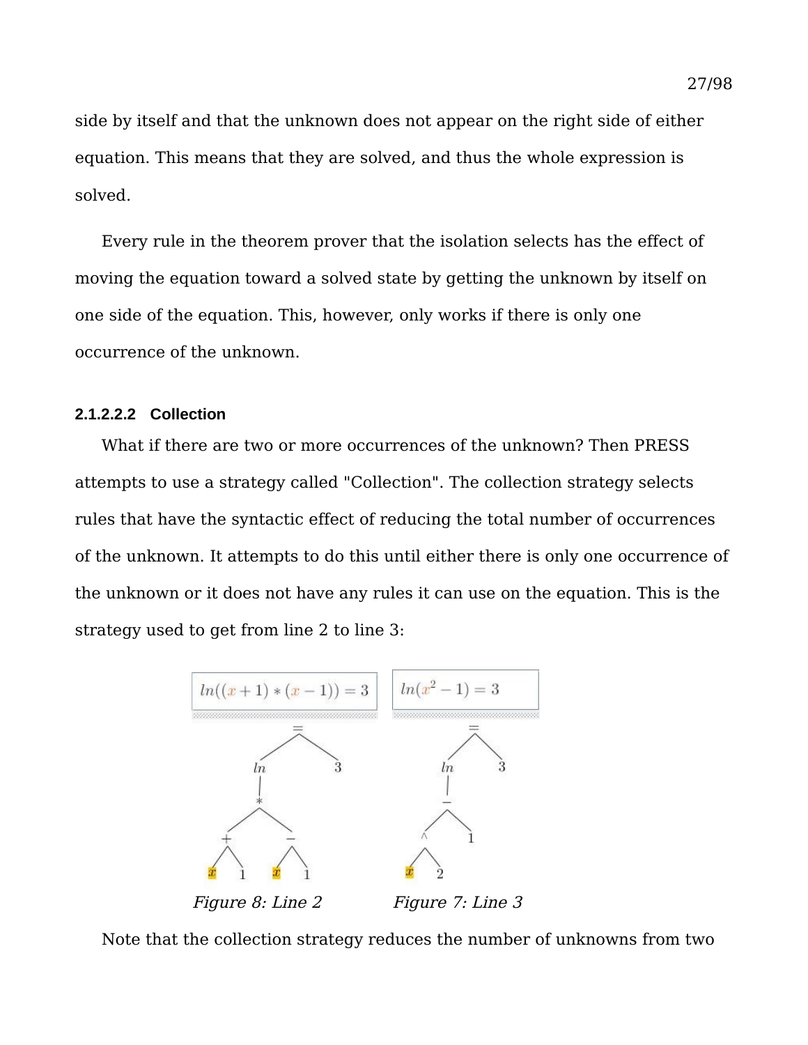side by itself and that the unknown does not appear on the right side of either equation. This means that they are solved, and thus the whole expression is solved.

Every rule in the theorem prover that the isolation selects has the effect of moving the equation toward a solved state by getting the unknown by itself on one side of the equation. This, however, only works if there is only one occurrence of the unknown.

##### 2.1.2.2.2 Collection

What if there are two or more occurrences of the unknown? Then PRESS attempts to use a strategy called "Collection". The collection strategy selects rules that have the syntactic effect of reducing the total number of occurrences of the unknown. It attempts to do this until either there is only one occurrence of the unknown or it does not have any rules it can use on the equation. This is the strategy used to get from line 2 to line 3:

$$ln((x+1)*(x-1)) = 3$$

*Figure 8: Line 2*

$$ln(x^2 - 1) = 3$$

*Figure 7: Line 3*

Note that the collection strategy reduces the number of unknowns from two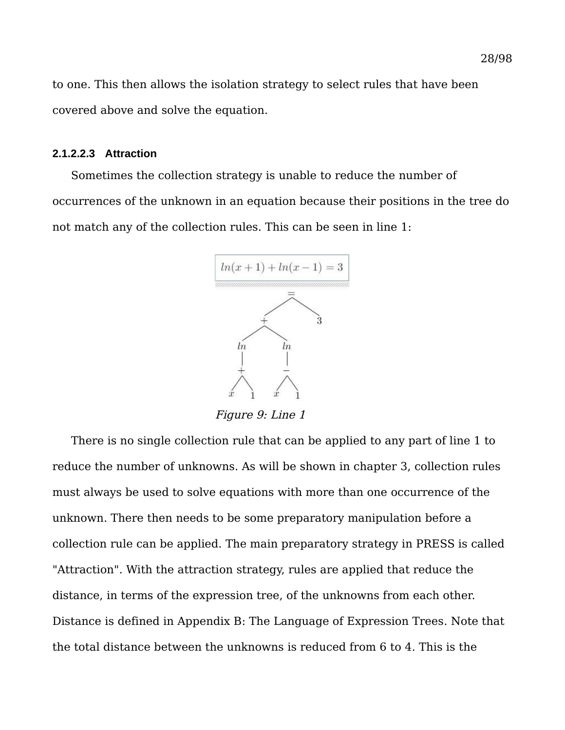to one. This then allows the isolation strategy to select rules that have been covered above and solve the equation.

#### 2.1.2.2.3 Attraction

Sometimes the collection strategy is unable to reduce the number of occurrences of the unknown in an equation because their positions in the tree do not match any of the collection rules. This can be seen in line 1:

$$ln(x+1) + ln(x-1) = 3$$

*Figure 9: Line 1*

There is no single collection rule that can be applied to any part of line 1 to reduce the number of unknowns. As will be shown in chapter 3, collection rules must always be used to solve equations with more than one occurrence of the unknown. There then needs to be some preparatory manipulation before a collection rule can be applied. The main preparatory strategy in PRESS is called "Attraction". With the attraction strategy, rules are applied that reduce the distance, in terms of the expression tree, of the unknowns from each other. Distance is defined in Appendix B: The Language of Expression Trees. Note that the total distance between the unknowns is reduced from 6 to 4. This is the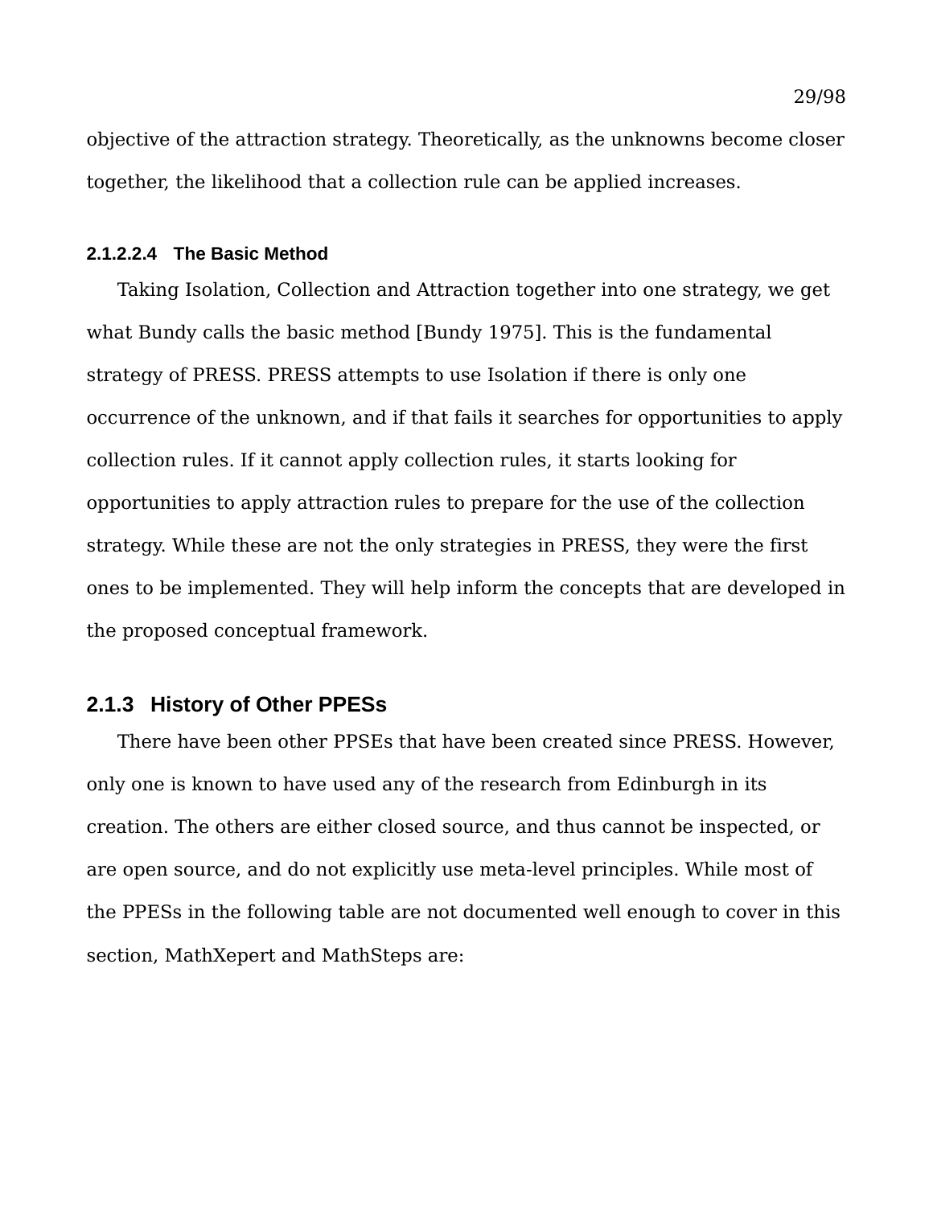objective of the attraction strategy. Theoretically, as the unknowns become closer together, the likelihood that a collection rule can be applied increases.

##### 2.1.2.2.4 The Basic Method

Taking Isolation, Collection and Attraction together into one strategy, we get what Bundy calls the basic method [Bundy 1975]. This is the fundamental strategy of PRESS. PRESS attempts to use Isolation if there is only one occurrence of the unknown, and if that fails it searches for opportunities to apply collection rules. If it cannot apply collection rules, it starts looking for opportunities to apply attraction rules to prepare for the use of the collection strategy. While these are not the only strategies in PRESS, they were the first ones to be implemented. They will help inform the concepts that are developed in the proposed conceptual framework.

### 2.1.3 History of Other PPESs

There have been other PPSEs that have been created since PRESS. However, only one is known to have used any of the research from Edinburgh in its creation. The others are either closed source, and thus cannot be inspected, or are open source, and do not explicitly use meta-level principles. While most of the PPESs in the following table are not documented well enough to cover in this section, MathXepert and MathSteps are: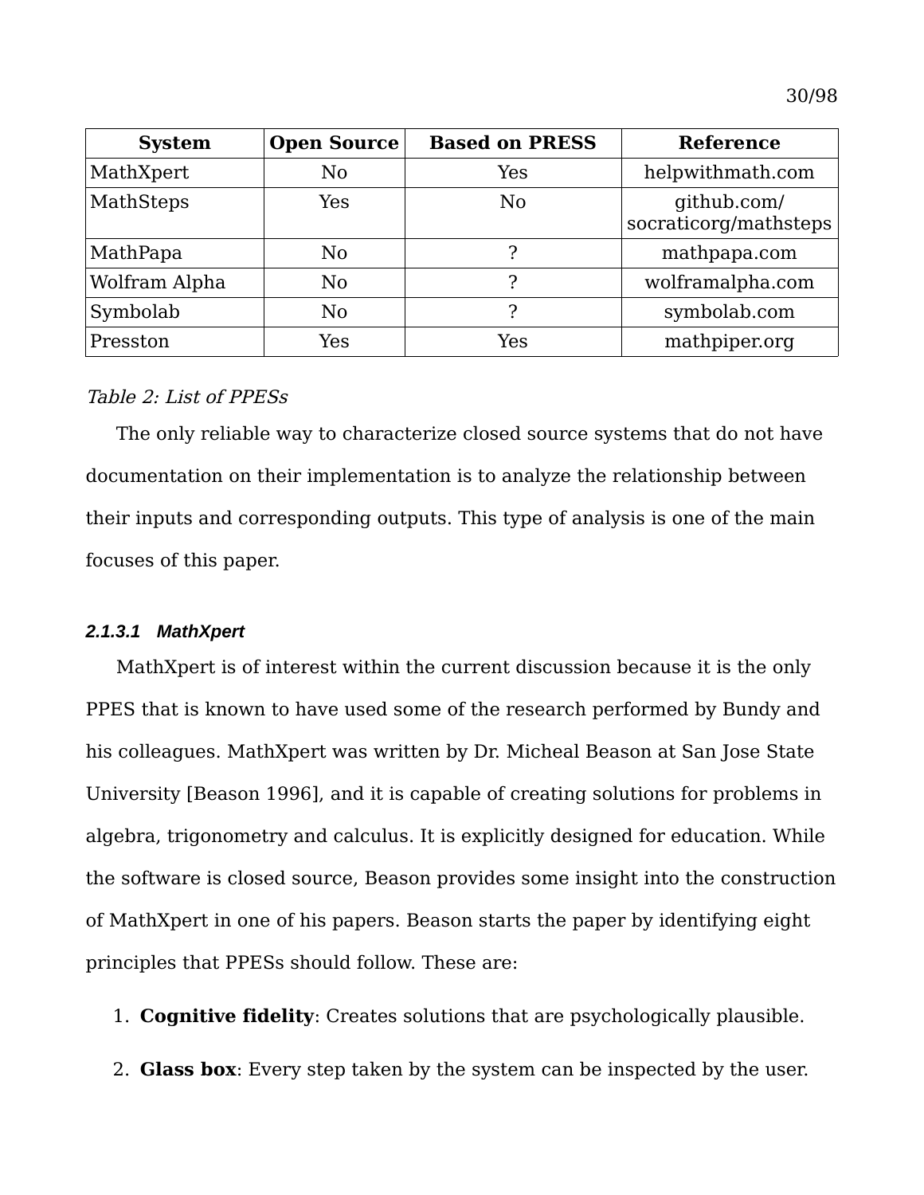| System | Open Source | Based on PRESS | Reference |
| --- | --- | --- | --- |
| MathXpert | No | Yes | helpwithmath.com |
| MathSteps | Yes | No | github.com/socraticorg/mathsteps |
| MathPapa | No | ? | mathpapa.com |
| Wolfram Alpha | No | ? | wolframalpha.com |
| Symbolab | No | ? | symbolab.com |
| Presston | Yes | Yes | mathpiper.org |

*Table 2: List of PPESs*

The only reliable way to characterize closed source systems that do not have documentation on their implementation is to analyze the relationship between their inputs and corresponding outputs. This type of analysis is one of the main focuses of this paper.

#### *2.1.3.1 MathXpert*

MathXpert is of interest within the current discussion because it is the only PPES that is known to have used some of the research performed by Bundy and his colleagues. MathXpert was written by Dr. Micheal Beason at San Jose State University [Beason 1996], and it is capable of creating solutions for problems in algebra, trigonometry and calculus. It is explicitly designed for education. While the software is closed source, Beason provides some insight into the construction of MathXpert in one of his papers. Beason starts the paper by identifying eight principles that PPESs should follow. These are:

1. **Cognitive fidelity**: Creates solutions that are psychologically plausible.
2. **Glass box**: Every step taken by the system can be inspected by the user.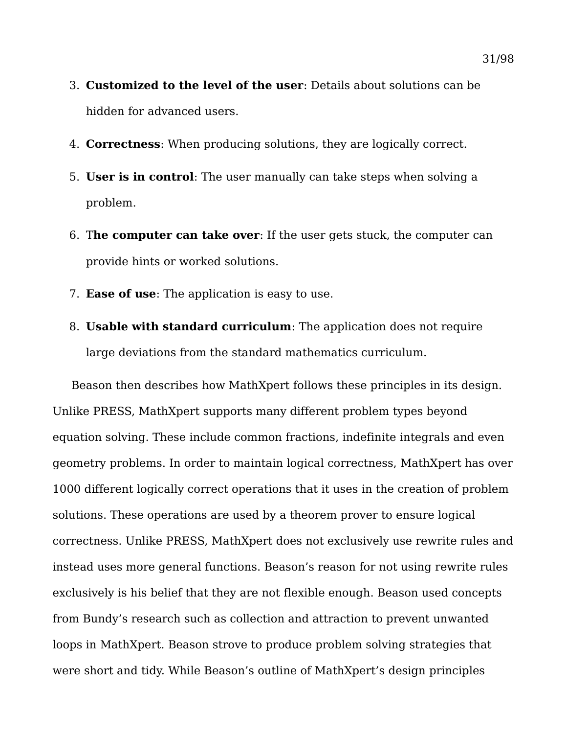3. **Customized to the level of the user**: Details about solutions can be hidden for advanced users.
4. **Correctness**: When producing solutions, they are logically correct.
5. **User is in control**: The user manually can take steps when solving a problem.
6. T**he computer can take over**: If the user gets stuck, the computer can provide hints or worked solutions.
7. **Ease of use**: The application is easy to use.
8. **Usable with standard curriculum**: The application does not require large deviations from the standard mathematics curriculum.

Beason then describes how MathXpert follows these principles in its design. Unlike PRESS, MathXpert supports many different problem types beyond equation solving. These include common fractions, indefinite integrals and even geometry problems. In order to maintain logical correctness, MathXpert has over 1000 different logically correct operations that it uses in the creation of problem solutions. These operations are used by a theorem prover to ensure logical correctness. Unlike PRESS, MathXpert does not exclusively use rewrite rules and instead uses more general functions. Beason's reason for not using rewrite rules exclusively is his belief that they are not flexible enough. Beason used concepts from Bundy's research such as collection and attraction to prevent unwanted loops in MathXpert. Beason strove to produce problem solving strategies that were short and tidy. While Beason's outline of MathXpert's design principles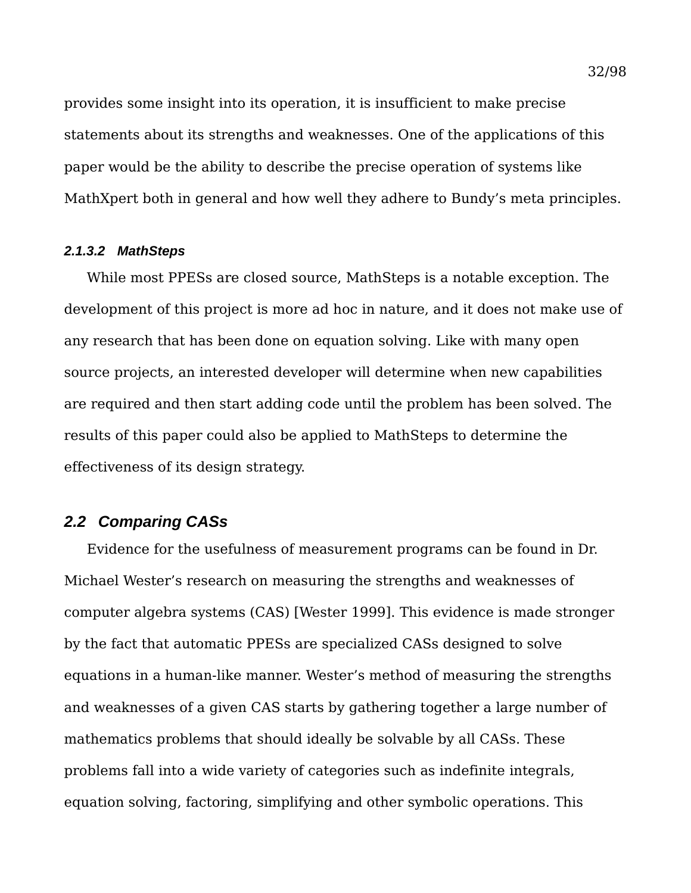provides some insight into its operation, it is insufficient to make precise statements about its strengths and weaknesses. One of the applications of this paper would be the ability to describe the precise operation of systems like MathXpert both in general and how well they adhere to Bundy's meta principles.

#### 2.1.3.2 MathSteps

While most PPESs are closed source, MathSteps is a notable exception. The development of this project is more ad hoc in nature, and it does not make use of any research that has been done on equation solving. Like with many open source projects, an interested developer will determine when new capabilities are required and then start adding code until the problem has been solved. The results of this paper could also be applied to MathSteps to determine the effectiveness of its design strategy.

## 2.2 Comparing CASs

Evidence for the usefulness of measurement programs can be found in Dr. Michael Wester's research on measuring the strengths and weaknesses of computer algebra systems (CAS) [Wester 1999]. This evidence is made stronger by the fact that automatic PPESs are specialized CASs designed to solve equations in a human-like manner. Wester's method of measuring the strengths and weaknesses of a given CAS starts by gathering together a large number of mathematics problems that should ideally be solvable by all CASs. These problems fall into a wide variety of categories such as indefinite integrals, equation solving, factoring, simplifying and other symbolic operations. This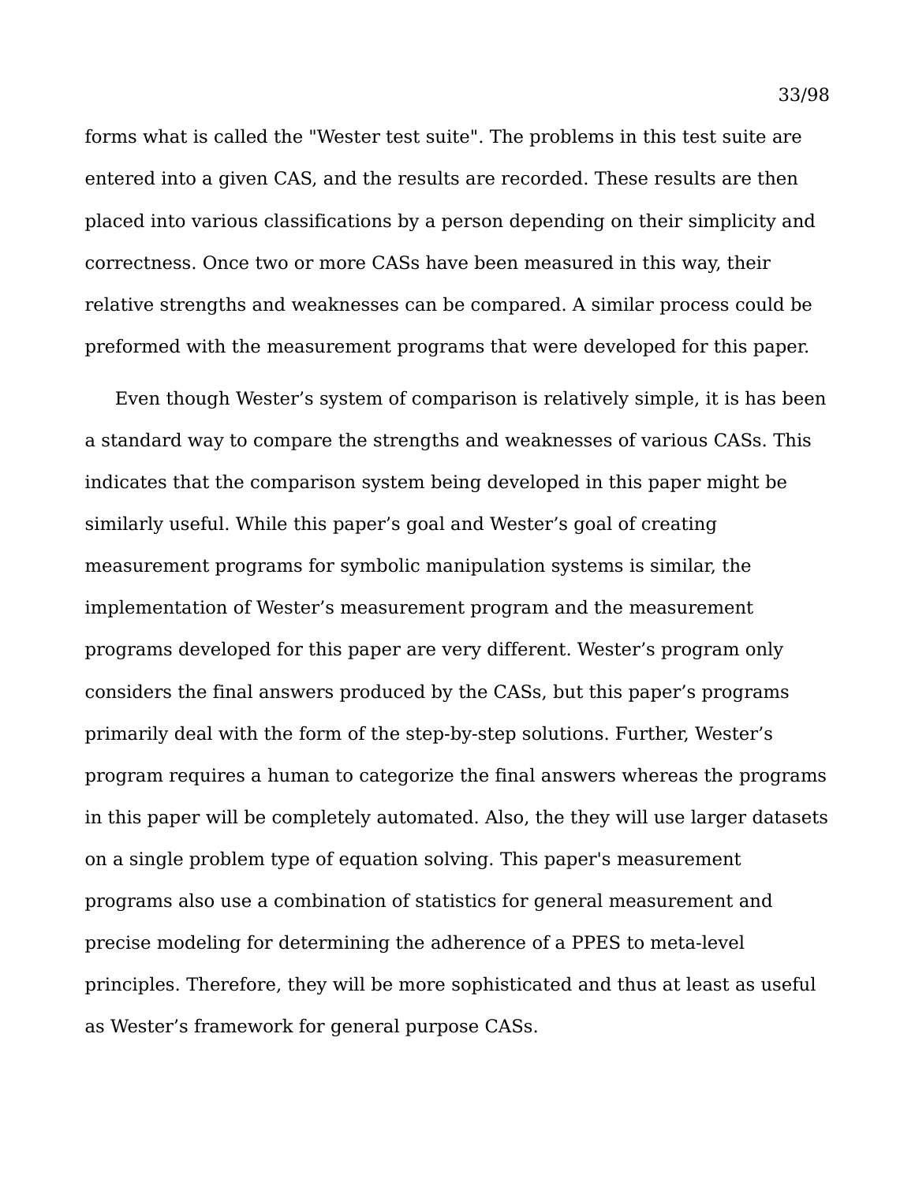forms what is called the "Wester test suite". The problems in this test suite are entered into a given CAS, and the results are recorded. These results are then placed into various classifications by a person depending on their simplicity and correctness. Once two or more CASs have been measured in this way, their relative strengths and weaknesses can be compared. A similar process could be preformed with the measurement programs that were developed for this paper.

Even though Wester's system of comparison is relatively simple, it is has been a standard way to compare the strengths and weaknesses of various CASs. This indicates that the comparison system being developed in this paper might be similarly useful. While this paper's goal and Wester's goal of creating measurement programs for symbolic manipulation systems is similar, the implementation of Wester's measurement program and the measurement programs developed for this paper are very different. Wester's program only considers the final answers produced by the CASs, but this paper's programs primarily deal with the form of the step-by-step solutions. Further, Wester's program requires a human to categorize the final answers whereas the programs in this paper will be completely automated. Also, the they will use larger datasets on a single problem type of equation solving. This paper's measurement programs also use a combination of statistics for general measurement and precise modeling for determining the adherence of a PPES to meta-level principles. Therefore, they will be more sophisticated and thus at least as useful as Wester's framework for general purpose CASs.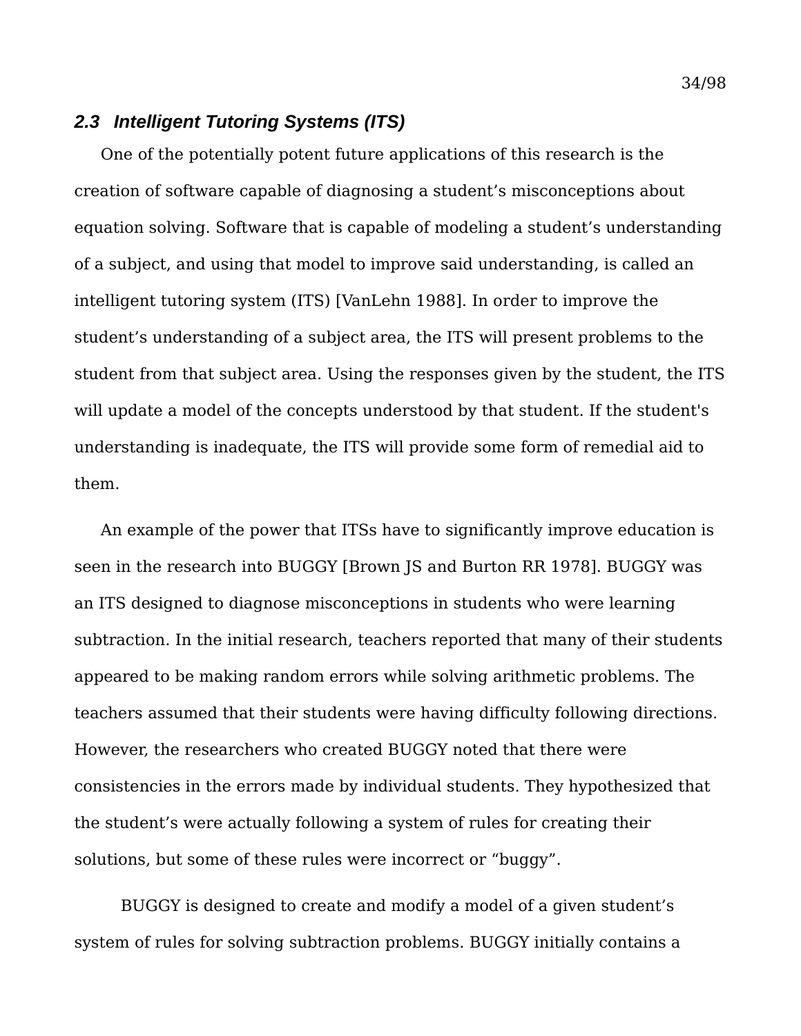### *2.3 Intelligent Tutoring Systems (ITS)*

One of the potentially potent future applications of this research is the creation of software capable of diagnosing a student’s misconceptions about equation solving. Software that is capable of modeling a student’s understanding of a subject, and using that model to improve said understanding, is called an intelligent tutoring system (ITS) [VanLehn 1988]. In order to improve the student’s understanding of a subject area, the ITS will present problems to the student from that subject area. Using the responses given by the student, the ITS will update a model of the concepts understood by that student. If the student's understanding is inadequate, the ITS will provide some form of remedial aid to them.

An example of the power that ITSs have to significantly improve education is seen in the research into BUGGY [Brown JS and Burton RR 1978]. BUGGY was an ITS designed to diagnose misconceptions in students who were learning subtraction. In the initial research, teachers reported that many of their students appeared to be making random errors while solving arithmetic problems. The teachers assumed that their students were having difficulty following directions. However, the researchers who created BUGGY noted that there were consistencies in the errors made by individual students. They hypothesized that the student’s were actually following a system of rules for creating their solutions, but some of these rules were incorrect or “buggy”.

BUGGY is designed to create and modify a model of a given student’s system of rules for solving subtraction problems. BUGGY initially contains a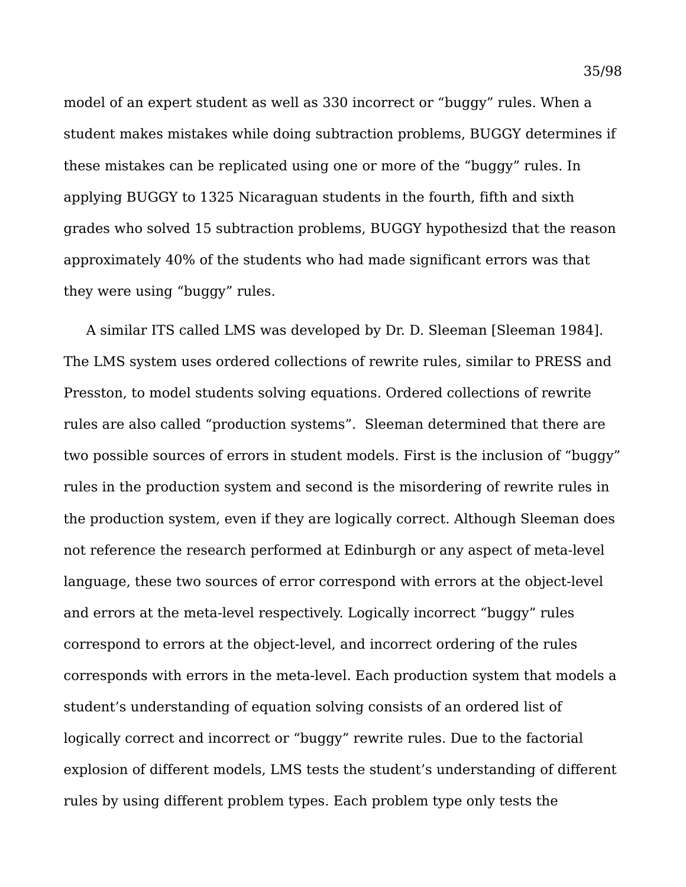model of an expert student as well as 330 incorrect or “buggy” rules. When a student makes mistakes while doing subtraction problems, BUGGY determines if these mistakes can be replicated using one or more of the “buggy” rules. In applying BUGGY to 1325 Nicaraguan students in the fourth, fifth and sixth grades who solved 15 subtraction problems, BUGGY hypothesizd that the reason approximately 40% of the students who had made significant errors was that they were using “buggy” rules.

A similar ITS called LMS was developed by Dr. D. Sleeman [Sleeman 1984]. The LMS system uses ordered collections of rewrite rules, similar to PRESS and Presston, to model students solving equations. Ordered collections of rewrite rules are also called “production systems”.  Sleeman determined that there are two possible sources of errors in student models. First is the inclusion of “buggy” rules in the production system and second is the misordering of rewrite rules in the production system, even if they are logically correct. Although Sleeman does not reference the research performed at Edinburgh or any aspect of meta-level language, these two sources of error correspond with errors at the object-level and errors at the meta-level respectively. Logically incorrect “buggy” rules correspond to errors at the object-level, and incorrect ordering of the rules corresponds with errors in the meta-level. Each production system that models a student’s understanding of equation solving consists of an ordered list of logically correct and incorrect or “buggy” rewrite rules. Due to the factorial explosion of different models, LMS tests the student’s understanding of different rules by using different problem types. Each problem type only tests the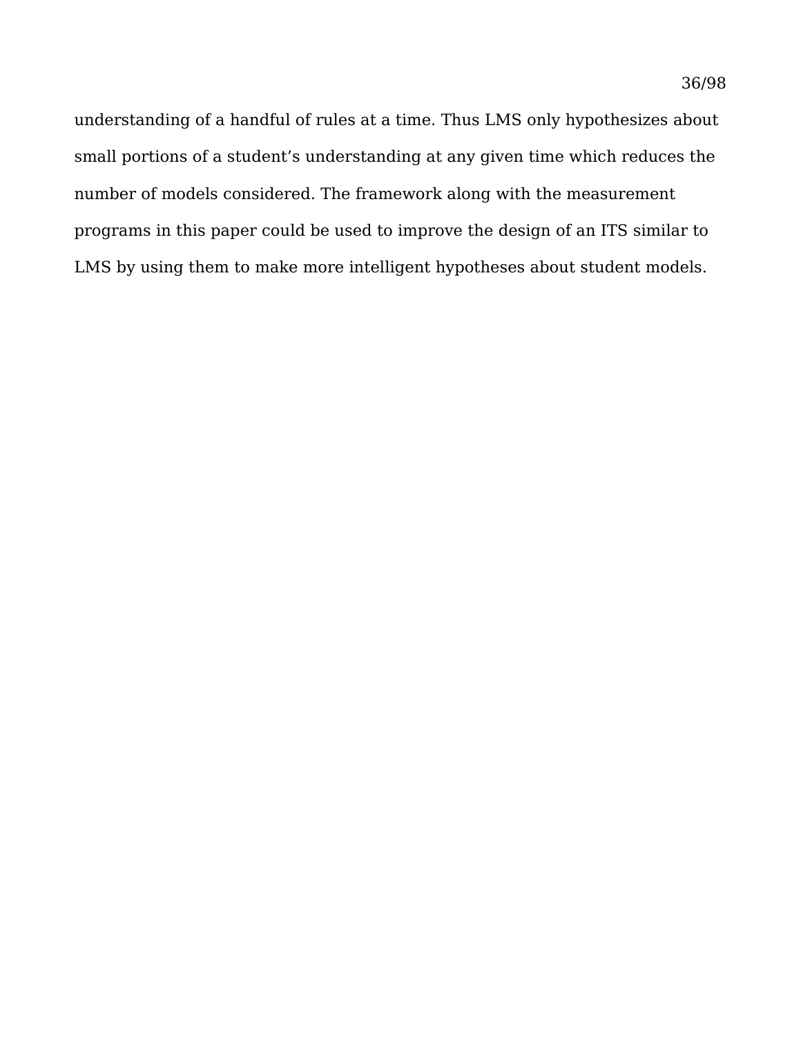understanding of a handful of rules at a time. Thus LMS only hypothesizes about small portions of a student’s understanding at any given time which reduces the number of models considered. The framework along with the measurement programs in this paper could be used to improve the design of an ITS similar to LMS by using them to make more intelligent hypotheses about student models.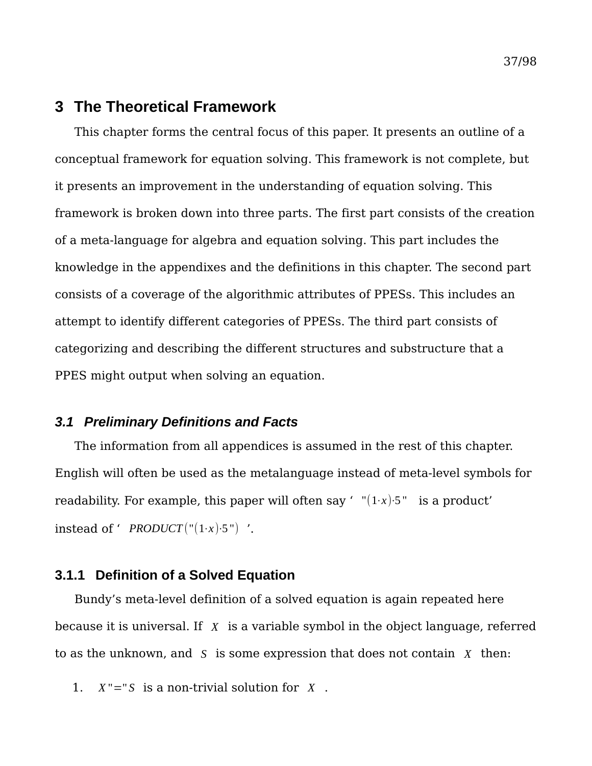# 3 The Theoretical Framework

This chapter forms the central focus of this paper. It presents an outline of a conceptual framework for equation solving. This framework is not complete, but it presents an improvement in the understanding of equation solving. This framework is broken down into three parts. The first part consists of the creation of a meta-language for algebra and equation solving. This part includes the knowledge in the appendixes and the definitions in this chapter. The second part consists of a coverage of the algorithmic attributes of PPESs. This includes an attempt to identify different categories of PPESs. The third part consists of categorizing and describing the different structures and substructure that a PPES might output when solving an equation.

## 3.1 Preliminary Definitions and Facts

The information from all appendices is assumed in the rest of this chapter. English will often be used as the metalanguage instead of meta-level symbols for readability. For example, this paper will often say ‘ $"(1\cdot x)\cdot 5"$ is a product’ instead of ‘ $PRODUCT("(1\cdot x)\cdot 5")$ ’.

### 3.1.1 Definition of a Solved Equation

Bundy’s meta-level definition of a solved equation is again repeated here because it is universal. If $X$ is a variable symbol in the object language, referred to as the unknown, and $S$ is some expression that does not contain $X$ then:

1. $X"="S$ is a non-trivial solution for $X$ .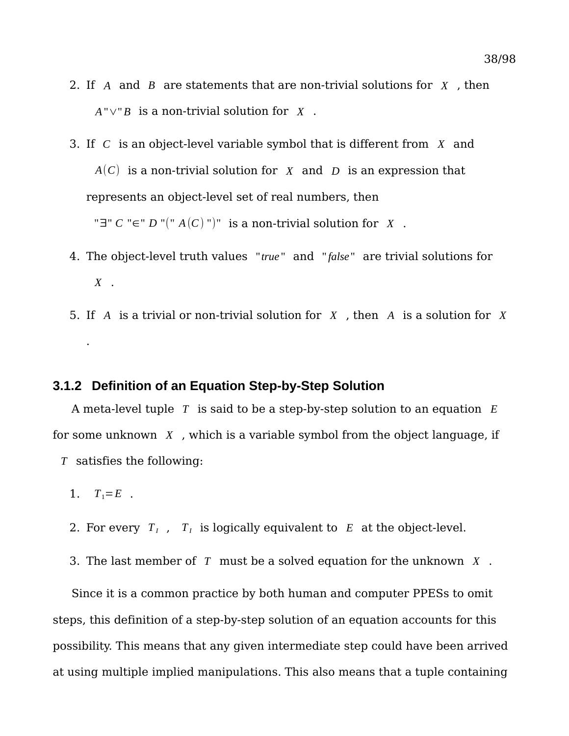2. If $A$ and $B$ are statements that are non-trivial solutions for $X$, then $A"\vee"B$ is a non-trivial solution for $X$.

3. If $C$ is an object-level variable symbol that is different from $X$ and $A(C)$ is a non-trivial solution for $X$ and $D$ is an expression that represents an object-level set of real numbers, then $"\exists"\ C\ "\in"\ D\ "("\ A(C)\ ")"$ is a non-trivial solution for $X$.

4. The object-level truth values $"true"$ and $"false"$ are trivial solutions for $X$.

5. If $A$ is a trivial or non-trivial solution for $X$, then $A$ is a solution for $X$.

### 3.1.2 Definition of an Equation Step-by-Step Solution

A meta-level tuple $T$ is said to be a step-by-step solution to an equation $E$ for some unknown $X$, which is a variable symbol from the object language, if $T$ satisfies the following:

1. $T_1 = E$.

2. For every $T_I$, $T_I$ is logically equivalent to $E$ at the object-level.

3. The last member of $T$ must be a solved equation for the unknown $X$.

Since it is a common practice by both human and computer PPESs to omit steps, this definition of a step-by-step solution of an equation accounts for this possibility. This means that any given intermediate step could have been arrived at using multiple implied manipulations. This also means that a tuple containing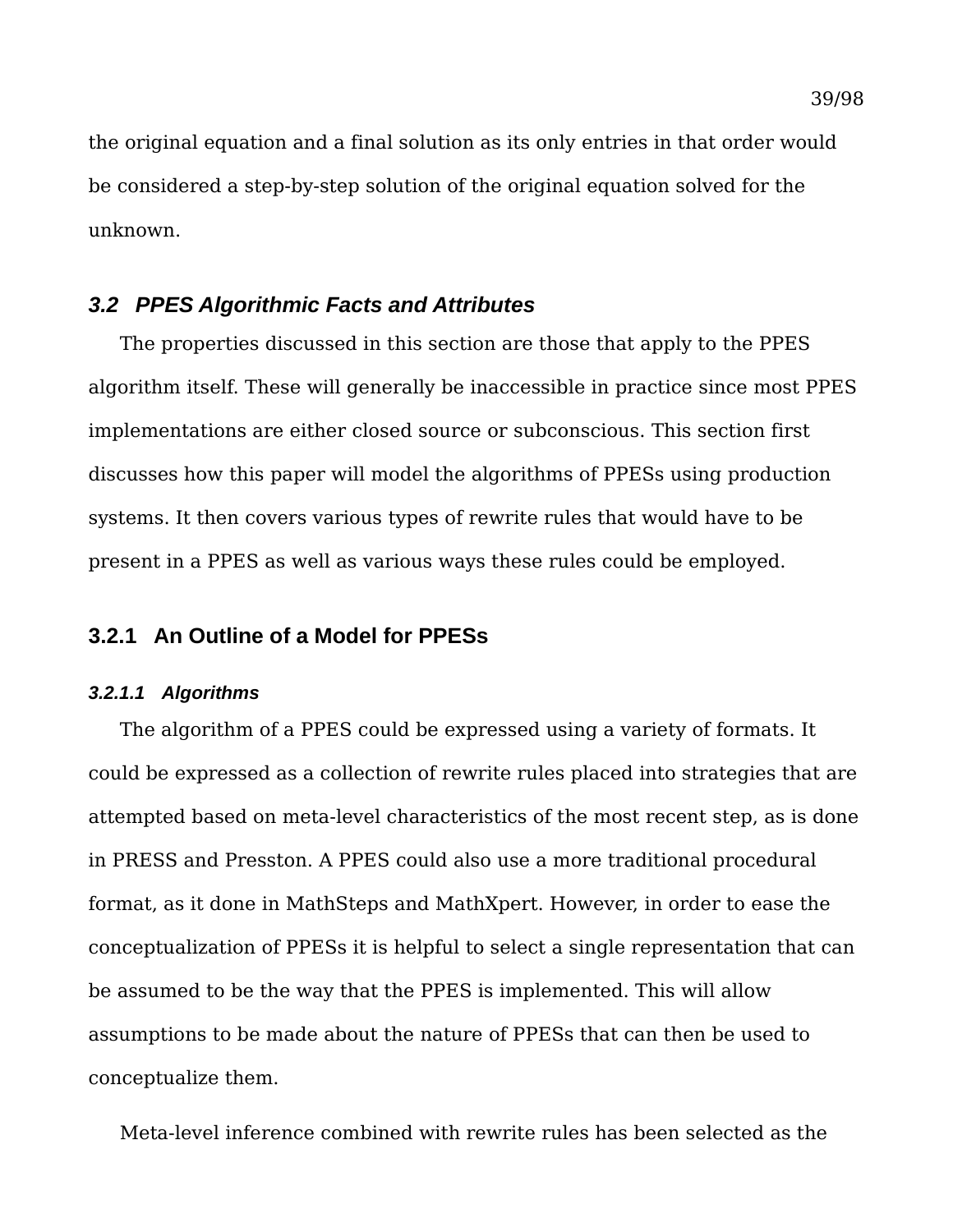the original equation and a final solution as its only entries in that order would be considered a step-by-step solution of the original equation solved for the unknown.

## *3.2 PPES Algorithmic Facts and Attributes*

The properties discussed in this section are those that apply to the PPES algorithm itself. These will generally be inaccessible in practice since most PPES implementations are either closed source or subconscious. This section first discusses how this paper will model the algorithms of PPESs using production systems. It then covers various types of rewrite rules that would have to be present in a PPES as well as various ways these rules could be employed.

### 3.2.1 An Outline of a Model for PPESs

#### *3.2.1.1 Algorithms*

The algorithm of a PPES could be expressed using a variety of formats. It could be expressed as a collection of rewrite rules placed into strategies that are attempted based on meta-level characteristics of the most recent step, as is done in PRESS and Presston. A PPES could also use a more traditional procedural format, as it done in MathSteps and MathXpert. However, in order to ease the conceptualization of PPESs it is helpful to select a single representation that can be assumed to be the way that the PPES is implemented. This will allow assumptions to be made about the nature of PPESs that can then be used to conceptualize them.

Meta-level inference combined with rewrite rules has been selected as the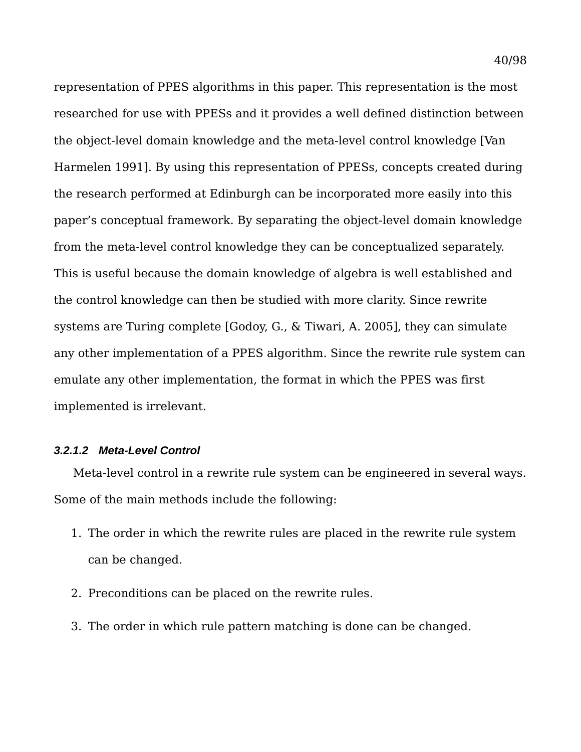representation of PPES algorithms in this paper. This representation is the most researched for use with PPESs and it provides a well defined distinction between the object-level domain knowledge and the meta-level control knowledge [Van Harmelen 1991]. By using this representation of PPESs, concepts created during the research performed at Edinburgh can be incorporated more easily into this paper's conceptual framework. By separating the object-level domain knowledge from the meta-level control knowledge they can be conceptualized separately. This is useful because the domain knowledge of algebra is well established and the control knowledge can then be studied with more clarity. Since rewrite systems are Turing complete [Godoy, G., & Tiwari, A. 2005], they can simulate any other implementation of a PPES algorithm. Since the rewrite rule system can emulate any other implementation, the format in which the PPES was first implemented is irrelevant.

#### 3.2.1.2 Meta-Level Control

Meta-level control in a rewrite rule system can be engineered in several ways. Some of the main methods include the following:

1. The order in which the rewrite rules are placed in the rewrite rule system can be changed.
2. Preconditions can be placed on the rewrite rules.
3. The order in which rule pattern matching is done can be changed.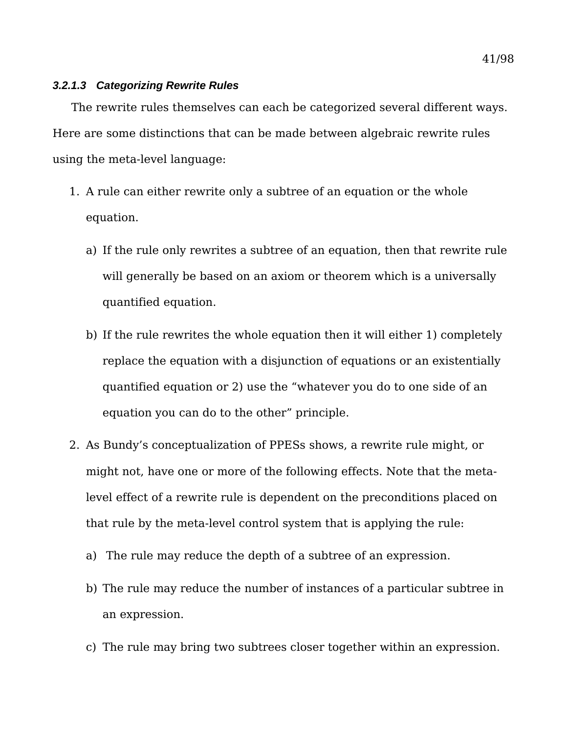#### *3.2.1.3 Categorizing Rewrite Rules*

The rewrite rules themselves can each be categorized several different ways. Here are some distinctions that can be made between algebraic rewrite rules using the meta-level language:

1. A rule can either rewrite only a subtree of an equation or the whole equation.

   a) If the rule only rewrites a subtree of an equation, then that rewrite rule will generally be based on an axiom or theorem which is a universally quantified equation.

   b) If the rule rewrites the whole equation then it will either 1) completely replace the equation with a disjunction of equations or an existentially quantified equation or 2) use the "whatever you do to one side of an equation you can do to the other" principle.

2. As Bundy's conceptualization of PPESs shows, a rewrite rule might, or might not, have one or more of the following effects. Note that the meta-level effect of a rewrite rule is dependent on the preconditions placed on that rule by the meta-level control system that is applying the rule:

   a) The rule may reduce the depth of a subtree of an expression.

   b) The rule may reduce the number of instances of a particular subtree in an expression.

   c) The rule may bring two subtrees closer together within an expression.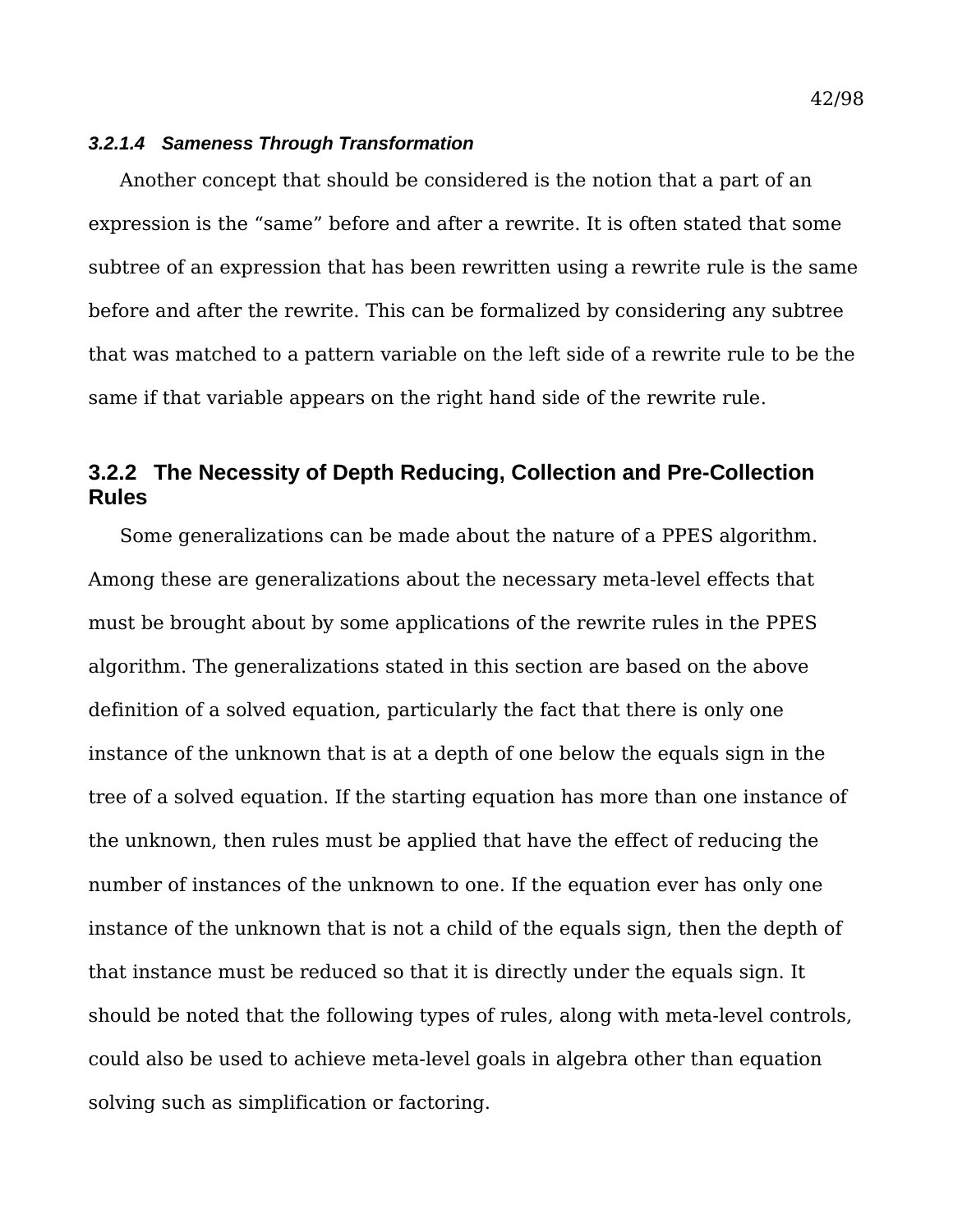#### *3.2.1.4 Sameness Through Transformation*

Another concept that should be considered is the notion that a part of an expression is the “same” before and after a rewrite. It is often stated that some subtree of an expression that has been rewritten using a rewrite rule is the same before and after the rewrite. This can be formalized by considering any subtree that was matched to a pattern variable on the left side of a rewrite rule to be the same if that variable appears on the right hand side of the rewrite rule.

### 3.2.2 The Necessity of Depth Reducing, Collection and Pre-Collection Rules

Some generalizations can be made about the nature of a PPES algorithm. Among these are generalizations about the necessary meta-level effects that must be brought about by some applications of the rewrite rules in the PPES algorithm. The generalizations stated in this section are based on the above definition of a solved equation, particularly the fact that there is only one instance of the unknown that is at a depth of one below the equals sign in the tree of a solved equation. If the starting equation has more than one instance of the unknown, then rules must be applied that have the effect of reducing the number of instances of the unknown to one. If the equation ever has only one instance of the unknown that is not a child of the equals sign, then the depth of that instance must be reduced so that it is directly under the equals sign. It should be noted that the following types of rules, along with meta-level controls, could also be used to achieve meta-level goals in algebra other than equation solving such as simplification or factoring.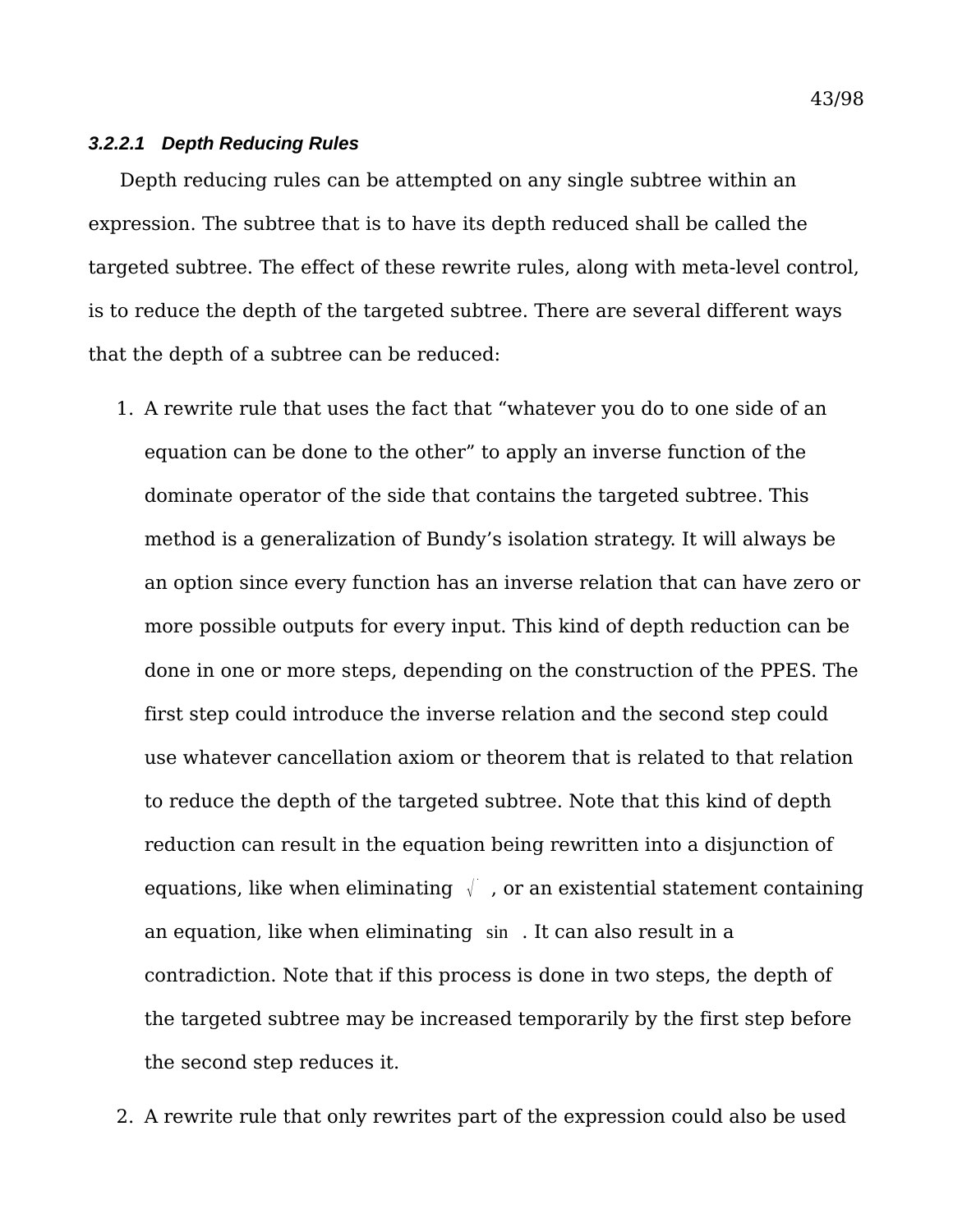#### *3.2.2.1 Depth Reducing Rules*

Depth reducing rules can be attempted on any single subtree within an expression. The subtree that is to have its depth reduced shall be called the targeted subtree. The effect of these rewrite rules, along with meta-level control, is to reduce the depth of the targeted subtree. There are several different ways that the depth of a subtree can be reduced:

1. A rewrite rule that uses the fact that “whatever you do to one side of an equation can be done to the other” to apply an inverse function of the dominate operator of the side that contains the targeted subtree. This method is a generalization of Bundy’s isolation strategy. It will always be an option since every function has an inverse relation that can have zero or more possible outputs for every input. This kind of depth reduction can be done in one or more steps, depending on the construction of the PPES. The first step could introduce the inverse relation and the second step could use whatever cancellation axiom or theorem that is related to that relation to reduce the depth of the targeted subtree. Note that this kind of depth reduction can result in the equation being rewritten into a disjunction of equations, like when eliminating $\sqrt{\ }$, or an existential statement containing an equation, like when eliminating $\sin$. It can also result in a contradiction. Note that if this process is done in two steps, the depth of the targeted subtree may be increased temporarily by the first step before the second step reduces it.

2. A rewrite rule that only rewrites part of the expression could also be used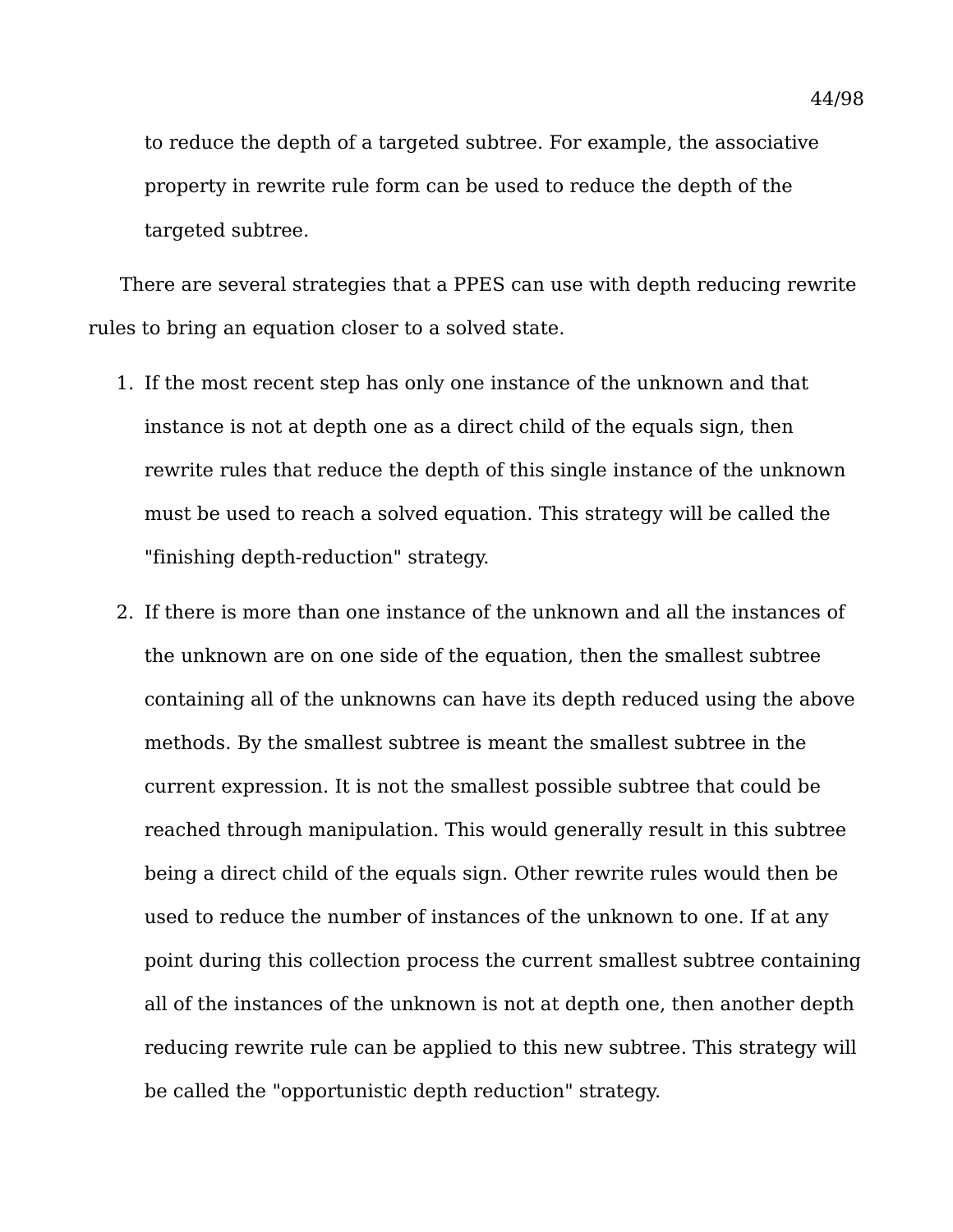to reduce the depth of a targeted subtree. For example, the associative property in rewrite rule form can be used to reduce the depth of the targeted subtree.

There are several strategies that a PPES can use with depth reducing rewrite rules to bring an equation closer to a solved state.

1. If the most recent step has only one instance of the unknown and that instance is not at depth one as a direct child of the equals sign, then rewrite rules that reduce the depth of this single instance of the unknown must be used to reach a solved equation. This strategy will be called the "finishing depth-reduction" strategy.

2. If there is more than one instance of the unknown and all the instances of the unknown are on one side of the equation, then the smallest subtree containing all of the unknowns can have its depth reduced using the above methods. By the smallest subtree is meant the smallest subtree in the current expression. It is not the smallest possible subtree that could be reached through manipulation. This would generally result in this subtree being a direct child of the equals sign. Other rewrite rules would then be used to reduce the number of instances of the unknown to one. If at any point during this collection process the current smallest subtree containing all of the instances of the unknown is not at depth one, then another depth reducing rewrite rule can be applied to this new subtree. This strategy will be called the "opportunistic depth reduction" strategy.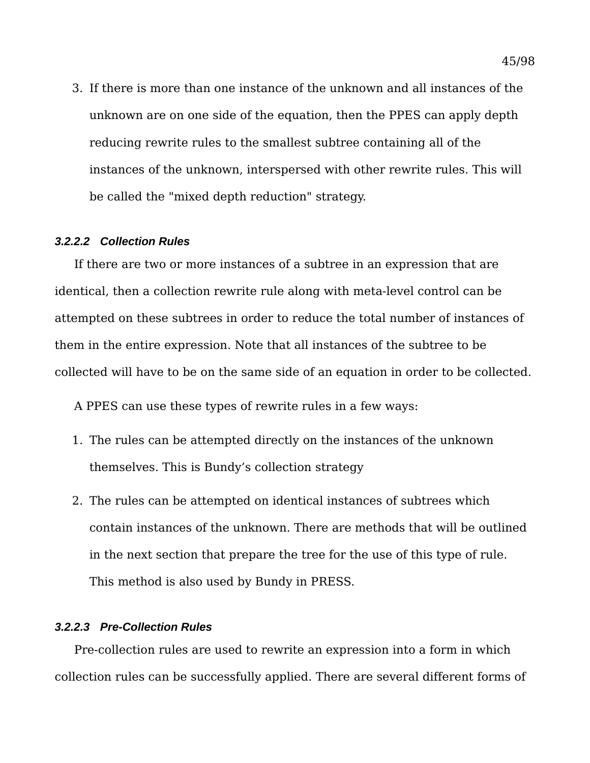3. If there is more than one instance of the unknown and all instances of the unknown are on one side of the equation, then the PPES can apply depth reducing rewrite rules to the smallest subtree containing all of the instances of the unknown, interspersed with other rewrite rules. This will be called the "mixed depth reduction" strategy.

#### *3.2.2.2 Collection Rules*

If there are two or more instances of a subtree in an expression that are identical, then a collection rewrite rule along with meta-level control can be attempted on these subtrees in order to reduce the total number of instances of them in the entire expression. Note that all instances of the subtree to be collected will have to be on the same side of an equation in order to be collected.

A PPES can use these types of rewrite rules in a few ways:

1. The rules can be attempted directly on the instances of the unknown themselves. This is Bundy's collection strategy
2. The rules can be attempted on identical instances of subtrees which contain instances of the unknown. There are methods that will be outlined in the next section that prepare the tree for the use of this type of rule. This method is also used by Bundy in PRESS.

#### *3.2.2.3 Pre-Collection Rules*

Pre-collection rules are used to rewrite an expression into a form in which collection rules can be successfully applied. There are several different forms of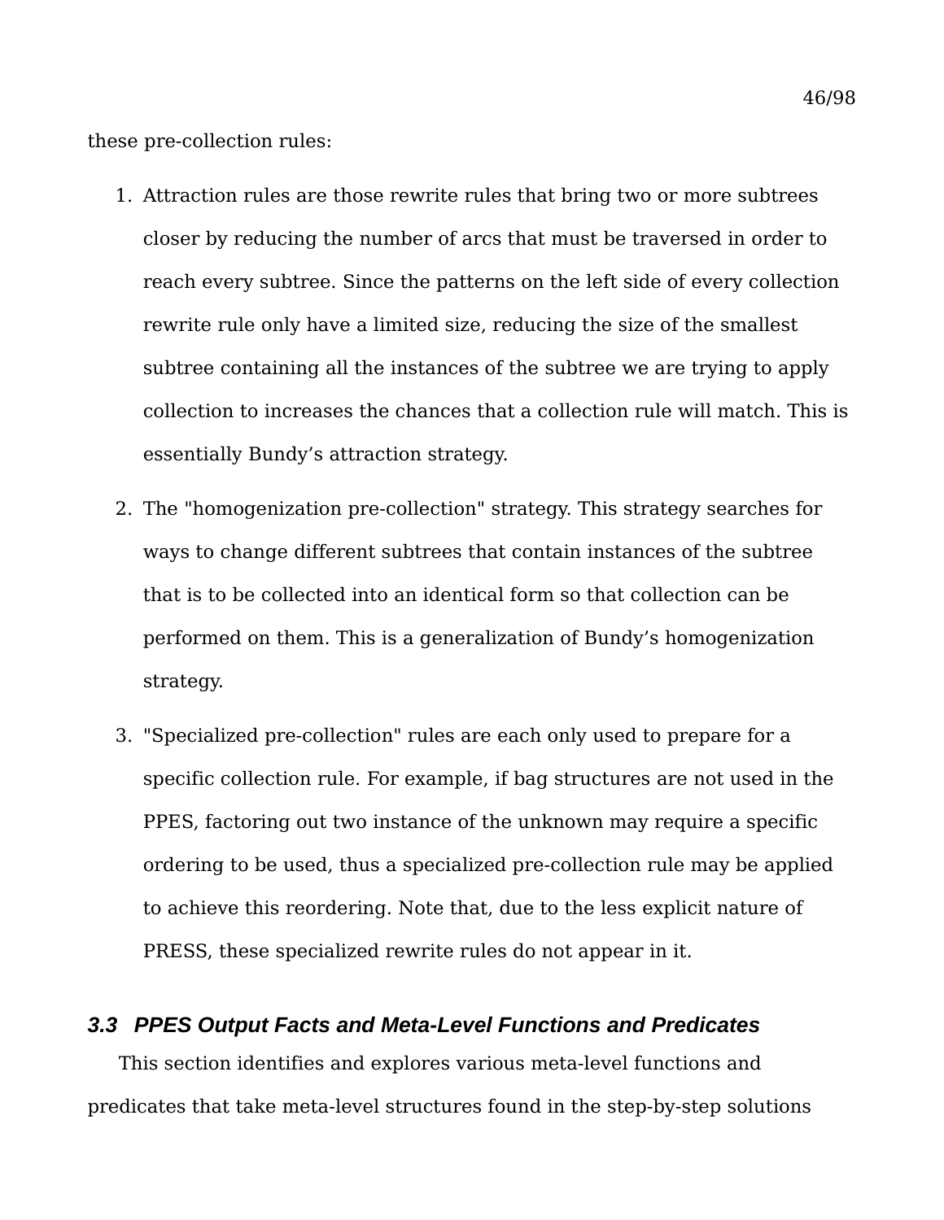these pre-collection rules:

1. Attraction rules are those rewrite rules that bring two or more subtrees closer by reducing the number of arcs that must be traversed in order to reach every subtree. Since the patterns on the left side of every collection rewrite rule only have a limited size, reducing the size of the smallest subtree containing all the instances of the subtree we are trying to apply collection to increases the chances that a collection rule will match. This is essentially Bundy’s attraction strategy.

2. The "homogenization pre-collection" strategy. This strategy searches for ways to change different subtrees that contain instances of the subtree that is to be collected into an identical form so that collection can be performed on them. This is a generalization of Bundy’s homogenization strategy.

3. "Specialized pre-collection" rules are each only used to prepare for a specific collection rule. For example, if bag structures are not used in the PPES, factoring out two instance of the unknown may require a specific ordering to be used, thus a specialized pre-collection rule may be applied to achieve this reordering. Note that, due to the less explicit nature of PRESS, these specialized rewrite rules do not appear in it.

### *3.3 PPES Output Facts and Meta-Level Functions and Predicates*

This section identifies and explores various meta-level functions and predicates that take meta-level structures found in the step-by-step solutions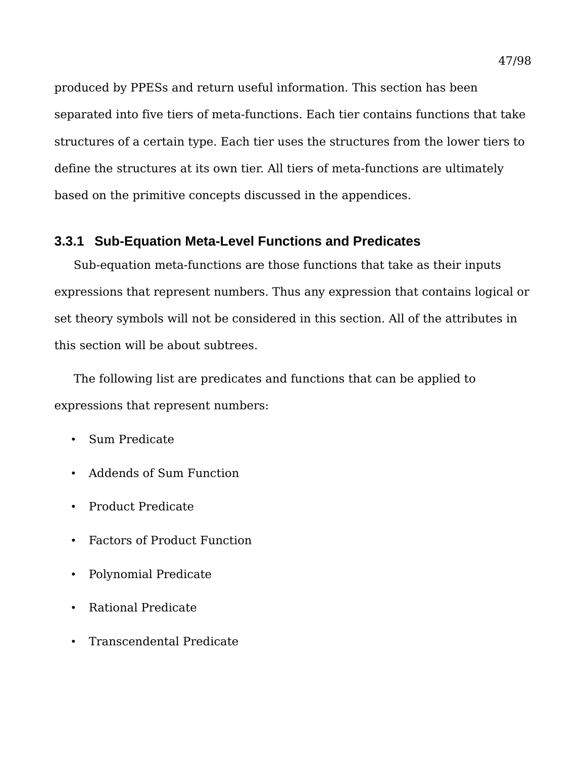produced by PPESs and return useful information. This section has been separated into five tiers of meta-functions. Each tier contains functions that take structures of a certain type. Each tier uses the structures from the lower tiers to define the structures at its own tier. All tiers of meta-functions are ultimately based on the primitive concepts discussed in the appendices.

### 3.3.1 Sub-Equation Meta-Level Functions and Predicates

Sub-equation meta-functions are those functions that take as their inputs expressions that represent numbers. Thus any expression that contains logical or set theory symbols will not be considered in this section. All of the attributes in this section will be about subtrees.

The following list are predicates and functions that can be applied to expressions that represent numbers:

- Sum Predicate
- Addends of Sum Function
- Product Predicate
- Factors of Product Function
- Polynomial Predicate
- Rational Predicate
- Transcendental Predicate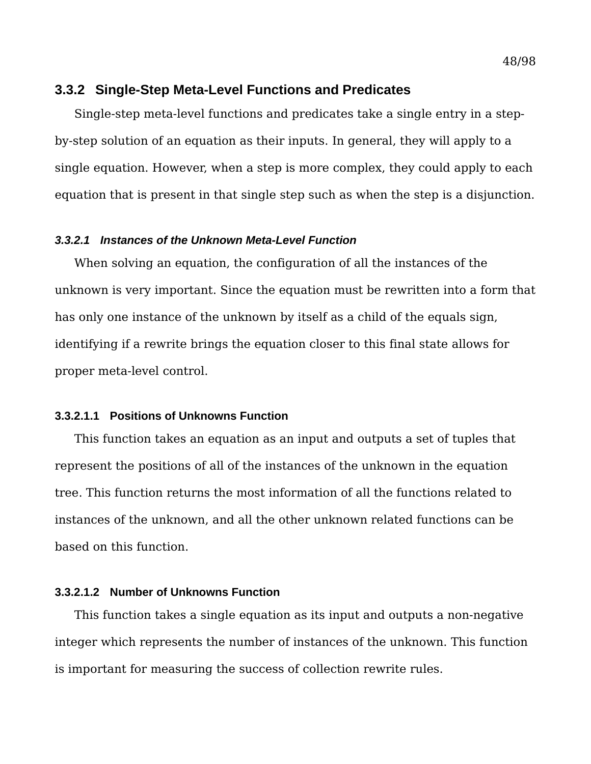### 3.3.2 Single-Step Meta-Level Functions and Predicates

Single-step meta-level functions and predicates take a single entry in a step-by-step solution of an equation as their inputs. In general, they will apply to a single equation. However, when a step is more complex, they could apply to each equation that is present in that single step such as when the step is a disjunction.

#### *3.3.2.1 Instances of the Unknown Meta-Level Function*

When solving an equation, the configuration of all the instances of the unknown is very important. Since the equation must be rewritten into a form that has only one instance of the unknown by itself as a child of the equals sign, identifying if a rewrite brings the equation closer to this final state allows for proper meta-level control.

##### 3.3.2.1.1 Positions of Unknowns Function

This function takes an equation as an input and outputs a set of tuples that represent the positions of all of the instances of the unknown in the equation tree. This function returns the most information of all the functions related to instances of the unknown, and all the other unknown related functions can be based on this function.

##### 3.3.2.1.2 Number of Unknowns Function

This function takes a single equation as its input and outputs a non-negative integer which represents the number of instances of the unknown. This function is important for measuring the success of collection rewrite rules.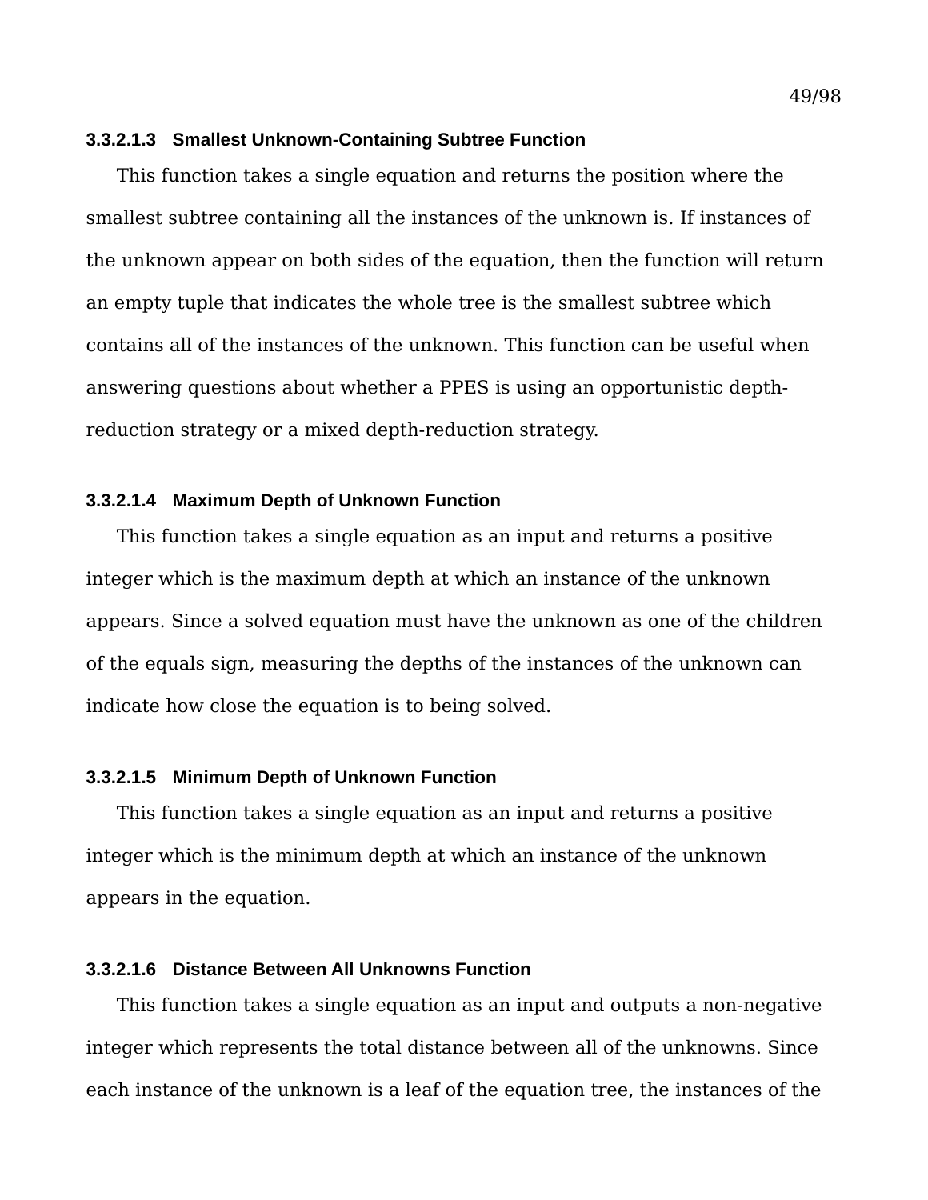#### 3.3.2.1.3 Smallest Unknown-Containing Subtree Function

This function takes a single equation and returns the position where the smallest subtree containing all the instances of the unknown is. If instances of the unknown appear on both sides of the equation, then the function will return an empty tuple that indicates the whole tree is the smallest subtree which contains all of the instances of the unknown. This function can be useful when answering questions about whether a PPES is using an opportunistic depth-reduction strategy or a mixed depth-reduction strategy.

#### 3.3.2.1.4 Maximum Depth of Unknown Function

This function takes a single equation as an input and returns a positive integer which is the maximum depth at which an instance of the unknown appears. Since a solved equation must have the unknown as one of the children of the equals sign, measuring the depths of the instances of the unknown can indicate how close the equation is to being solved.

#### 3.3.2.1.5 Minimum Depth of Unknown Function

This function takes a single equation as an input and returns a positive integer which is the minimum depth at which an instance of the unknown appears in the equation.

#### 3.3.2.1.6 Distance Between All Unknowns Function

This function takes a single equation as an input and outputs a non-negative integer which represents the total distance between all of the unknowns. Since each instance of the unknown is a leaf of the equation tree, the instances of the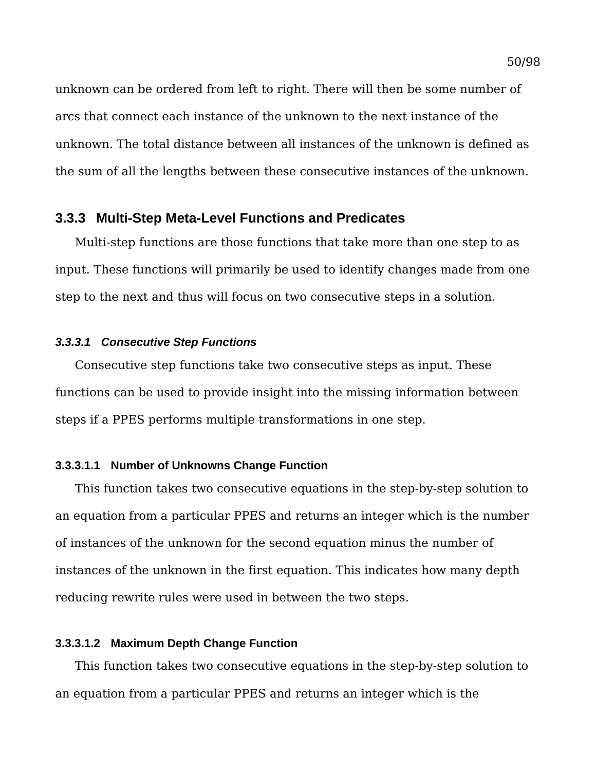unknown can be ordered from left to right. There will then be some number of arcs that connect each instance of the unknown to the next instance of the unknown. The total distance between all instances of the unknown is defined as the sum of all the lengths between these consecutive instances of the unknown.

## 3.3.3 Multi-Step Meta-Level Functions and Predicates

Multi-step functions are those functions that take more than one step to as input. These functions will primarily be used to identify changes made from one step to the next and thus will focus on two consecutive steps in a solution.

### *3.3.3.1 Consecutive Step Functions*

Consecutive step functions take two consecutive steps as input. These functions can be used to provide insight into the missing information between steps if a PPES performs multiple transformations in one step.

#### 3.3.3.1.1 Number of Unknowns Change Function

This function takes two consecutive equations in the step-by-step solution to an equation from a particular PPES and returns an integer which is the number of instances of the unknown for the second equation minus the number of instances of the unknown in the first equation. This indicates how many depth reducing rewrite rules were used in between the two steps.

#### 3.3.3.1.2 Maximum Depth Change Function

This function takes two consecutive equations in the step-by-step solution to an equation from a particular PPES and returns an integer which is the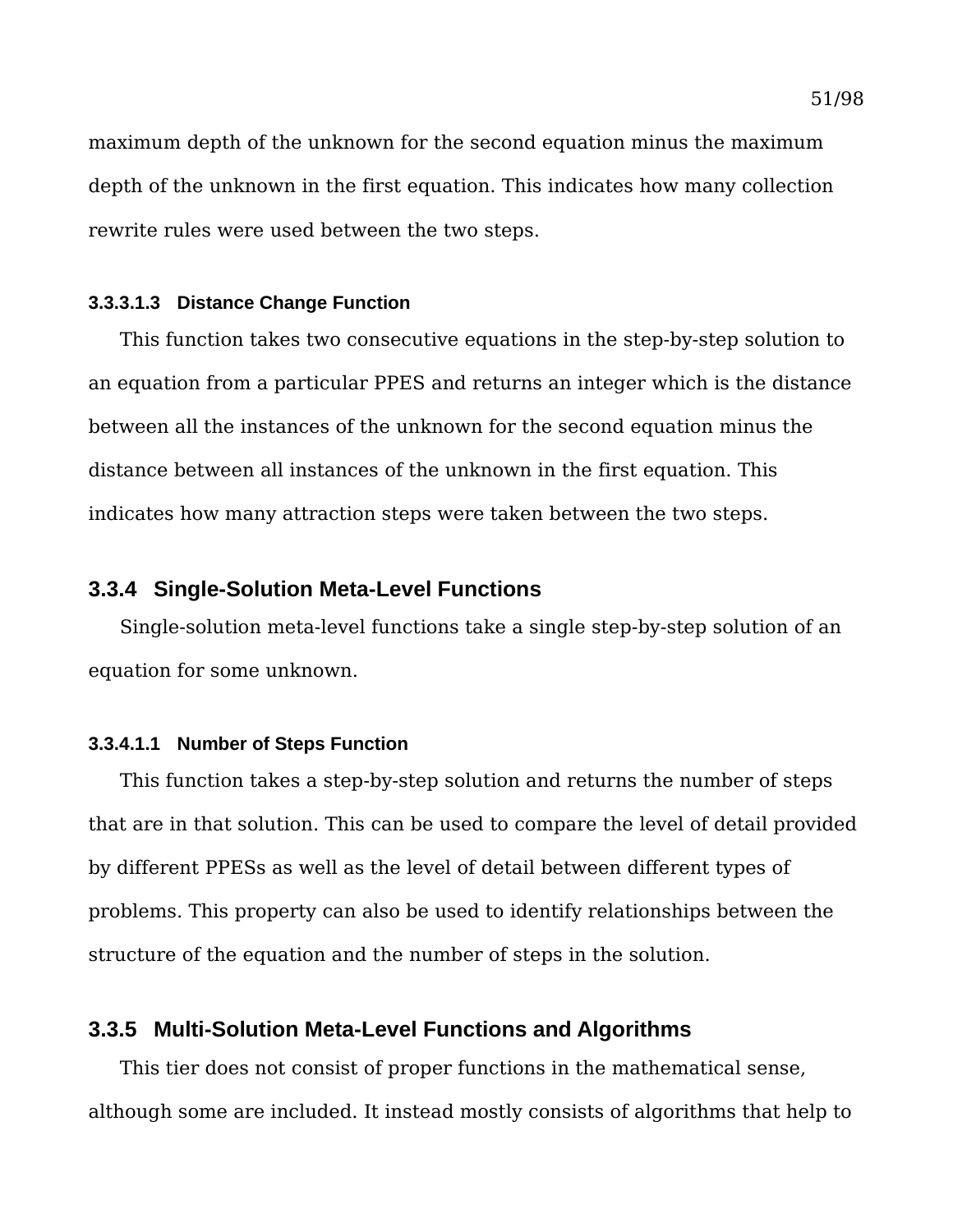maximum depth of the unknown for the second equation minus the maximum depth of the unknown in the first equation. This indicates how many collection rewrite rules were used between the two steps.

##### 3.3.3.1.3 Distance Change Function

This function takes two consecutive equations in the step-by-step solution to an equation from a particular PPES and returns an integer which is the distance between all the instances of the unknown for the second equation minus the distance between all instances of the unknown in the first equation. This indicates how many attraction steps were taken between the two steps.

### 3.3.4 Single-Solution Meta-Level Functions

Single-solution meta-level functions take a single step-by-step solution of an equation for some unknown.

##### 3.3.4.1.1 Number of Steps Function

This function takes a step-by-step solution and returns the number of steps that are in that solution. This can be used to compare the level of detail provided by different PPESs as well as the level of detail between different types of problems. This property can also be used to identify relationships between the structure of the equation and the number of steps in the solution.

### 3.3.5 Multi-Solution Meta-Level Functions and Algorithms

This tier does not consist of proper functions in the mathematical sense, although some are included. It instead mostly consists of algorithms that help to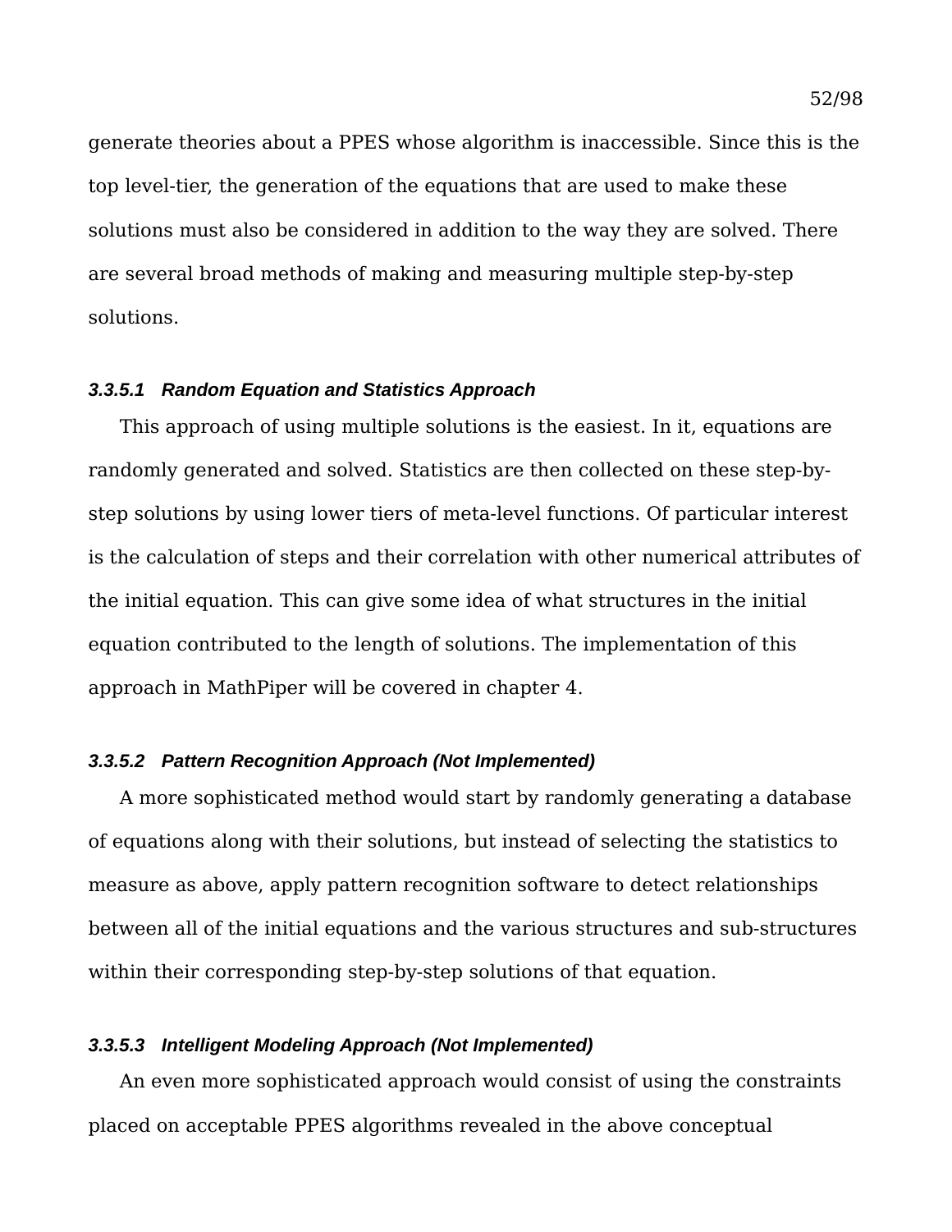generate theories about a PPES whose algorithm is inaccessible. Since this is the top level-tier, the generation of the equations that are used to make these solutions must also be considered in addition to the way they are solved. There are several broad methods of making and measuring multiple step-by-step solutions.

#### *3.3.5.1 Random Equation and Statistics Approach*

This approach of using multiple solutions is the easiest. In it, equations are randomly generated and solved. Statistics are then collected on these step-by-step solutions by using lower tiers of meta-level functions. Of particular interest is the calculation of steps and their correlation with other numerical attributes of the initial equation. This can give some idea of what structures in the initial equation contributed to the length of solutions. The implementation of this approach in MathPiper will be covered in chapter 4.

#### *3.3.5.2 Pattern Recognition Approach (Not Implemented)*

A more sophisticated method would start by randomly generating a database of equations along with their solutions, but instead of selecting the statistics to measure as above, apply pattern recognition software to detect relationships between all of the initial equations and the various structures and sub-structures within their corresponding step-by-step solutions of that equation.

#### *3.3.5.3 Intelligent Modeling Approach (Not Implemented)*

An even more sophisticated approach would consist of using the constraints placed on acceptable PPES algorithms revealed in the above conceptual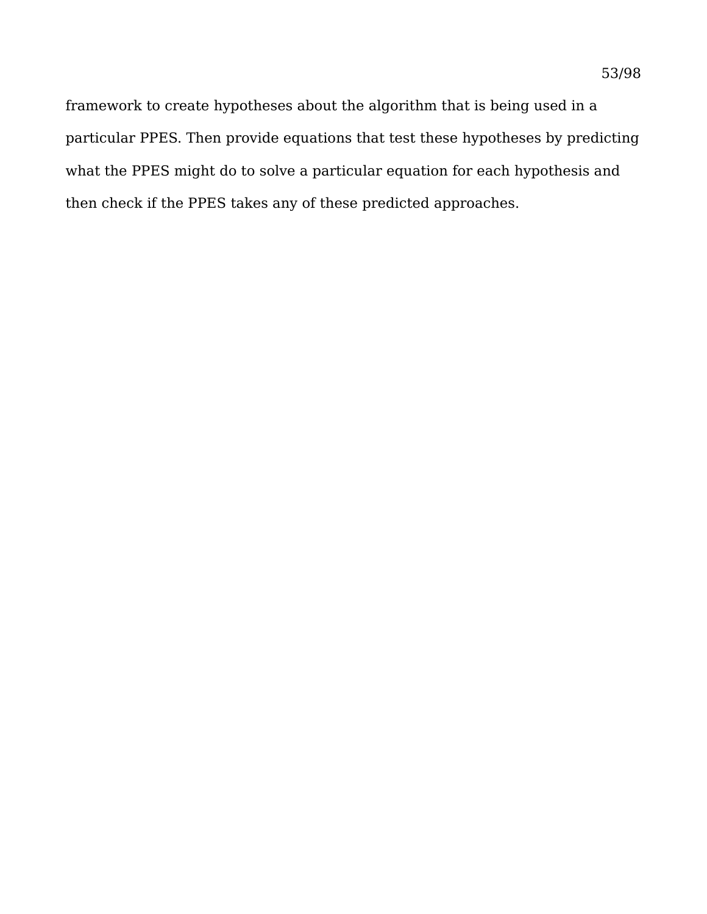framework to create hypotheses about the algorithm that is being used in a particular PPES. Then provide equations that test these hypotheses by predicting what the PPES might do to solve a particular equation for each hypothesis and then check if the PPES takes any of these predicted approaches.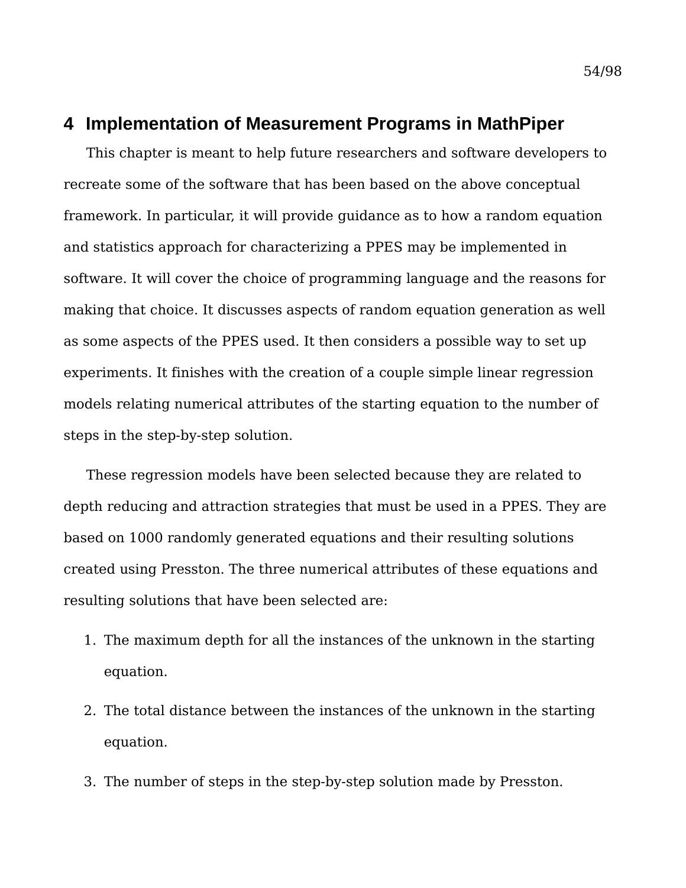# 4 Implementation of Measurement Programs in MathPiper

This chapter is meant to help future researchers and software developers to recreate some of the software that has been based on the above conceptual framework. In particular, it will provide guidance as to how a random equation and statistics approach for characterizing a PPES may be implemented in software. It will cover the choice of programming language and the reasons for making that choice. It discusses aspects of random equation generation as well as some aspects of the PPES used. It then considers a possible way to set up experiments. It finishes with the creation of a couple simple linear regression models relating numerical attributes of the starting equation to the number of steps in the step-by-step solution.

These regression models have been selected because they are related to depth reducing and attraction strategies that must be used in a PPES. They are based on 1000 randomly generated equations and their resulting solutions created using Presston. The three numerical attributes of these equations and resulting solutions that have been selected are:

1. The maximum depth for all the instances of the unknown in the starting equation.
2. The total distance between the instances of the unknown in the starting equation.
3. The number of steps in the step-by-step solution made by Presston.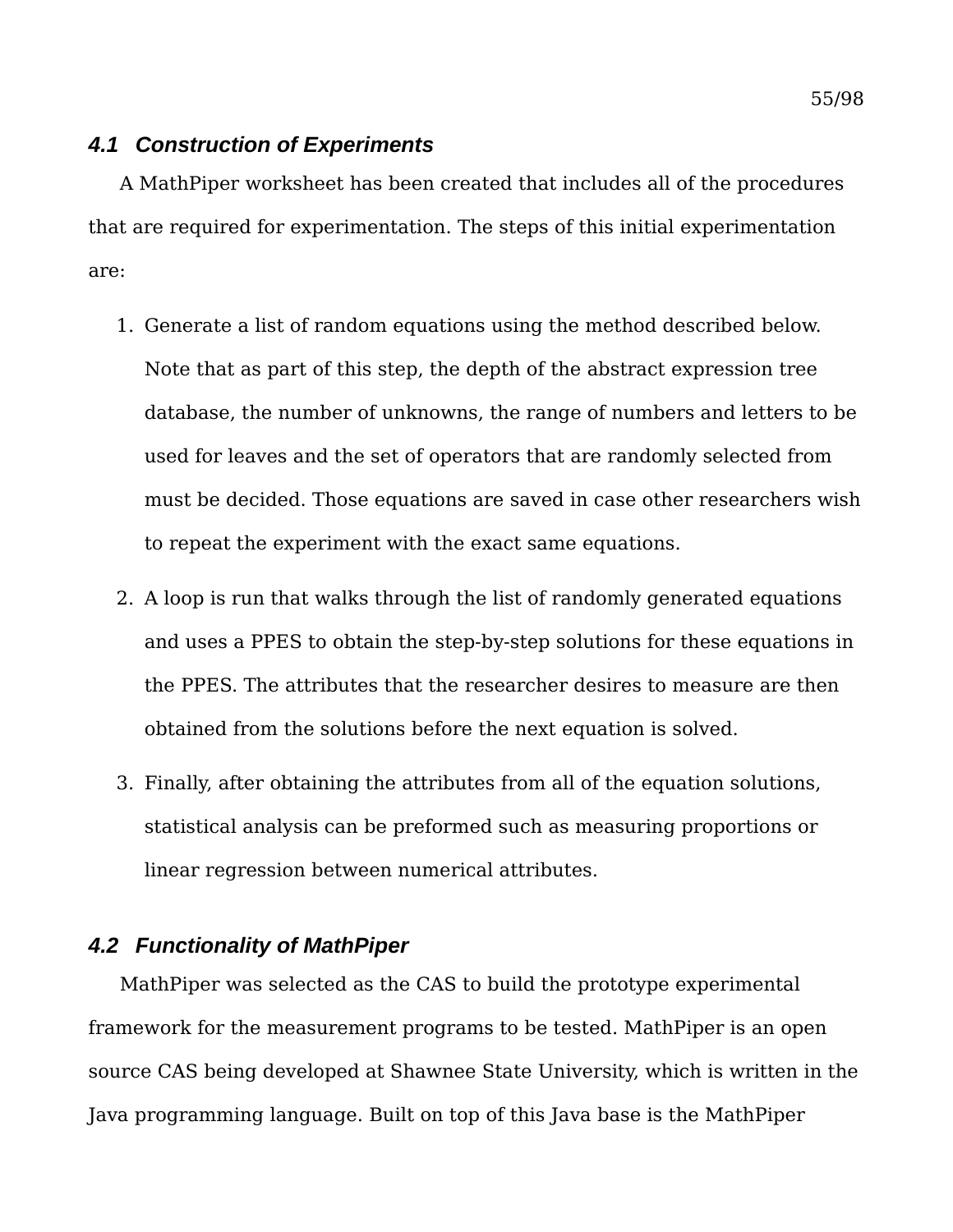### *4.1 Construction of Experiments*

A MathPiper worksheet has been created that includes all of the procedures that are required for experimentation. The steps of this initial experimentation are:

1. Generate a list of random equations using the method described below. Note that as part of this step, the depth of the abstract expression tree database, the number of unknowns, the range of numbers and letters to be used for leaves and the set of operators that are randomly selected from must be decided. Those equations are saved in case other researchers wish to repeat the experiment with the exact same equations.

2. A loop is run that walks through the list of randomly generated equations and uses a PPES to obtain the step-by-step solutions for these equations in the PPES. The attributes that the researcher desires to measure are then obtained from the solutions before the next equation is solved.

3. Finally, after obtaining the attributes from all of the equation solutions, statistical analysis can be preformed such as measuring proportions or linear regression between numerical attributes.

### *4.2 Functionality of MathPiper*

MathPiper was selected as the CAS to build the prototype experimental framework for the measurement programs to be tested. MathPiper is an open source CAS being developed at Shawnee State University, which is written in the Java programming language. Built on top of this Java base is the MathPiper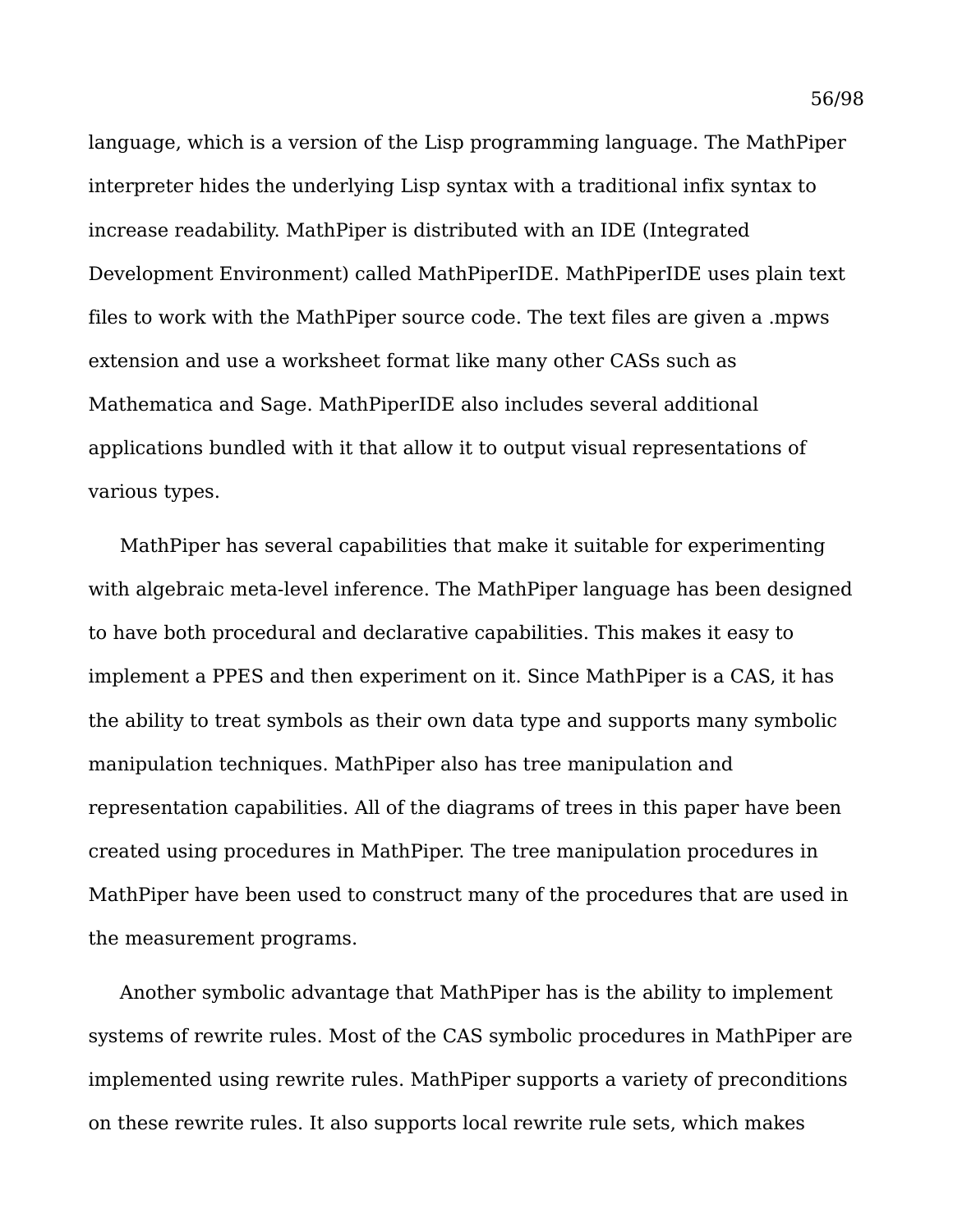language, which is a version of the Lisp programming language. The MathPiper interpreter hides the underlying Lisp syntax with a traditional infix syntax to increase readability. MathPiper is distributed with an IDE (Integrated Development Environment) called MathPiperIDE. MathPiperIDE uses plain text files to work with the MathPiper source code. The text files are given a .mpws extension and use a worksheet format like many other CASs such as Mathematica and Sage. MathPiperIDE also includes several additional applications bundled with it that allow it to output visual representations of various types.

MathPiper has several capabilities that make it suitable for experimenting with algebraic meta-level inference. The MathPiper language has been designed to have both procedural and declarative capabilities. This makes it easy to implement a PPES and then experiment on it. Since MathPiper is a CAS, it has the ability to treat symbols as their own data type and supports many symbolic manipulation techniques. MathPiper also has tree manipulation and representation capabilities. All of the diagrams of trees in this paper have been created using procedures in MathPiper. The tree manipulation procedures in MathPiper have been used to construct many of the procedures that are used in the measurement programs.

Another symbolic advantage that MathPiper has is the ability to implement systems of rewrite rules. Most of the CAS symbolic procedures in MathPiper are implemented using rewrite rules. MathPiper supports a variety of preconditions on these rewrite rules. It also supports local rewrite rule sets, which makes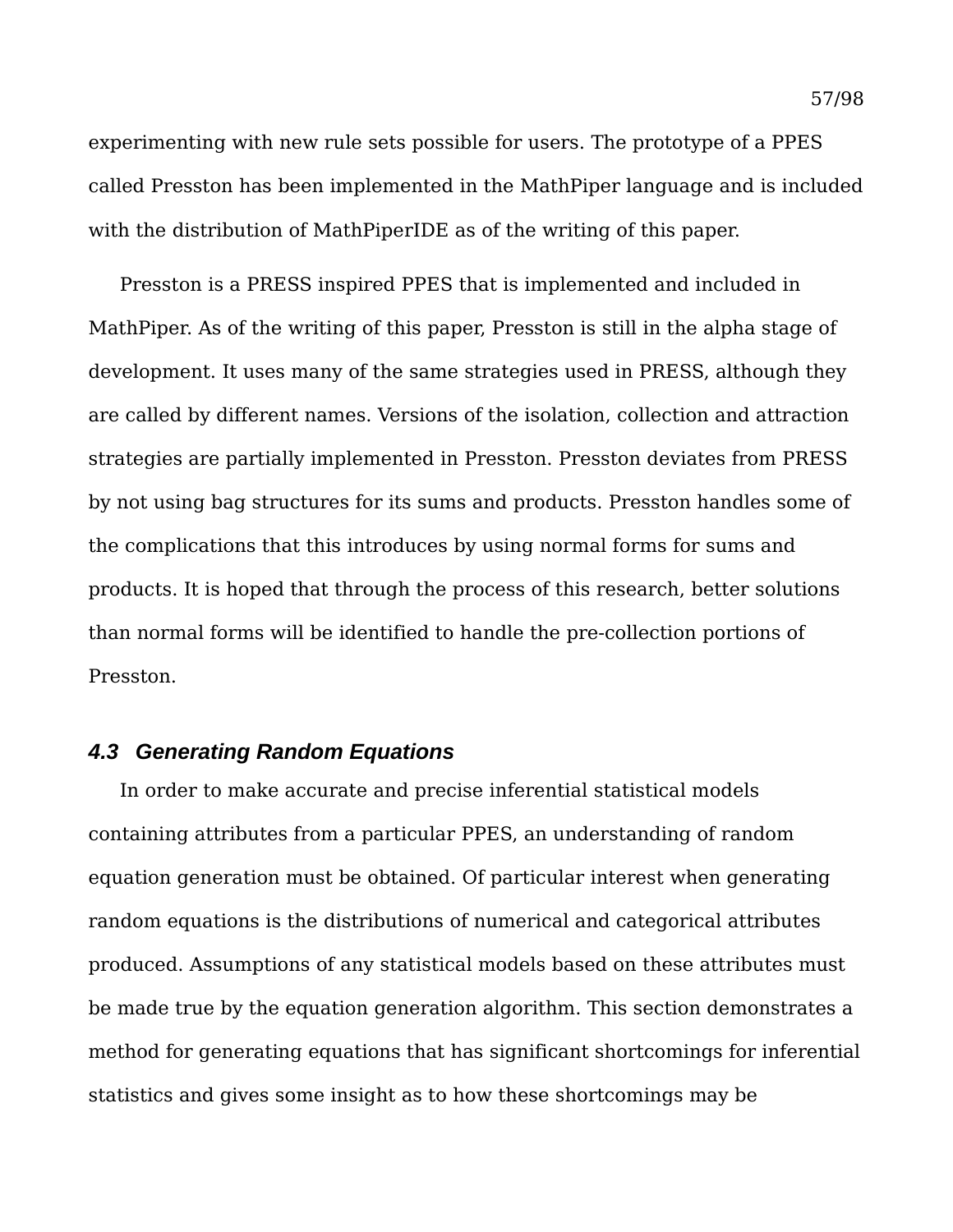experimenting with new rule sets possible for users. The prototype of a PPES called Presston has been implemented in the MathPiper language and is included with the distribution of MathPiperIDE as of the writing of this paper.

Presston is a PRESS inspired PPES that is implemented and included in MathPiper. As of the writing of this paper, Presston is still in the alpha stage of development. It uses many of the same strategies used in PRESS, although they are called by different names. Versions of the isolation, collection and attraction strategies are partially implemented in Presston. Presston deviates from PRESS by not using bag structures for its sums and products. Presston handles some of the complications that this introduces by using normal forms for sums and products. It is hoped that through the process of this research, better solutions than normal forms will be identified to handle the pre-collection portions of Presston.

### *4.3 Generating Random Equations*

In order to make accurate and precise inferential statistical models containing attributes from a particular PPES, an understanding of random equation generation must be obtained. Of particular interest when generating random equations is the distributions of numerical and categorical attributes produced. Assumptions of any statistical models based on these attributes must be made true by the equation generation algorithm. This section demonstrates a method for generating equations that has significant shortcomings for inferential statistics and gives some insight as to how these shortcomings may be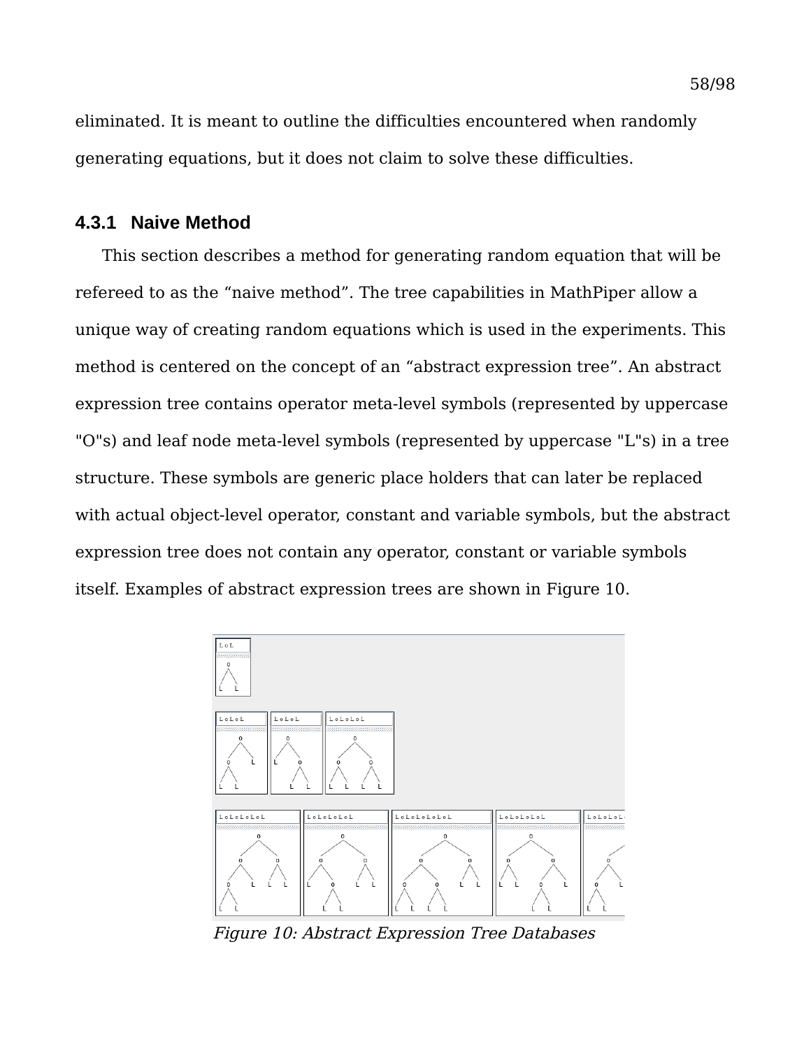eliminated. It is meant to outline the difficulties encountered when randomly generating equations, but it does not claim to solve these difficulties.

### 4.3.1 Naive Method

This section describes a method for generating random equation that will be refereed to as the “naive method”. The tree capabilities in MathPiper allow a unique way of creating random equations which is used in the experiments. This method is centered on the concept of an “abstract expression tree”. An abstract expression tree contains operator meta-level symbols (represented by uppercase "O"s) and leaf node meta-level symbols (represented by uppercase "L"s) in a tree structure. These symbols are generic place holders that can later be replaced with actual object-level operator, constant and variable symbols, but the abstract expression tree does not contain any operator, constant or variable symbols itself. Examples of abstract expression trees are shown in Figure 10.

*Figure 10: Abstract Expression Tree Databases*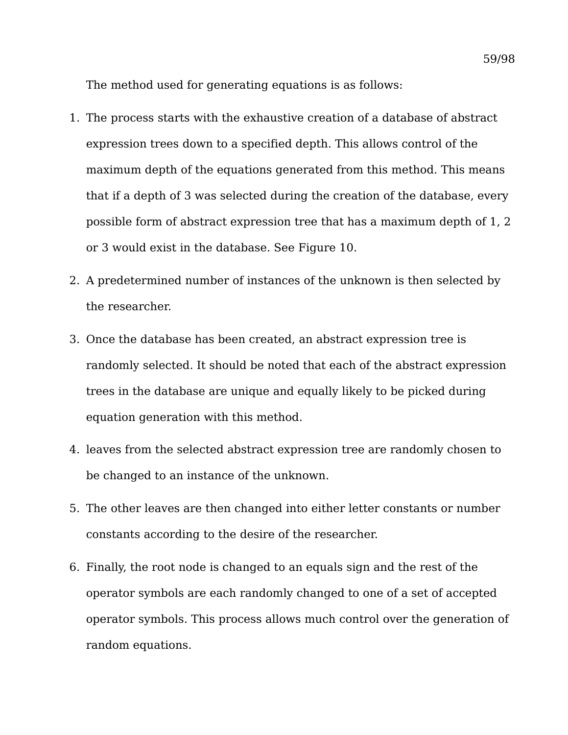The method used for generating equations is as follows:

1. The process starts with the exhaustive creation of a database of abstract expression trees down to a specified depth. This allows control of the maximum depth of the equations generated from this method. This means that if a depth of 3 was selected during the creation of the database, every possible form of abstract expression tree that has a maximum depth of 1, 2 or 3 would exist in the database. See Figure 10.
2. A predetermined number of instances of the unknown is then selected by the researcher.
3. Once the database has been created, an abstract expression tree is randomly selected. It should be noted that each of the abstract expression trees in the database are unique and equally likely to be picked during equation generation with this method.
4. leaves from the selected abstract expression tree are randomly chosen to be changed to an instance of the unknown.
5. The other leaves are then changed into either letter constants or number constants according to the desire of the researcher.
6. Finally, the root node is changed to an equals sign and the rest of the operator symbols are each randomly changed to one of a set of accepted operator symbols. This process allows much control over the generation of random equations.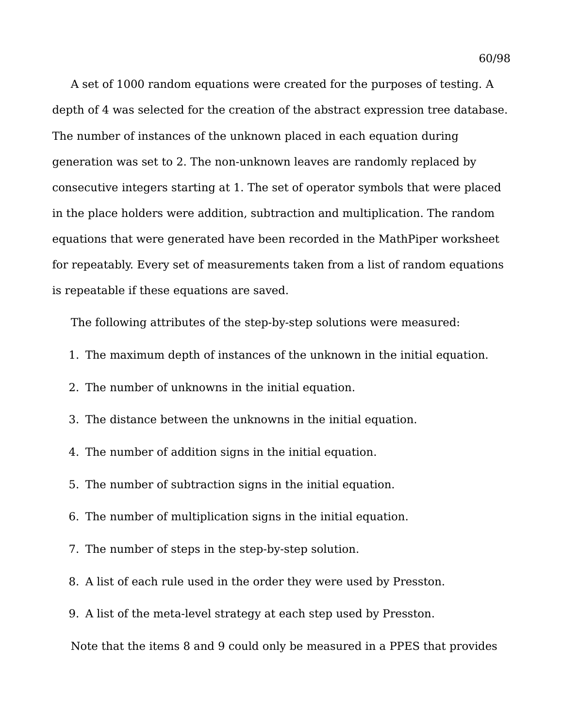A set of 1000 random equations were created for the purposes of testing. A depth of 4 was selected for the creation of the abstract expression tree database. The number of instances of the unknown placed in each equation during generation was set to 2. The non-unknown leaves are randomly replaced by consecutive integers starting at 1. The set of operator symbols that were placed in the place holders were addition, subtraction and multiplication. The random equations that were generated have been recorded in the MathPiper worksheet for repeatably. Every set of measurements taken from a list of random equations is repeatable if these equations are saved.

The following attributes of the step-by-step solutions were measured:

1. The maximum depth of instances of the unknown in the initial equation.
2. The number of unknowns in the initial equation.
3. The distance between the unknowns in the initial equation.
4. The number of addition signs in the initial equation.
5. The number of subtraction signs in the initial equation.
6. The number of multiplication signs in the initial equation.
7. The number of steps in the step-by-step solution.
8. A list of each rule used in the order they were used by Presston.
9. A list of the meta-level strategy at each step used by Presston.

Note that the items 8 and 9 could only be measured in a PPES that provides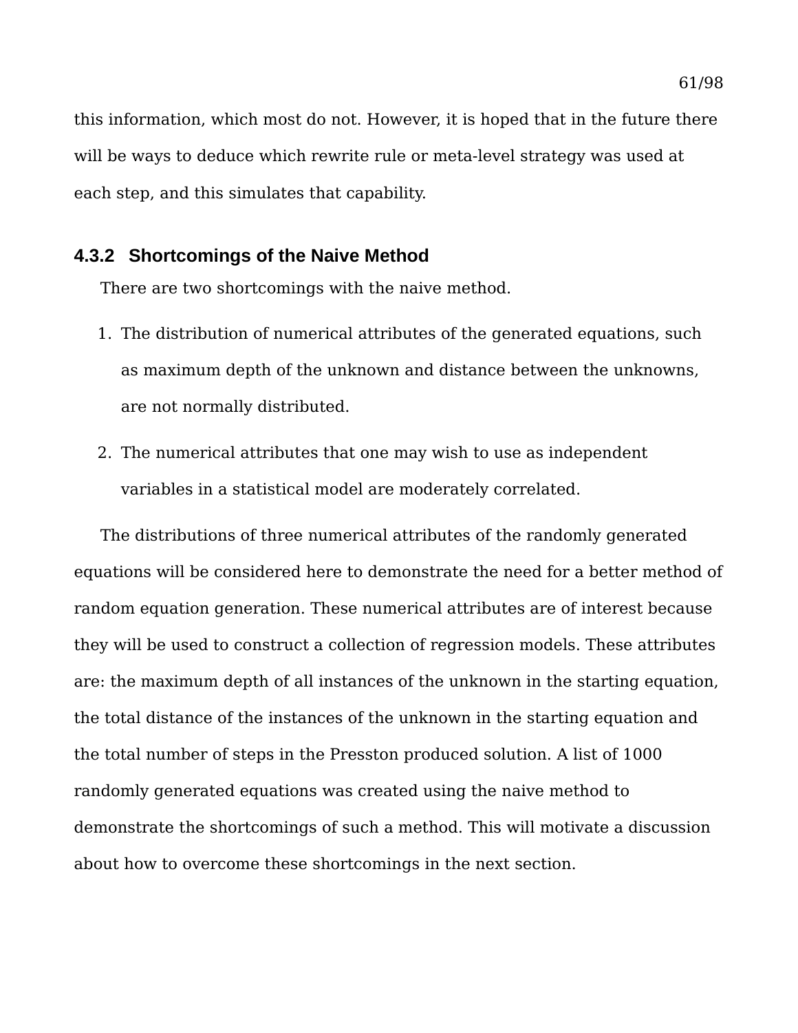this information, which most do not. However, it is hoped that in the future there will be ways to deduce which rewrite rule or meta-level strategy was used at each step, and this simulates that capability.

### 4.3.2 Shortcomings of the Naive Method

There are two shortcomings with the naive method.

1. The distribution of numerical attributes of the generated equations, such as maximum depth of the unknown and distance between the unknowns, are not normally distributed.
2. The numerical attributes that one may wish to use as independent variables in a statistical model are moderately correlated.

The distributions of three numerical attributes of the randomly generated equations will be considered here to demonstrate the need for a better method of random equation generation. These numerical attributes are of interest because they will be used to construct a collection of regression models. These attributes are: the maximum depth of all instances of the unknown in the starting equation, the total distance of the instances of the unknown in the starting equation and the total number of steps in the Presston produced solution. A list of 1000 randomly generated equations was created using the naive method to demonstrate the shortcomings of such a method. This will motivate a discussion about how to overcome these shortcomings in the next section.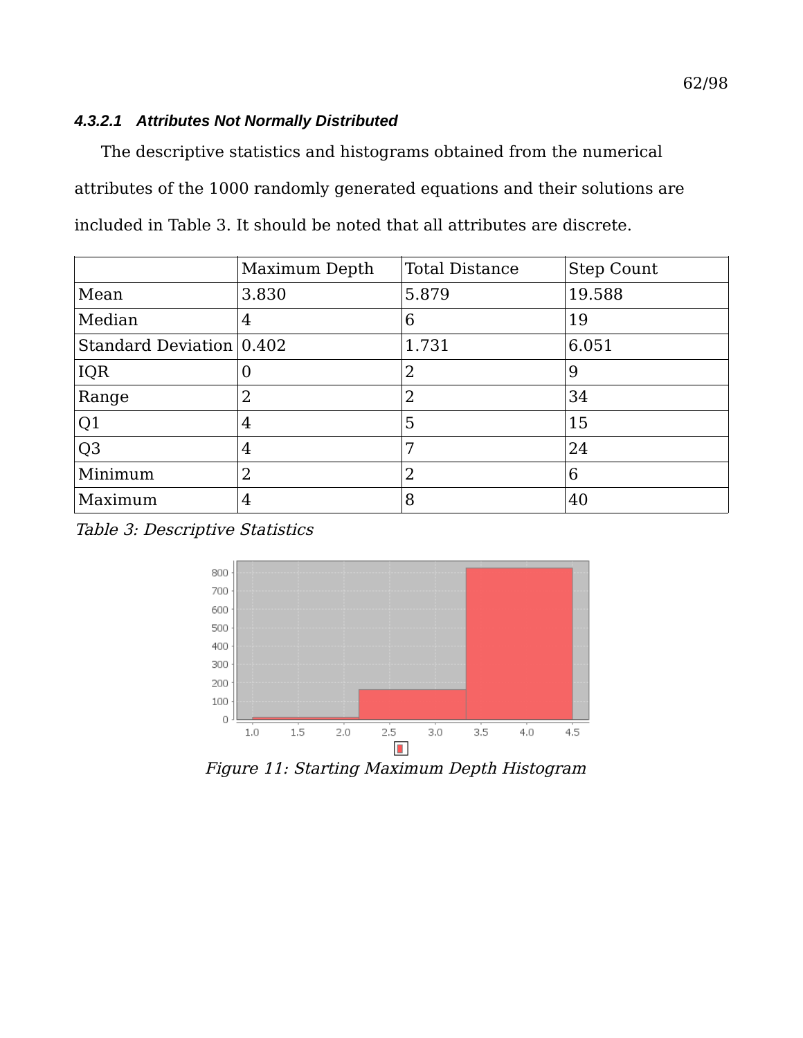#### 4.3.2.1 Attributes Not Normally Distributed

The descriptive statistics and histograms obtained from the numerical attributes of the 1000 randomly generated equations and their solutions are included in Table 3. It should be noted that all attributes are discrete.

| | Maximum Depth | Total Distance | Step Count |
|---|---|---|---|
| Mean | 3.830 | 5.879 | 19.588 |
| Median | 4 | 6 | 19 |
| Standard Deviation | 0.402 | 1.731 | 6.051 |
| IQR | 0 | 2 | 9 |
| Range | 2 | 2 | 34 |
| Q1 | 4 | 5 | 15 |
| Q3 | 4 | 7 | 24 |
| Minimum | 2 | 2 | 6 |
| Maximum | 4 | 8 | 40 |

*Table 3: Descriptive Statistics*

*Figure 11: Starting Maximum Depth Histogram*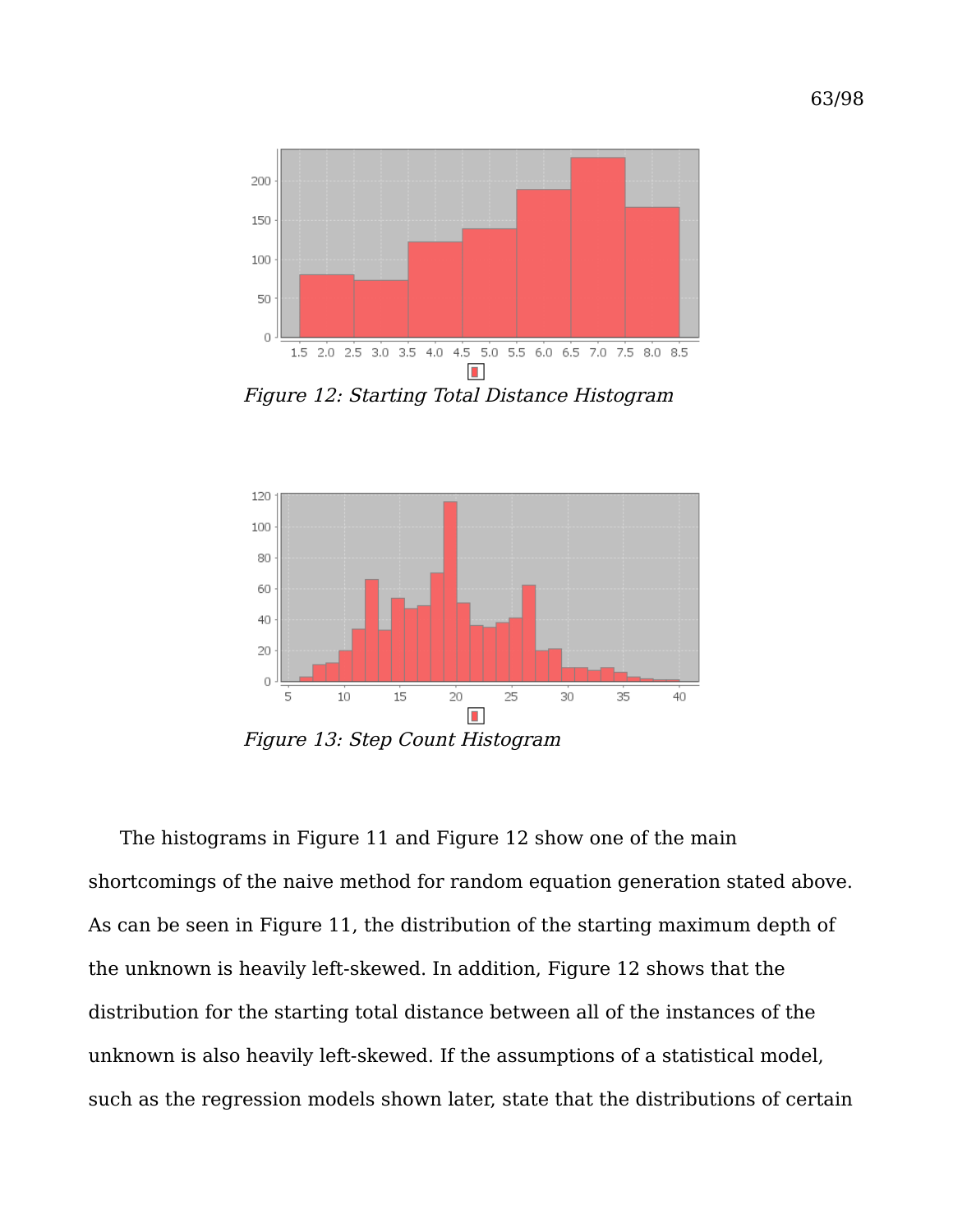Figure 12: Starting Total Distance Histogram

Figure 13: Step Count Histogram

The histograms in Figure 11 and Figure 12 show one of the main shortcomings of the naive method for random equation generation stated above. As can be seen in Figure 11, the distribution of the starting maximum depth of the unknown is heavily left-skewed. In addition, Figure 12 shows that the distribution for the starting total distance between all of the instances of the unknown is also heavily left-skewed. If the assumptions of a statistical model, such as the regression models shown later, state that the distributions of certain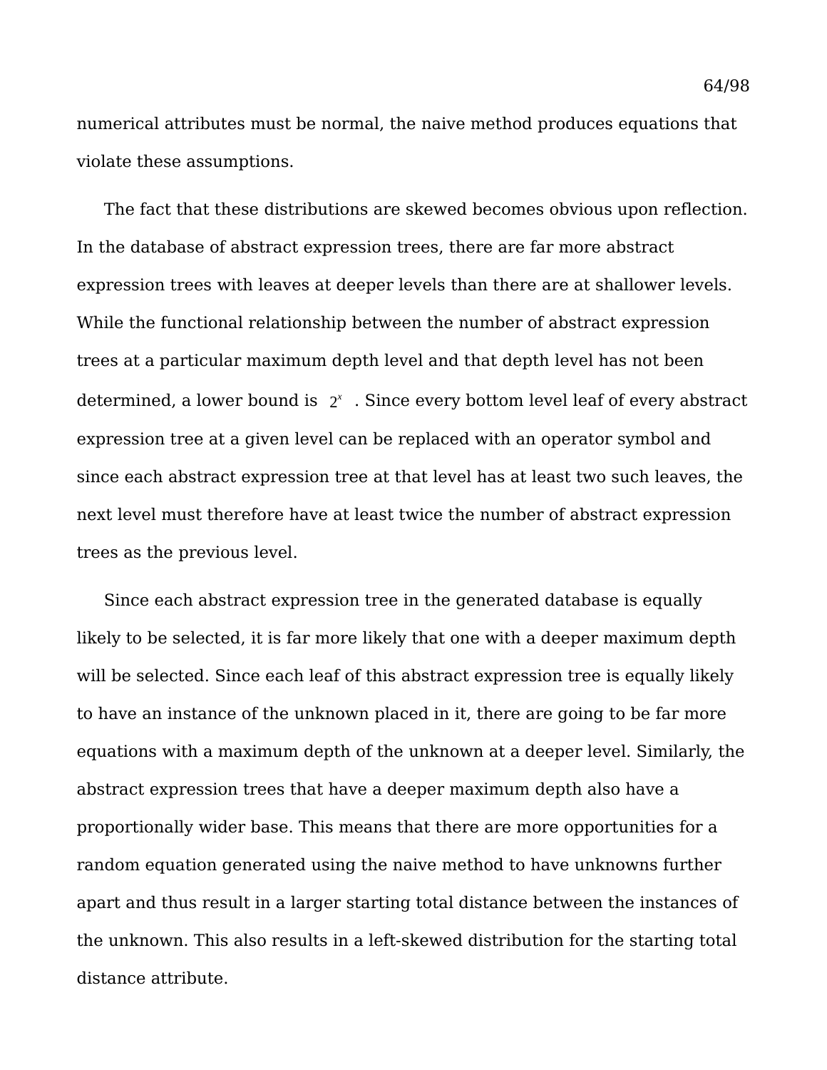numerical attributes must be normal, the naive method produces equations that violate these assumptions.

The fact that these distributions are skewed becomes obvious upon reflection. In the database of abstract expression trees, there are far more abstract expression trees with leaves at deeper levels than there are at shallower levels. While the functional relationship between the number of abstract expression trees at a particular maximum depth level and that depth level has not been determined, a lower bound is $2^x$ . Since every bottom level leaf of every abstract expression tree at a given level can be replaced with an operator symbol and since each abstract expression tree at that level has at least two such leaves, the next level must therefore have at least twice the number of abstract expression trees as the previous level.

Since each abstract expression tree in the generated database is equally likely to be selected, it is far more likely that one with a deeper maximum depth will be selected. Since each leaf of this abstract expression tree is equally likely to have an instance of the unknown placed in it, there are going to be far more equations with a maximum depth of the unknown at a deeper level. Similarly, the abstract expression trees that have a deeper maximum depth also have a proportionally wider base. This means that there are more opportunities for a random equation generated using the naive method to have unknowns further apart and thus result in a larger starting total distance between the instances of the unknown. This also results in a left-skewed distribution for the starting total distance attribute.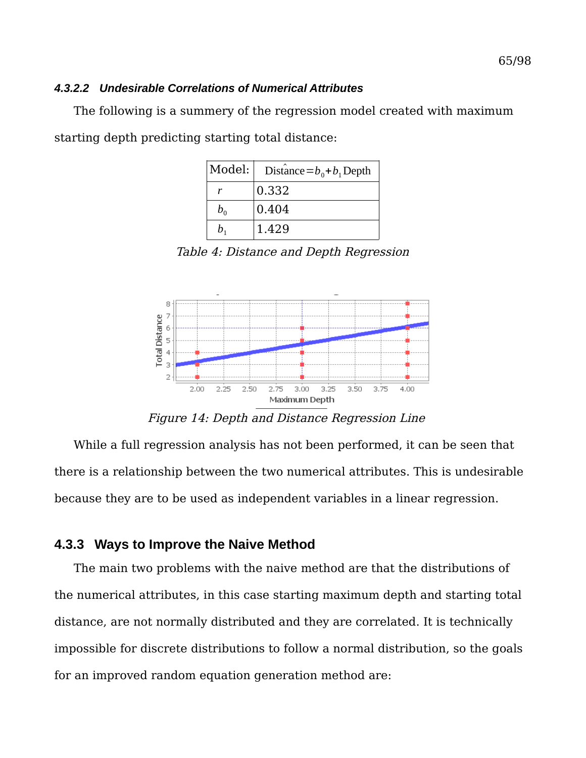#### 4.3.2.2 Undesirable Correlations of Numerical Attributes

The following is a summery of the regression model created with maximum starting depth predicting starting total distance:

| Model: | $\hat{\text{Distance}} = b_0 + b_1 \text{Depth}$ |
|---|---|
| $r$ | 0.332 |
| $b_0$ | 0.404 |
| $b_1$ | 1.429 |

*Table 4: Distance and Depth Regression*

*Figure 14: Depth and Distance Regression Line*

While a full regression analysis has not been performed, it can be seen that there is a relationship between the two numerical attributes. This is undesirable because they are to be used as independent variables in a linear regression.

### 4.3.3 Ways to Improve the Naive Method

The main two problems with the naive method are that the distributions of the numerical attributes, in this case starting maximum depth and starting total distance, are not normally distributed and they are correlated. It is technically impossible for discrete distributions to follow a normal distribution, so the goals for an improved random equation generation method are: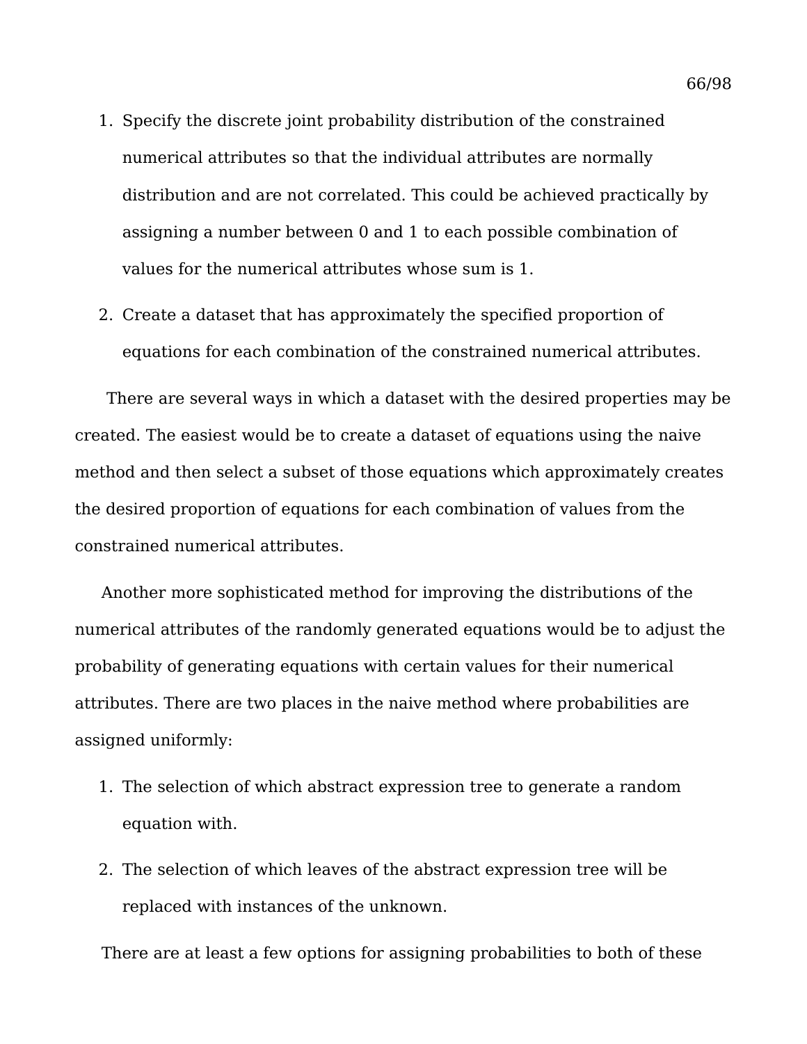1. Specify the discrete joint probability distribution of the constrained numerical attributes so that the individual attributes are normally distribution and are not correlated. This could be achieved practically by assigning a number between 0 and 1 to each possible combination of values for the numerical attributes whose sum is 1.
2. Create a dataset that has approximately the specified proportion of equations for each combination of the constrained numerical attributes.

There are several ways in which a dataset with the desired properties may be created. The easiest would be to create a dataset of equations using the naive method and then select a subset of those equations which approximately creates the desired proportion of equations for each combination of values from the constrained numerical attributes.

Another more sophisticated method for improving the distributions of the numerical attributes of the randomly generated equations would be to adjust the probability of generating equations with certain values for their numerical attributes. There are two places in the naive method where probabilities are assigned uniformly:

1. The selection of which abstract expression tree to generate a random equation with.
2. The selection of which leaves of the abstract expression tree will be replaced with instances of the unknown.

There are at least a few options for assigning probabilities to both of these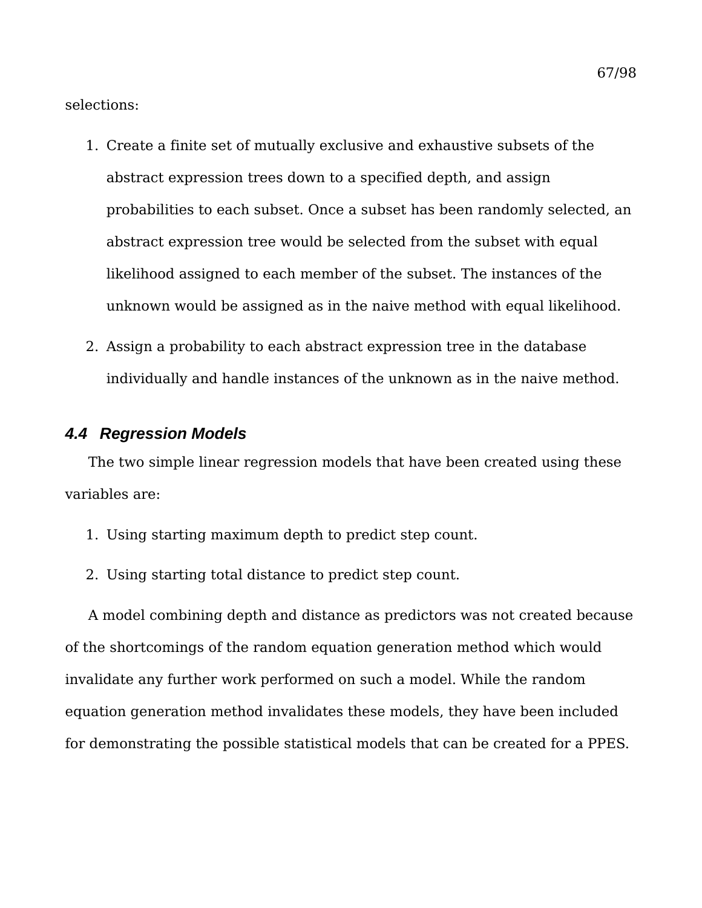selections:

1. Create a finite set of mutually exclusive and exhaustive subsets of the abstract expression trees down to a specified depth, and assign probabilities to each subset. Once a subset has been randomly selected, an abstract expression tree would be selected from the subset with equal likelihood assigned to each member of the subset. The instances of the unknown would be assigned as in the naive method with equal likelihood.
2. Assign a probability to each abstract expression tree in the database individually and handle instances of the unknown as in the naive method.

### *4.4 Regression Models*

The two simple linear regression models that have been created using these variables are:

1. Using starting maximum depth to predict step count.
2. Using starting total distance to predict step count.

A model combining depth and distance as predictors was not created because of the shortcomings of the random equation generation method which would invalidate any further work performed on such a model. While the random equation generation method invalidates these models, they have been included for demonstrating the possible statistical models that can be created for a PPES.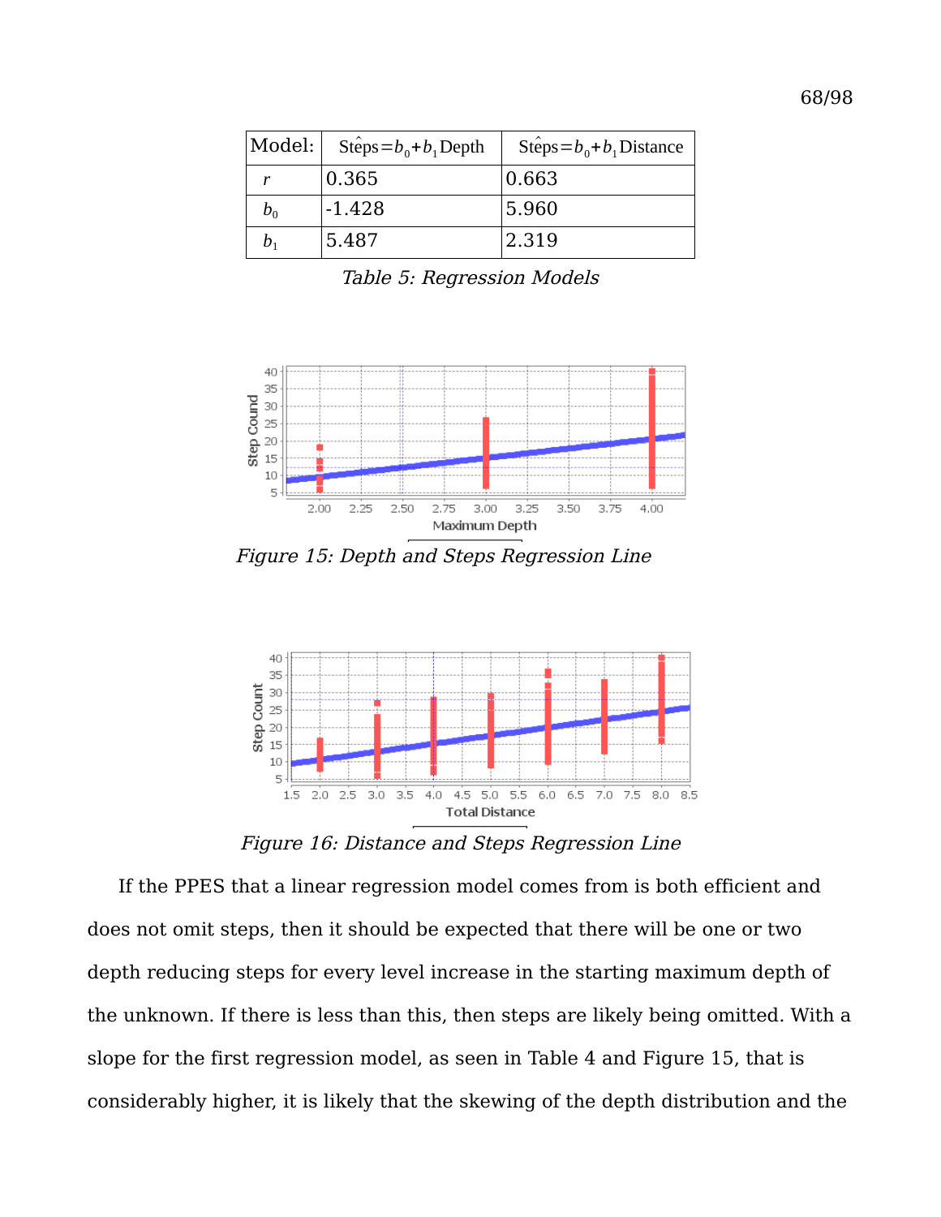| Model: | $\hat{\text{Steps}} = b_0 + b_1 \text{Depth}$ | $\hat{\text{Steps}} = b_0 + b_1 \text{Distance}$ |
|---|---|---|
| $r$ | 0.365 | 0.663 |
| $b_0$ | -1.428 | 5.960 |
| $b_1$ | 5.487 | 2.319 |

*Table 5: Regression Models*

*Figure 15: Depth and Steps Regression Line*

*Figure 16: Distance and Steps Regression Line*

If the PPES that a linear regression model comes from is both efficient and does not omit steps, then it should be expected that there will be one or two depth reducing steps for every level increase in the starting maximum depth of the unknown. If there is less than this, then steps are likely being omitted. With a slope for the first regression model, as seen in Table 4 and Figure 15, that is considerably higher, it is likely that the skewing of the depth distribution and the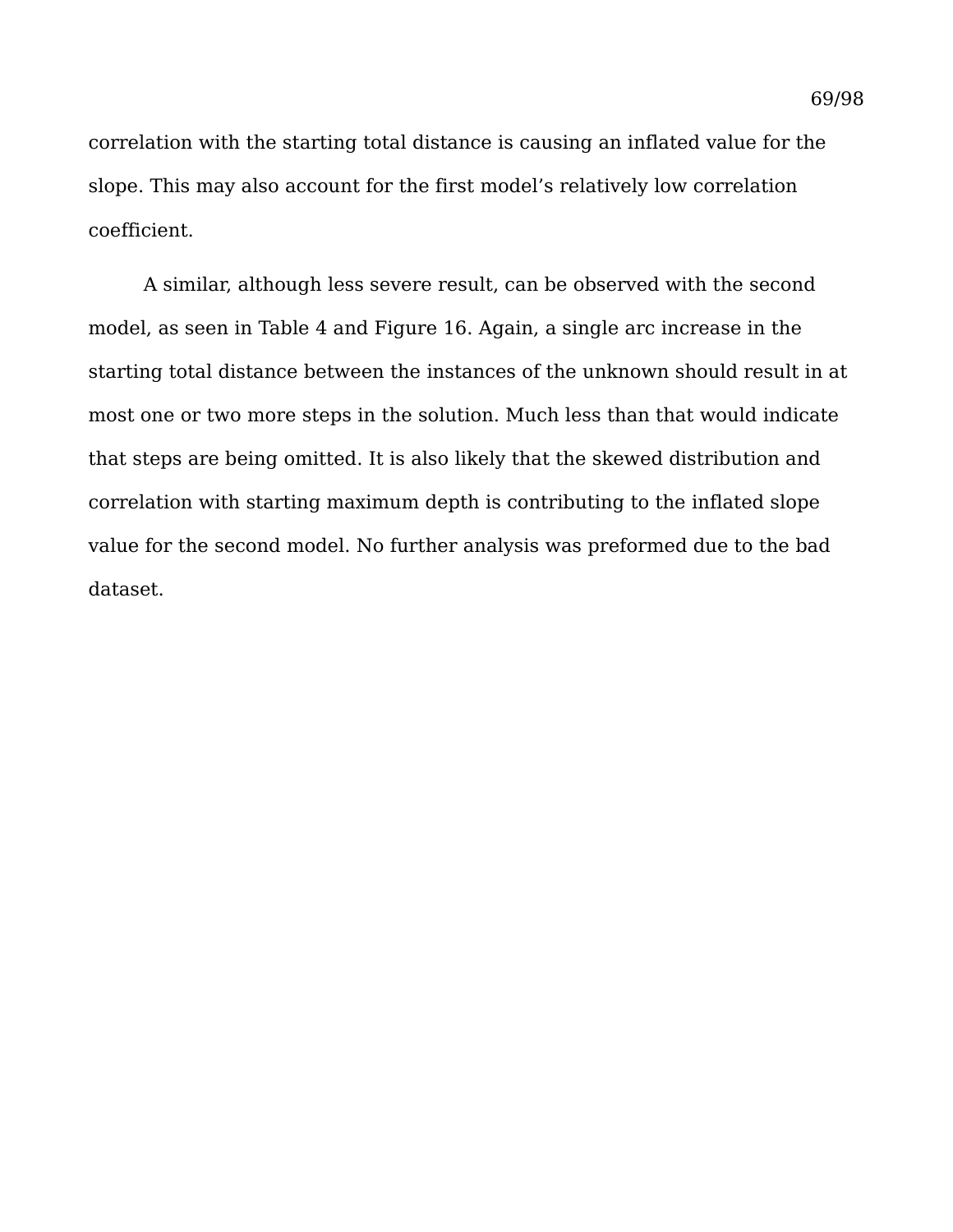correlation with the starting total distance is causing an inflated value for the slope. This may also account for the first model’s relatively low correlation coefficient.

A similar, although less severe result, can be observed with the second model, as seen in Table 4 and Figure 16. Again, a single arc increase in the starting total distance between the instances of the unknown should result in at most one or two more steps in the solution. Much less than that would indicate that steps are being omitted. It is also likely that the skewed distribution and correlation with starting maximum depth is contributing to the inflated slope value for the second model. No further analysis was preformed due to the bad dataset.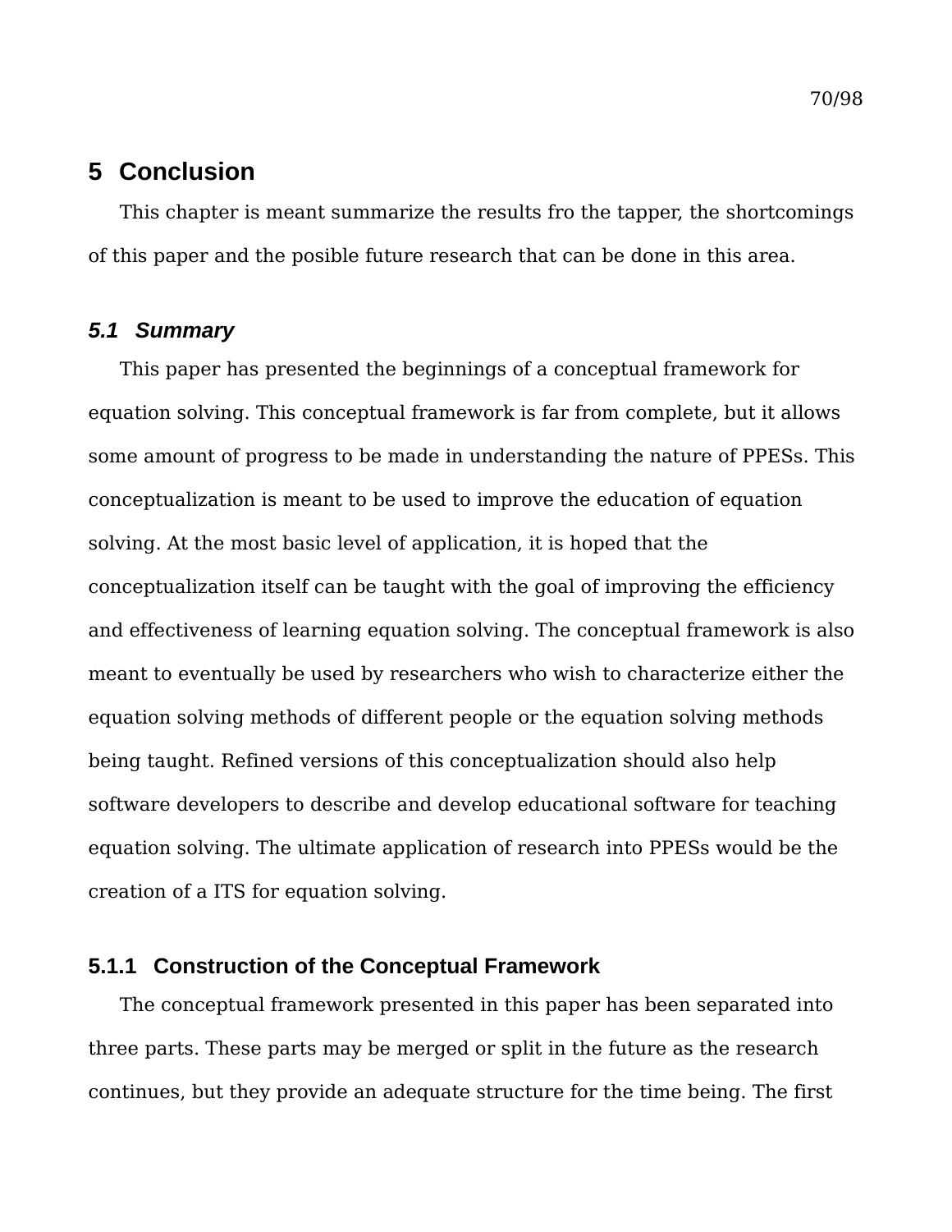# 5 Conclusion

This chapter is meant summarize the results fro the tapper, the shortcomings of this paper and the posible future research that can be done in this area.

## *5.1 Summary*

This paper has presented the beginnings of a conceptual framework for equation solving. This conceptual framework is far from complete, but it allows some amount of progress to be made in understanding the nature of PPESs. This conceptualization is meant to be used to improve the education of equation solving. At the most basic level of application, it is hoped that the conceptualization itself can be taught with the goal of improving the efficiency and effectiveness of learning equation solving. The conceptual framework is also meant to eventually be used by researchers who wish to characterize either the equation solving methods of different people or the equation solving methods being taught. Refined versions of this conceptualization should also help software developers to describe and develop educational software for teaching equation solving. The ultimate application of research into PPESs would be the creation of a ITS for equation solving.

### 5.1.1 Construction of the Conceptual Framework

The conceptual framework presented in this paper has been separated into three parts. These parts may be merged or split in the future as the research continues, but they provide an adequate structure for the time being. The first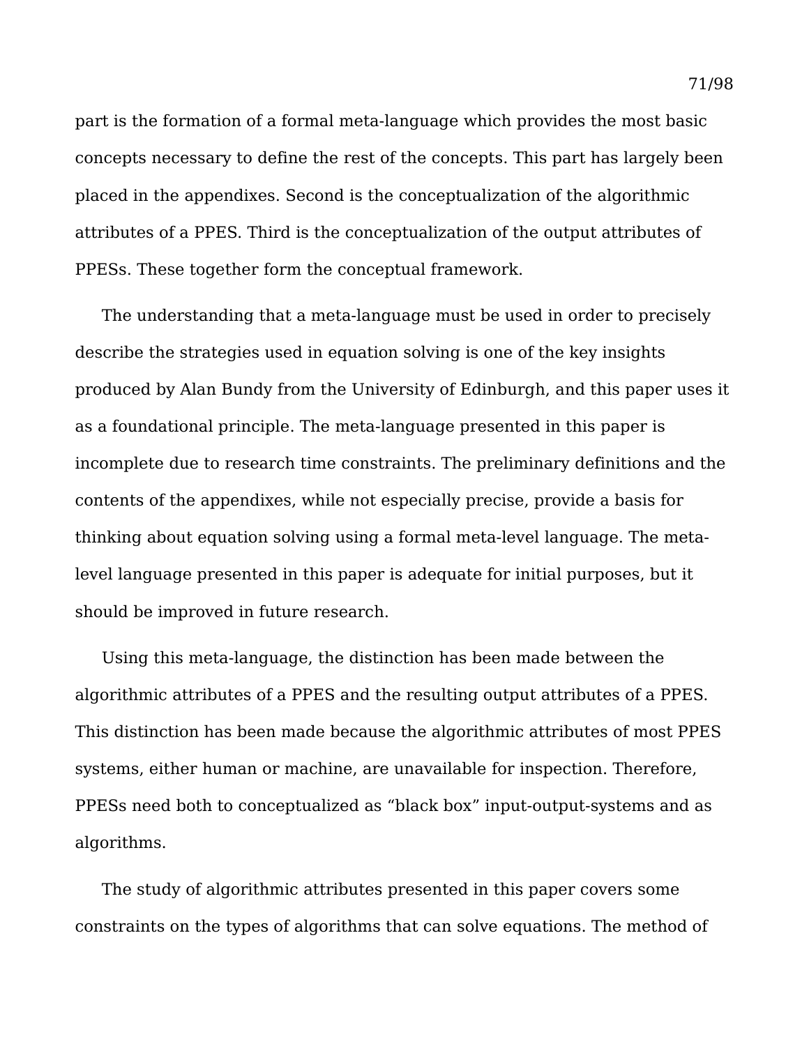part is the formation of a formal meta-language which provides the most basic concepts necessary to define the rest of the concepts. This part has largely been placed in the appendixes. Second is the conceptualization of the algorithmic attributes of a PPES. Third is the conceptualization of the output attributes of PPESs. These together form the conceptual framework.

The understanding that a meta-language must be used in order to precisely describe the strategies used in equation solving is one of the key insights produced by Alan Bundy from the University of Edinburgh, and this paper uses it as a foundational principle. The meta-language presented in this paper is incomplete due to research time constraints. The preliminary definitions and the contents of the appendixes, while not especially precise, provide a basis for thinking about equation solving using a formal meta-level language. The meta-level language presented in this paper is adequate for initial purposes, but it should be improved in future research.

Using this meta-language, the distinction has been made between the algorithmic attributes of a PPES and the resulting output attributes of a PPES. This distinction has been made because the algorithmic attributes of most PPES systems, either human or machine, are unavailable for inspection. Therefore, PPESs need both to conceptualized as "black box" input-output-systems and as algorithms.

The study of algorithmic attributes presented in this paper covers some constraints on the types of algorithms that can solve equations. The method of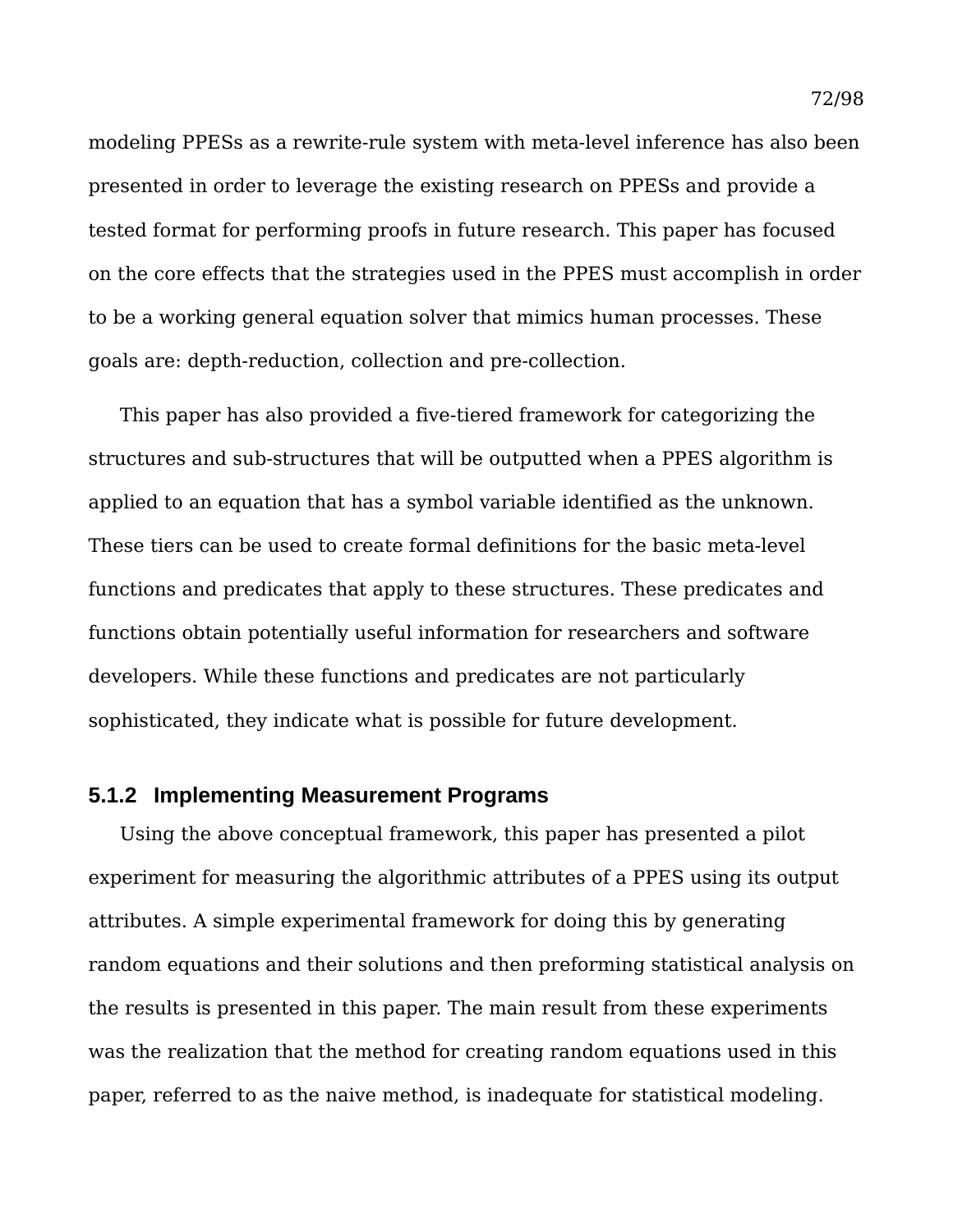modeling PPESs as a rewrite-rule system with meta-level inference has also been presented in order to leverage the existing research on PPESs and provide a tested format for performing proofs in future research. This paper has focused on the core effects that the strategies used in the PPES must accomplish in order to be a working general equation solver that mimics human processes. These goals are: depth-reduction, collection and pre-collection.

This paper has also provided a five-tiered framework for categorizing the structures and sub-structures that will be outputted when a PPES algorithm is applied to an equation that has a symbol variable identified as the unknown. These tiers can be used to create formal definitions for the basic meta-level functions and predicates that apply to these structures. These predicates and functions obtain potentially useful information for researchers and software developers. While these functions and predicates are not particularly sophisticated, they indicate what is possible for future development.

### 5.1.2 Implementing Measurement Programs

Using the above conceptual framework, this paper has presented a pilot experiment for measuring the algorithmic attributes of a PPES using its output attributes. A simple experimental framework for doing this by generating random equations and their solutions and then preforming statistical analysis on the results is presented in this paper. The main result from these experiments was the realization that the method for creating random equations used in this paper, referred to as the naive method, is inadequate for statistical modeling.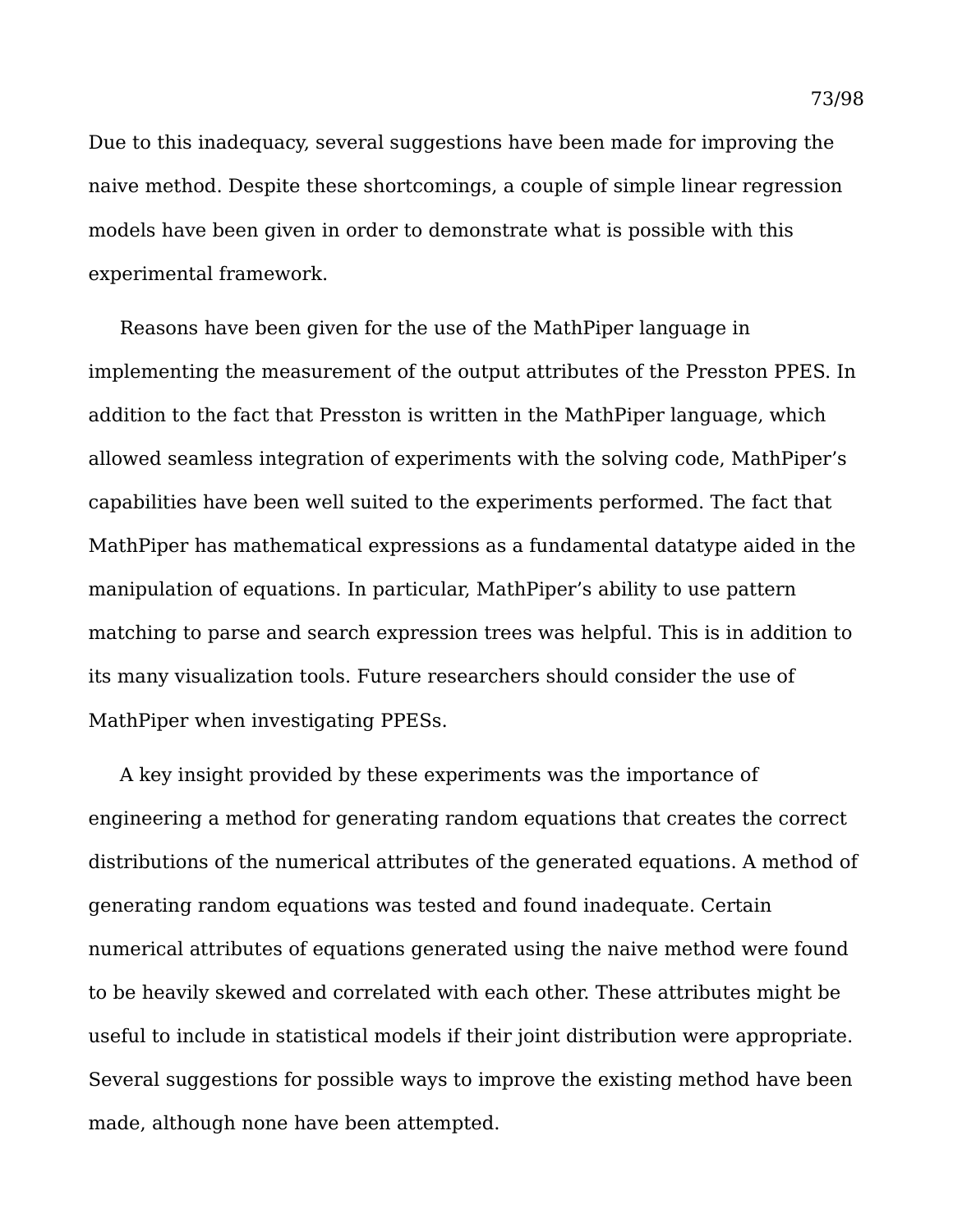Due to this inadequacy, several suggestions have been made for improving the naive method. Despite these shortcomings, a couple of simple linear regression models have been given in order to demonstrate what is possible with this experimental framework.

Reasons have been given for the use of the MathPiper language in implementing the measurement of the output attributes of the Presston PPES. In addition to the fact that Presston is written in the MathPiper language, which allowed seamless integration of experiments with the solving code, MathPiper's capabilities have been well suited to the experiments performed. The fact that MathPiper has mathematical expressions as a fundamental datatype aided in the manipulation of equations. In particular, MathPiper's ability to use pattern matching to parse and search expression trees was helpful. This is in addition to its many visualization tools. Future researchers should consider the use of MathPiper when investigating PPESs.

A key insight provided by these experiments was the importance of engineering a method for generating random equations that creates the correct distributions of the numerical attributes of the generated equations. A method of generating random equations was tested and found inadequate. Certain numerical attributes of equations generated using the naive method were found to be heavily skewed and correlated with each other. These attributes might be useful to include in statistical models if their joint distribution were appropriate. Several suggestions for possible ways to improve the existing method have been made, although none have been attempted.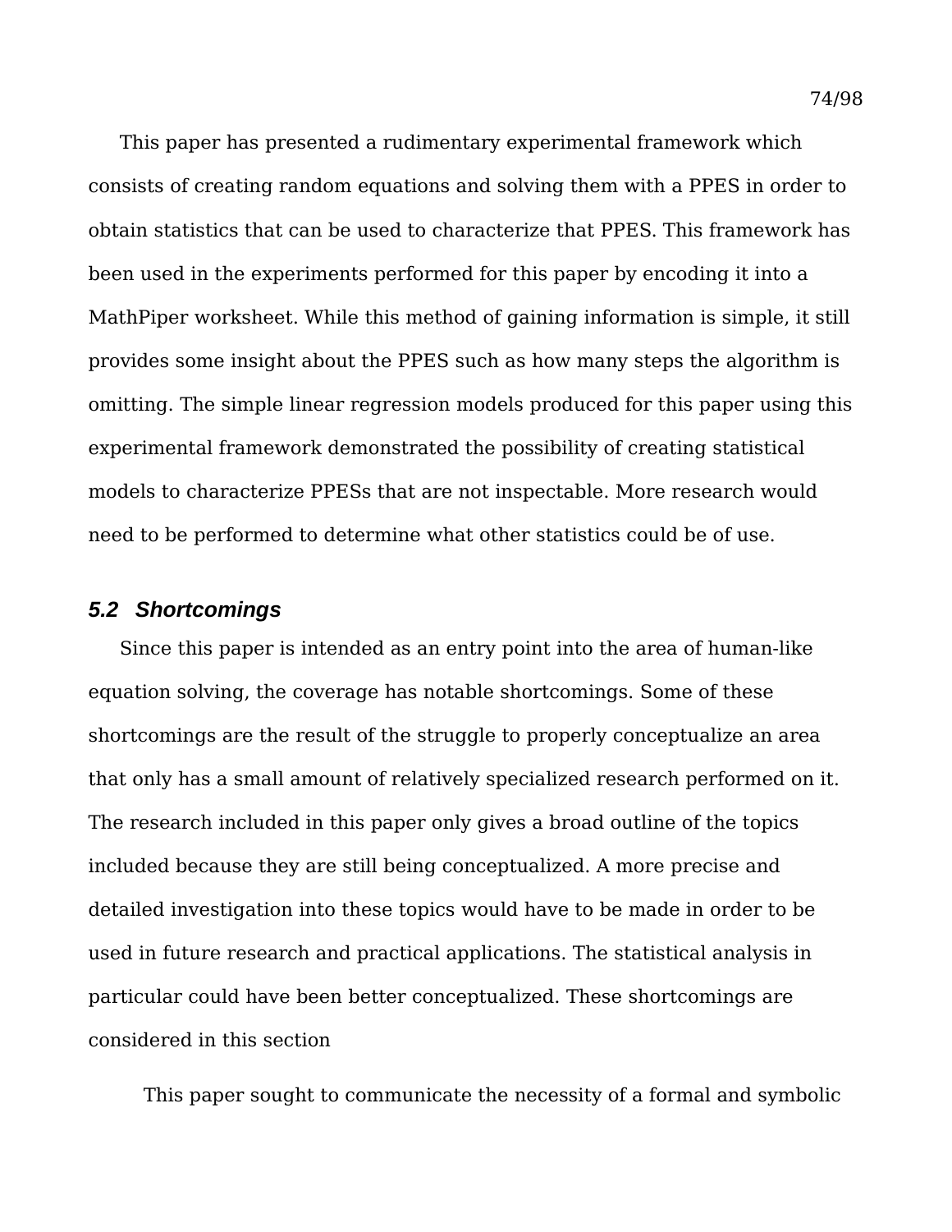This paper has presented a rudimentary experimental framework which consists of creating random equations and solving them with a PPES in order to obtain statistics that can be used to characterize that PPES. This framework has been used in the experiments performed for this paper by encoding it into a MathPiper worksheet. While this method of gaining information is simple, it still provides some insight about the PPES such as how many steps the algorithm is omitting. The simple linear regression models produced for this paper using this experimental framework demonstrated the possibility of creating statistical models to characterize PPESs that are not inspectable. More research would need to be performed to determine what other statistics could be of use.

### *5.2 Shortcomings*

Since this paper is intended as an entry point into the area of human-like equation solving, the coverage has notable shortcomings. Some of these shortcomings are the result of the struggle to properly conceptualize an area that only has a small amount of relatively specialized research performed on it. The research included in this paper only gives a broad outline of the topics included because they are still being conceptualized. A more precise and detailed investigation into these topics would have to be made in order to be used in future research and practical applications. The statistical analysis in particular could have been better conceptualized. These shortcomings are considered in this section

This paper sought to communicate the necessity of a formal and symbolic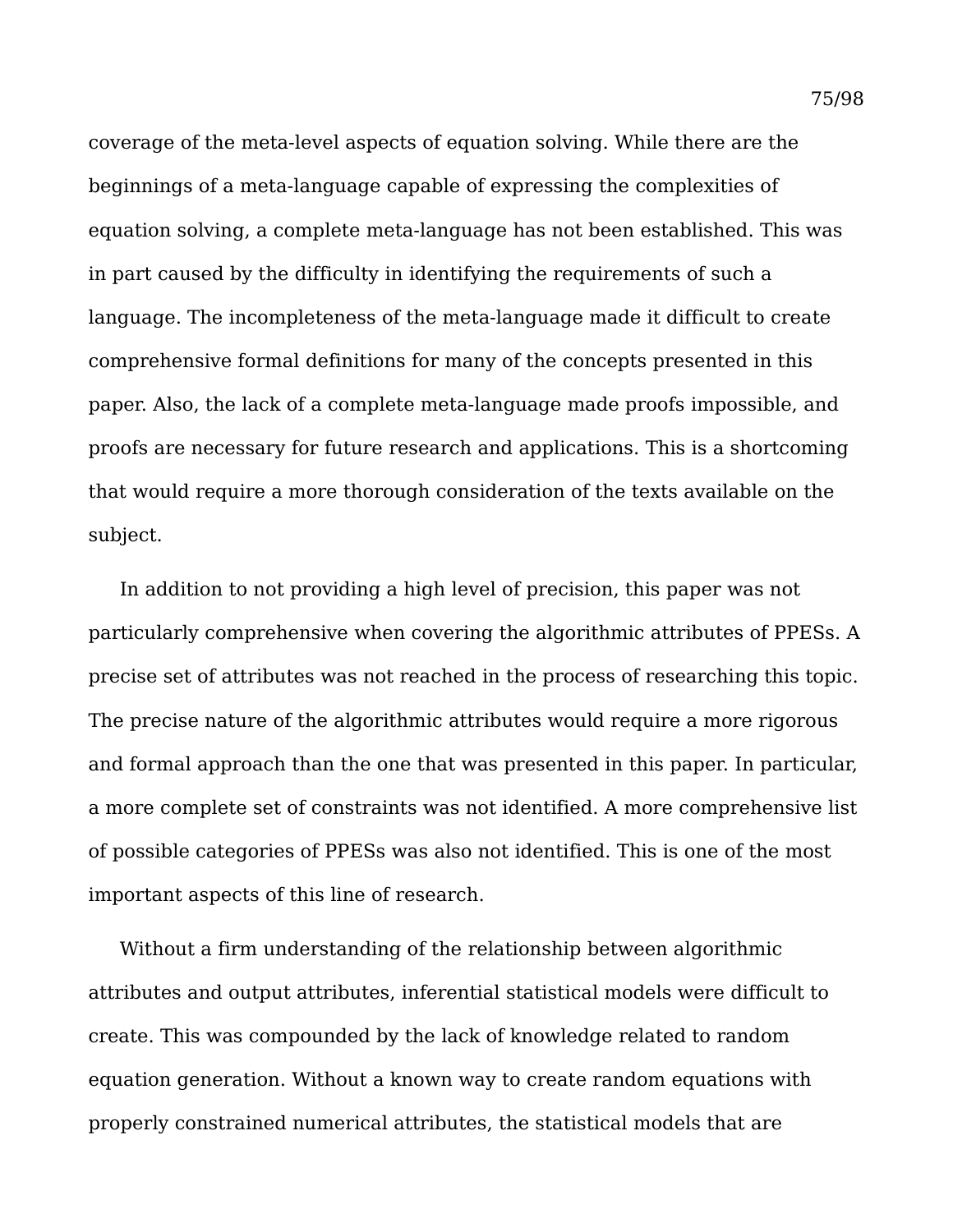coverage of the meta-level aspects of equation solving. While there are the beginnings of a meta-language capable of expressing the complexities of equation solving, a complete meta-language has not been established. This was in part caused by the difficulty in identifying the requirements of such a language. The incompleteness of the meta-language made it difficult to create comprehensive formal definitions for many of the concepts presented in this paper. Also, the lack of a complete meta-language made proofs impossible, and proofs are necessary for future research and applications. This is a shortcoming that would require a more thorough consideration of the texts available on the subject.

In addition to not providing a high level of precision, this paper was not particularly comprehensive when covering the algorithmic attributes of PPESs. A precise set of attributes was not reached in the process of researching this topic. The precise nature of the algorithmic attributes would require a more rigorous and formal approach than the one that was presented in this paper. In particular, a more complete set of constraints was not identified. A more comprehensive list of possible categories of PPESs was also not identified. This is one of the most important aspects of this line of research.

Without a firm understanding of the relationship between algorithmic attributes and output attributes, inferential statistical models were difficult to create. This was compounded by the lack of knowledge related to random equation generation. Without a known way to create random equations with properly constrained numerical attributes, the statistical models that are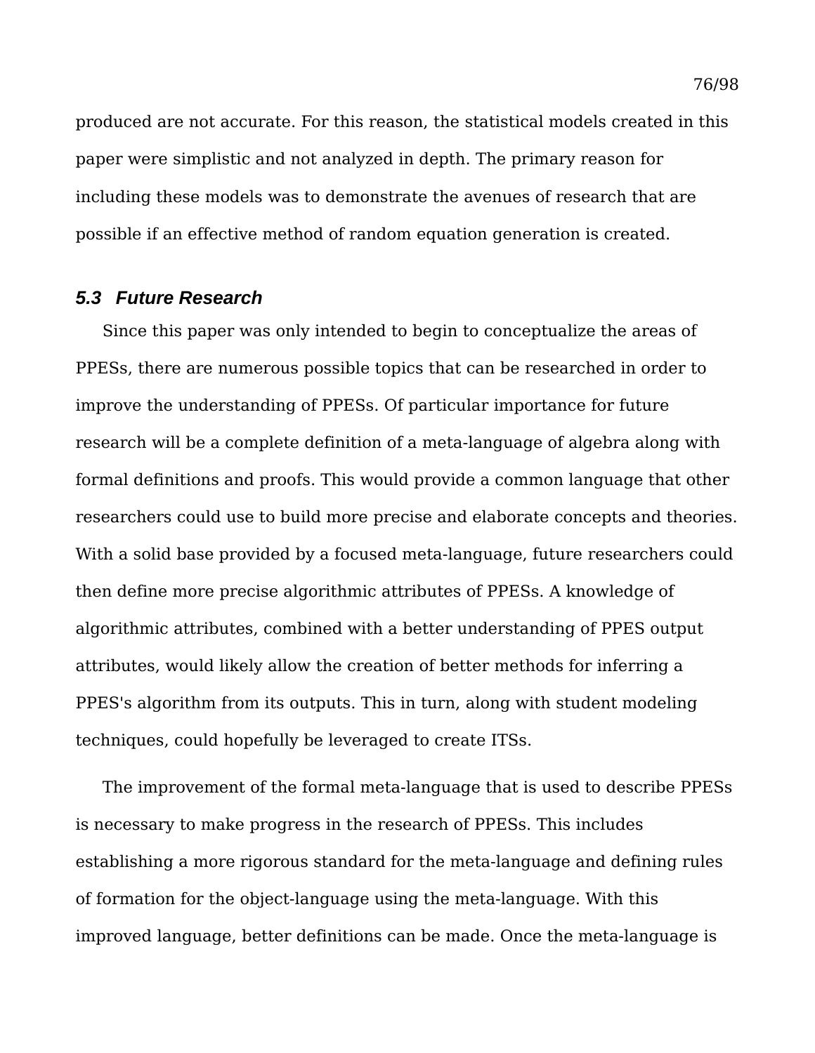produced are not accurate. For this reason, the statistical models created in this paper were simplistic and not analyzed in depth. The primary reason for including these models was to demonstrate the avenues of research that are possible if an effective method of random equation generation is created.

### *5.3 Future Research*

Since this paper was only intended to begin to conceptualize the areas of PPESs, there are numerous possible topics that can be researched in order to improve the understanding of PPESs. Of particular importance for future research will be a complete definition of a meta-language of algebra along with formal definitions and proofs. This would provide a common language that other researchers could use to build more precise and elaborate concepts and theories. With a solid base provided by a focused meta-language, future researchers could then define more precise algorithmic attributes of PPESs. A knowledge of algorithmic attributes, combined with a better understanding of PPES output attributes, would likely allow the creation of better methods for inferring a PPES's algorithm from its outputs. This in turn, along with student modeling techniques, could hopefully be leveraged to create ITSs.

The improvement of the formal meta-language that is used to describe PPESs is necessary to make progress in the research of PPESs. This includes establishing a more rigorous standard for the meta-language and defining rules of formation for the object-language using the meta-language. With this improved language, better definitions can be made. Once the meta-language is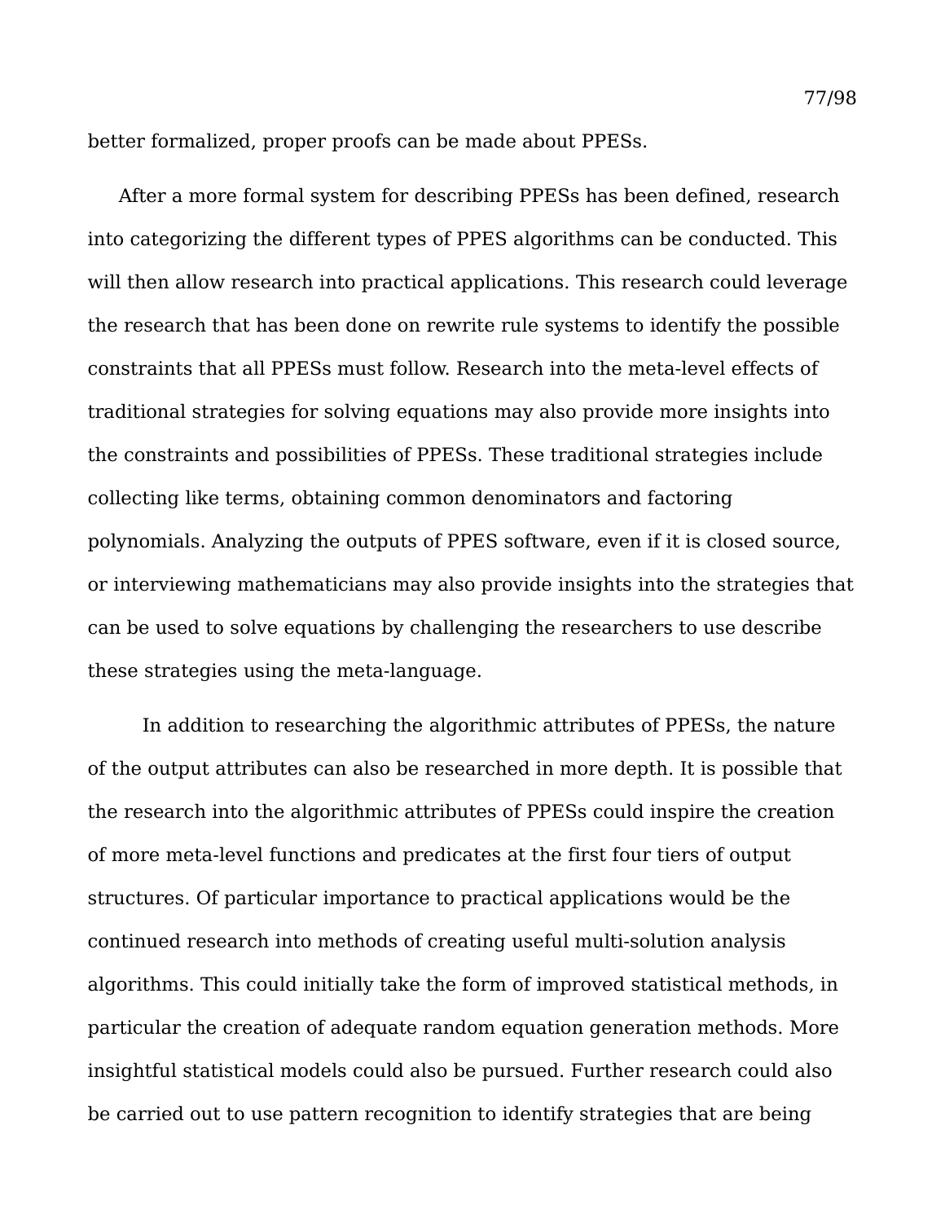better formalized, proper proofs can be made about PPESs.

After a more formal system for describing PPESs has been defined, research into categorizing the different types of PPES algorithms can be conducted. This will then allow research into practical applications. This research could leverage the research that has been done on rewrite rule systems to identify the possible constraints that all PPESs must follow. Research into the meta-level effects of traditional strategies for solving equations may also provide more insights into the constraints and possibilities of PPESs. These traditional strategies include collecting like terms, obtaining common denominators and factoring polynomials. Analyzing the outputs of PPES software, even if it is closed source, or interviewing mathematicians may also provide insights into the strategies that can be used to solve equations by challenging the researchers to use describe these strategies using the meta-language.

In addition to researching the algorithmic attributes of PPESs, the nature of the output attributes can also be researched in more depth. It is possible that the research into the algorithmic attributes of PPESs could inspire the creation of more meta-level functions and predicates at the first four tiers of output structures. Of particular importance to practical applications would be the continued research into methods of creating useful multi-solution analysis algorithms. This could initially take the form of improved statistical methods, in particular the creation of adequate random equation generation methods. More insightful statistical models could also be pursued. Further research could also be carried out to use pattern recognition to identify strategies that are being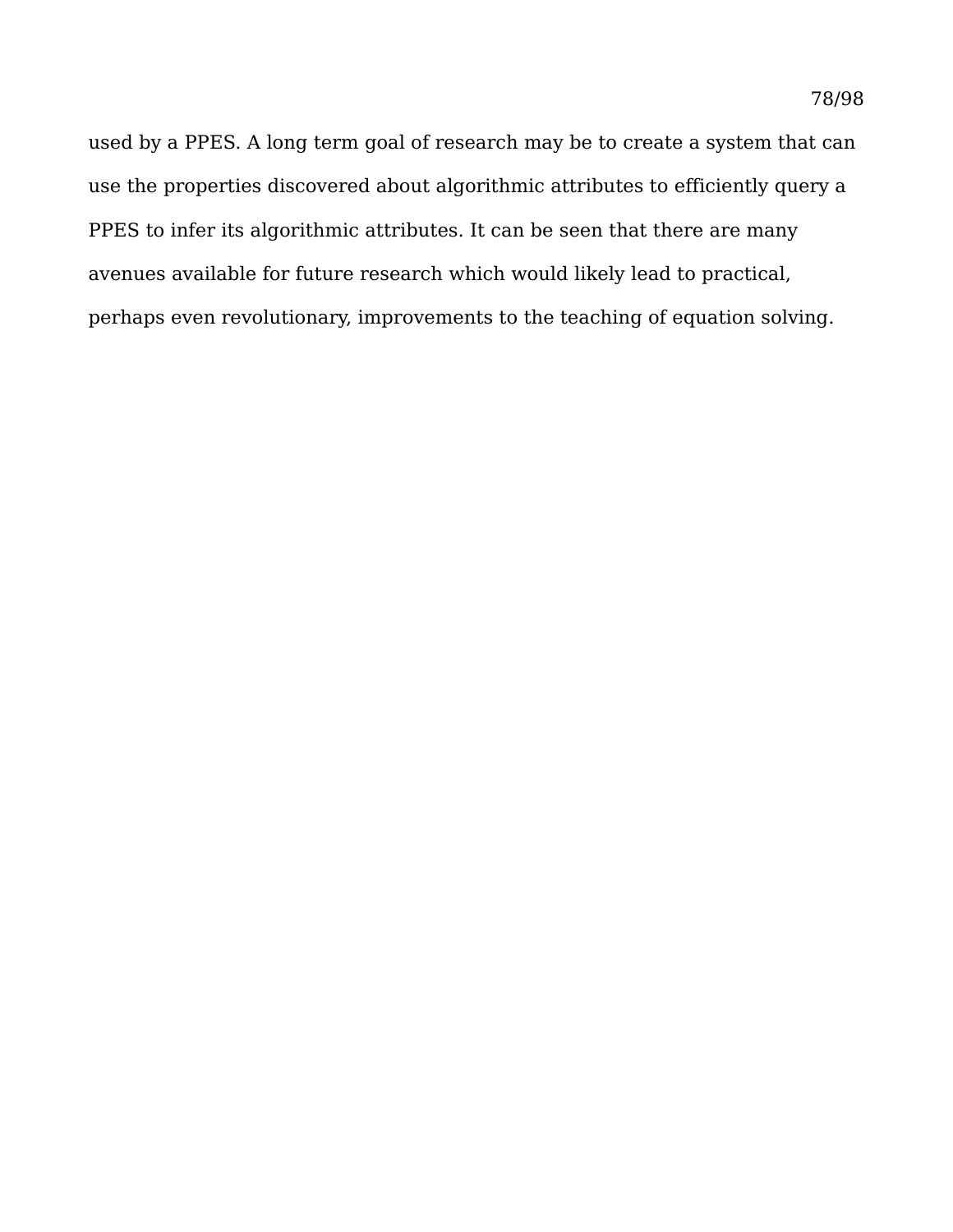used by a PPES. A long term goal of research may be to create a system that can use the properties discovered about algorithmic attributes to efficiently query a PPES to infer its algorithmic attributes. It can be seen that there are many avenues available for future research which would likely lead to practical, perhaps even revolutionary, improvements to the teaching of equation solving.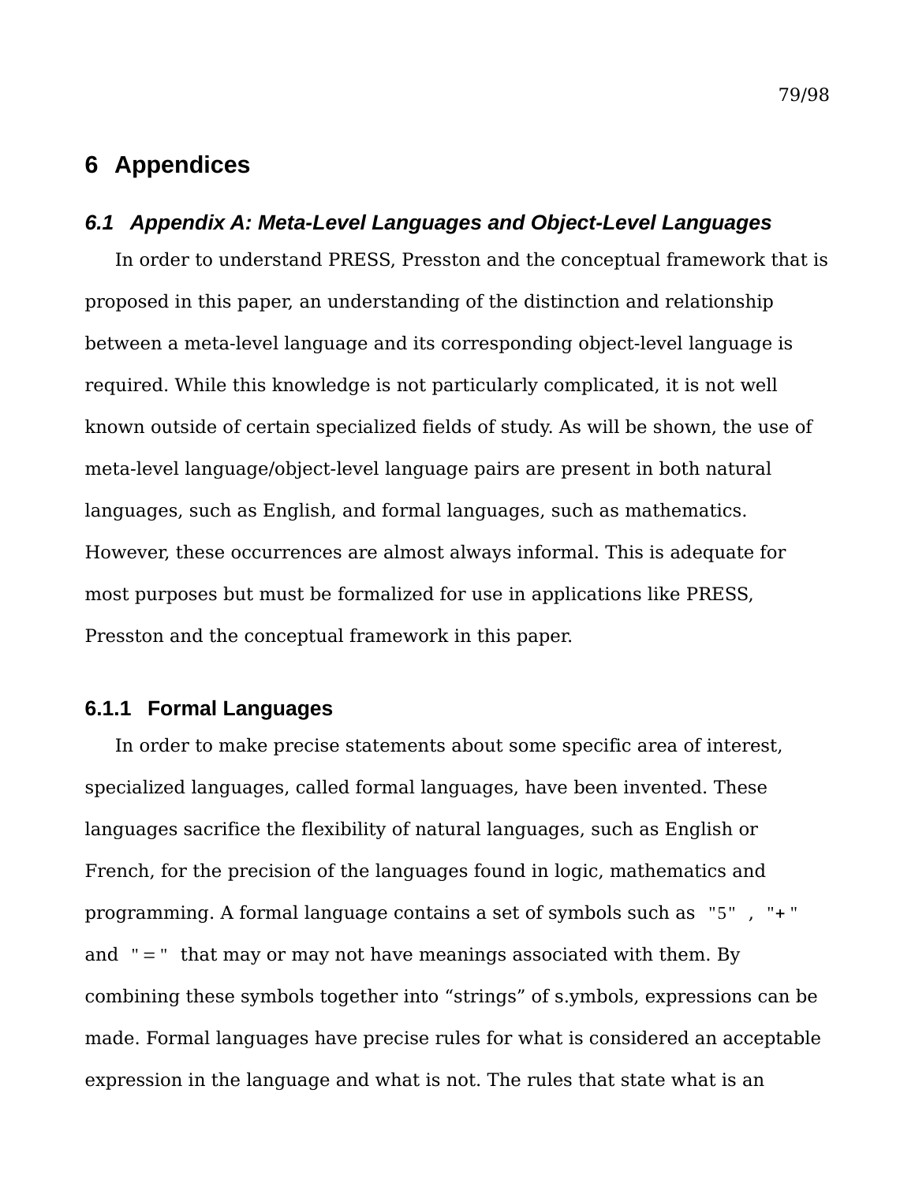# 6 Appendices

## *6.1 Appendix A: Meta-Level Languages and Object-Level Languages*

In order to understand PRESS, Presston and the conceptual framework that is proposed in this paper, an understanding of the distinction and relationship between a meta-level language and its corresponding object-level language is required. While this knowledge is not particularly complicated, it is not well known outside of certain specialized fields of study. As will be shown, the use of meta-level language/object-level language pairs are present in both natural languages, such as English, and formal languages, such as mathematics. However, these occurrences are almost always informal. This is adequate for most purposes but must be formalized for use in applications like PRESS, Presston and the conceptual framework in this paper.

### 6.1.1 Formal Languages

In order to make precise statements about some specific area of interest, specialized languages, called formal languages, have been invented. These languages sacrifice the flexibility of natural languages, such as English or French, for the precision of the languages found in logic, mathematics and programming. A formal language contains a set of symbols such as "5" , "+" and "=" that may or may not have meanings associated with them. By combining these symbols together into “strings” of s.ymbols, expressions can be made. Formal languages have precise rules for what is considered an acceptable expression in the language and what is not. The rules that state what is an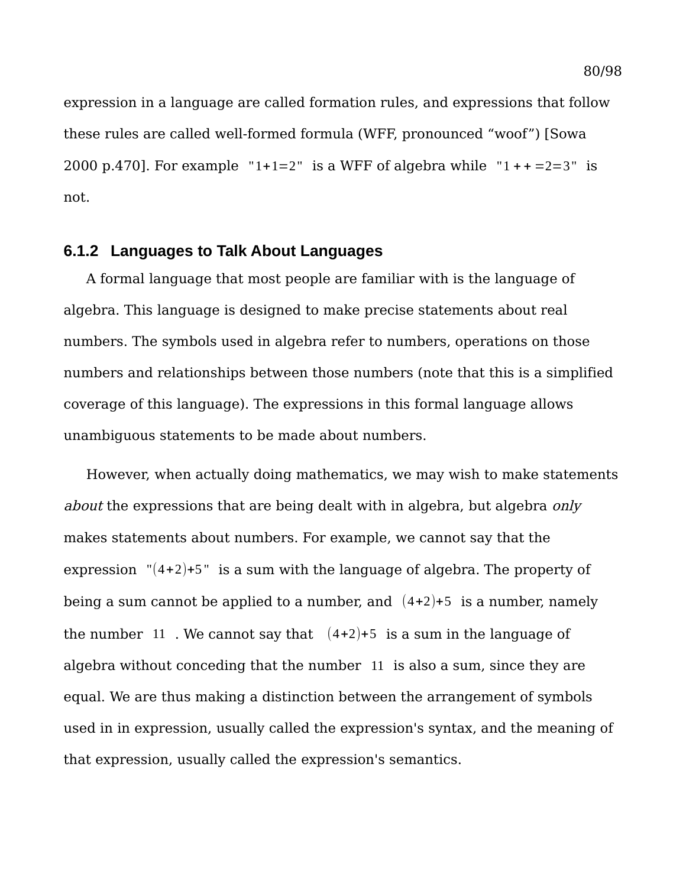expression in a language are called formation rules, and expressions that follow these rules are called well-formed formula (WFF, pronounced “woof”) [Sowa 2000 p.470]. For example "$1+1=2$" is a WFF of algebra while "$1++=2=3$" is not.

### 6.1.2 Languages to Talk About Languages

A formal language that most people are familiar with is the language of algebra. This language is designed to make precise statements about real numbers. The symbols used in algebra refer to numbers, operations on those numbers and relationships between those numbers (note that this is a simplified coverage of this language). The expressions in this formal language allows unambiguous statements to be made about numbers.

However, when actually doing mathematics, we may wish to make statements *about* the expressions that are being dealt with in algebra, but algebra *only* makes statements about numbers. For example, we cannot say that the expression "$(4+2)+5$" is a sum with the language of algebra. The property of being a sum cannot be applied to a number, and $(4+2)+5$ is a number, namely the number $11$. We cannot say that $(4+2)+5$ is a sum in the language of algebra without conceding that the number $11$ is also a sum, since they are equal. We are thus making a distinction between the arrangement of symbols used in in expression, usually called the expression's syntax, and the meaning of that expression, usually called the expression's semantics.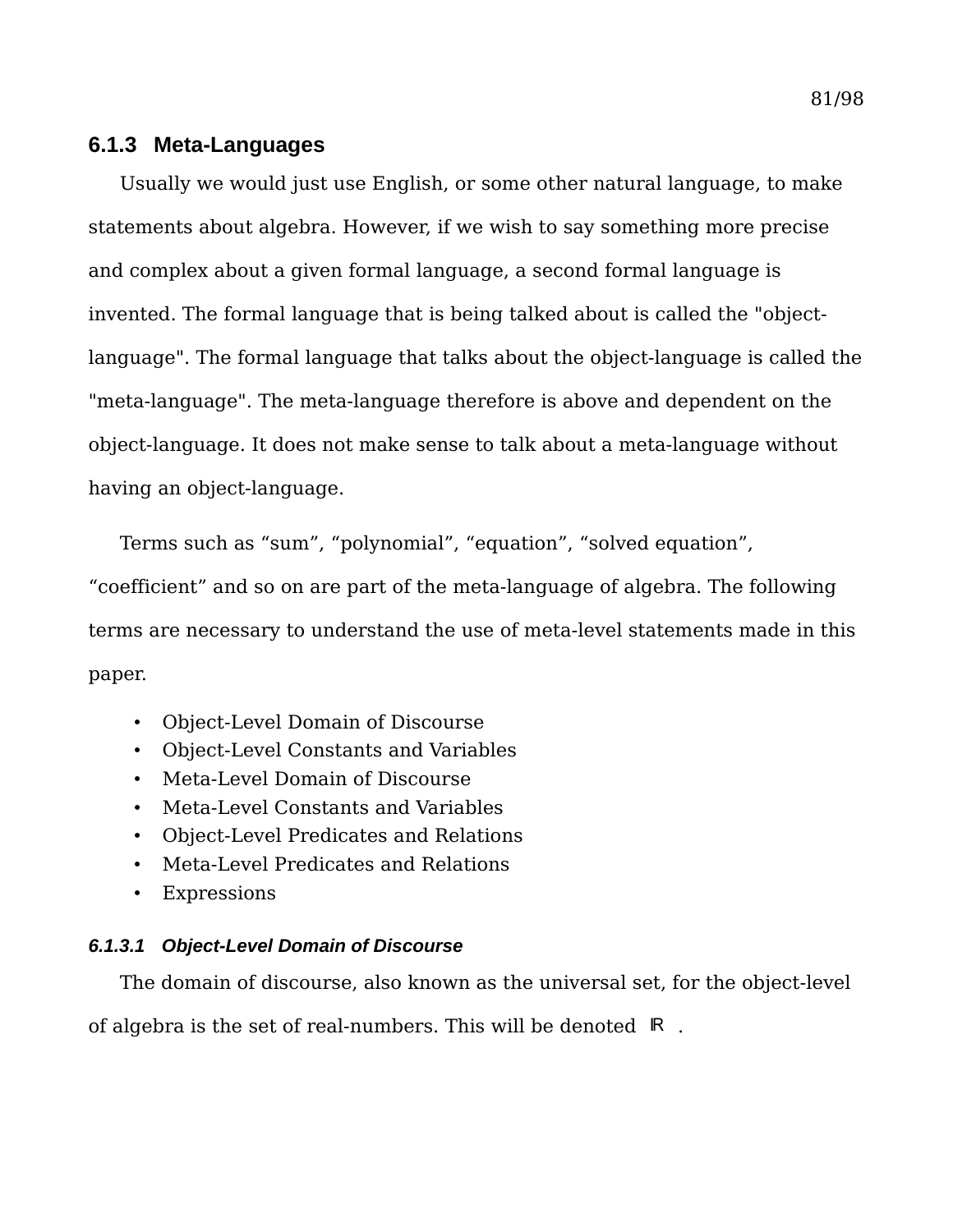### 6.1.3 Meta-Languages

Usually we would just use English, or some other natural language, to make statements about algebra. However, if we wish to say something more precise and complex about a given formal language, a second formal language is invented. The formal language that is being talked about is called the "object-language". The formal language that talks about the object-language is called the "meta-language". The meta-language therefore is above and dependent on the object-language. It does not make sense to talk about a meta-language without having an object-language.

Terms such as “sum”, “polynomial”, “equation”, “solved equation”, “coefficient” and so on are part of the meta-language of algebra. The following terms are necessary to understand the use of meta-level statements made in this paper.

- Object-Level Domain of Discourse
- Object-Level Constants and Variables
- Meta-Level Domain of Discourse
- Meta-Level Constants and Variables
- Object-Level Predicates and Relations
- Meta-Level Predicates and Relations
- Expressions

#### *6.1.3.1 Object-Level Domain of Discourse*

The domain of discourse, also known as the universal set, for the object-level of algebra is the set of real-numbers. This will be denoted $\mathbb{R}$ .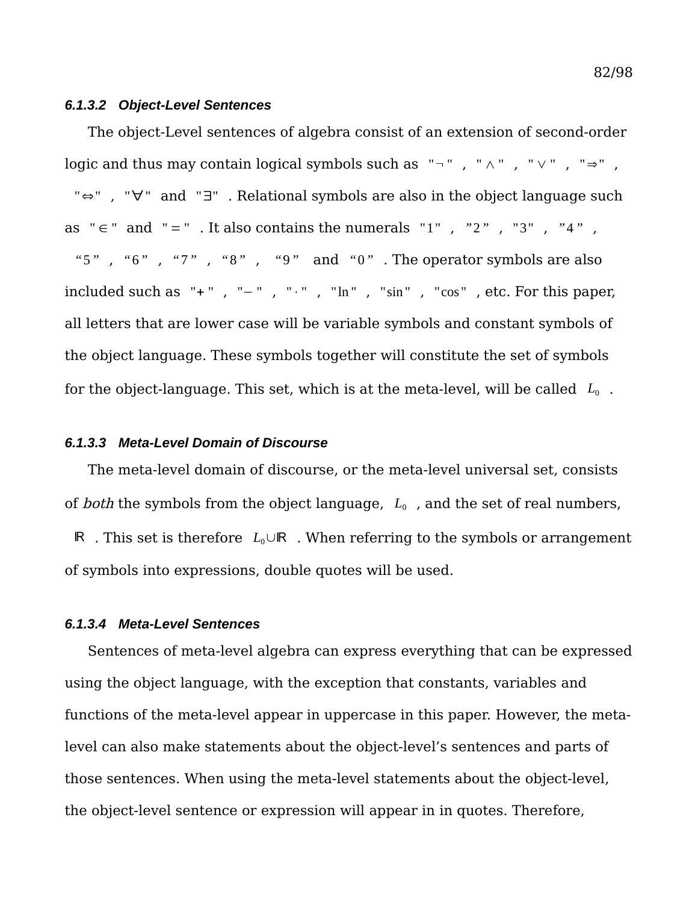#### 6.1.3.2 Object-Level Sentences

The object-Level sentences of algebra consist of an extension of second-order logic and thus may contain logical symbols such as "$\neg$", "$\wedge$", "$\vee$", "$\Rightarrow$", "$\Leftrightarrow$", "$\forall$" and "$\exists$". Relational symbols are also in the object language such as "$\in$" and "$=$". It also contains the numerals "1", "2", "3", "4", "5", "6", "7", "8", "9" and "0". The operator symbols are also included such as "+", "$-$", "$\cdot$", "ln", "sin", "cos", etc. For this paper, all letters that are lower case will be variable symbols and constant symbols of the object language. These symbols together will constitute the set of symbols for the object-language. This set, which is at the meta-level, will be called $L_0$.

#### 6.1.3.3 Meta-Level Domain of Discourse

The meta-level domain of discourse, or the meta-level universal set, consists of *both* the symbols from the object language, $L_0$, and the set of real numbers, $\mathbb{R}$. This set is therefore $L_0 \cup \mathbb{R}$. When referring to the symbols or arrangement of symbols into expressions, double quotes will be used.

#### 6.1.3.4 Meta-Level Sentences

Sentences of meta-level algebra can express everything that can be expressed using the object language, with the exception that constants, variables and functions of the meta-level appear in uppercase in this paper. However, the meta-level can also make statements about the object-level's sentences and parts of those sentences. When using the meta-level statements about the object-level, the object-level sentence or expression will appear in in quotes. Therefore,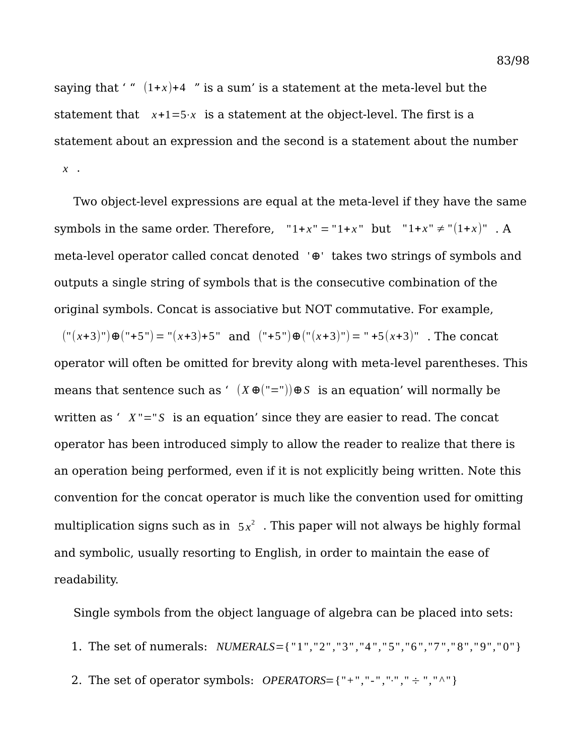saying that ' " $(1+x)+4$ " is a sum' is a statement at the meta-level but the statement that $x+1=5\cdot x$ is a statement at the object-level. The first is a statement about an expression and the second is a statement about the number $x$ .

Two object-level expressions are equal at the meta-level if they have the same symbols in the same order. Therefore, $"1+x" = "1+x"$ but $"1+x" \neq "(1+x)"$ . A meta-level operator called concat denoted $'\oplus'$ takes two strings of symbols and outputs a single string of symbols that is the consecutive combination of the original symbols. Concat is associative but NOT commutative. For example, $("(x+3)")\oplus("+5") = "(x+3)+5"$ and $("+5")\oplus("(x+3)") = "+5(x+3)"$ . The concat operator will often be omitted for brevity along with meta-level parentheses. This means that sentence such as ' $(X\oplus("="))\oplus S$ is an equation' will normally be written as ' $X"="S$ is an equation' since they are easier to read. The concat operator has been introduced simply to allow the reader to realize that there is an operation being performed, even if it is not explicitly being written. Note this convention for the concat operator is much like the convention used for omitting multiplication signs such as in $5x^2$ . This paper will not always be highly formal and symbolic, usually resorting to English, in order to maintain the ease of readability.

Single symbols from the object language of algebra can be placed into sets:

1. The set of numerals: $NUMERALS=\{"1","2","3","4","5","6","7","8","9","0"\}$
2. The set of operator symbols: $OPERATORS=\{"+","-","\cdot","\div","\wedge"\}$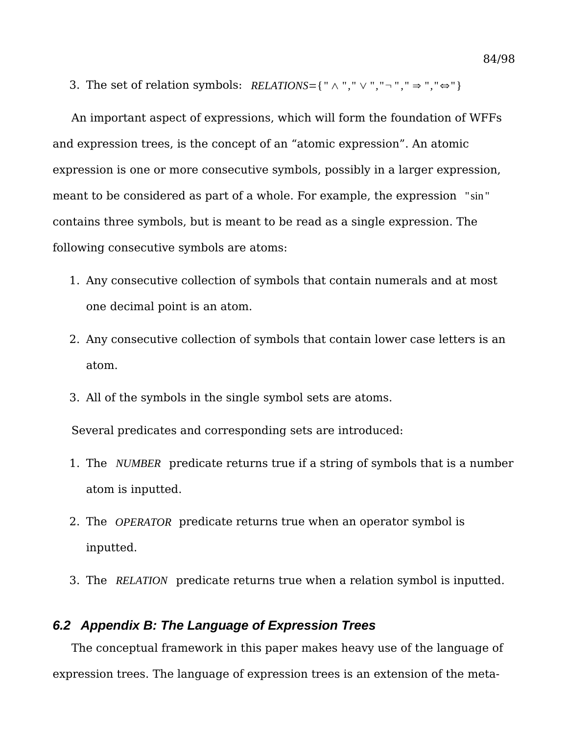3. The set of relation symbols: $RELATIONS = \{" \wedge "," \vee ","\neg "," \Rightarrow ","\Leftrightarrow"\}$

An important aspect of expressions, which will form the foundation of WFFs and expression trees, is the concept of an "atomic expression". An atomic expression is one or more consecutive symbols, possibly in a larger expression, meant to be considered as part of a whole. For example, the expression $"\sin"$ contains three symbols, but is meant to be read as a single expression. The following consecutive symbols are atoms:

1. Any consecutive collection of symbols that contain numerals and at most one decimal point is an atom.
2. Any consecutive collection of symbols that contain lower case letters is an atom.
3. All of the symbols in the single symbol sets are atoms.

Several predicates and corresponding sets are introduced:

1. The $NUMBER$ predicate returns true if a string of symbols that is a number atom is inputted.
2. The $OPERATOR$ predicate returns true when an operator symbol is inputted.
3. The $RELATION$ predicate returns true when a relation symbol is inputted.

## 6.2 Appendix B: The Language of Expression Trees

The conceptual framework in this paper makes heavy use of the language of expression trees. The language of expression trees is an extension of the meta-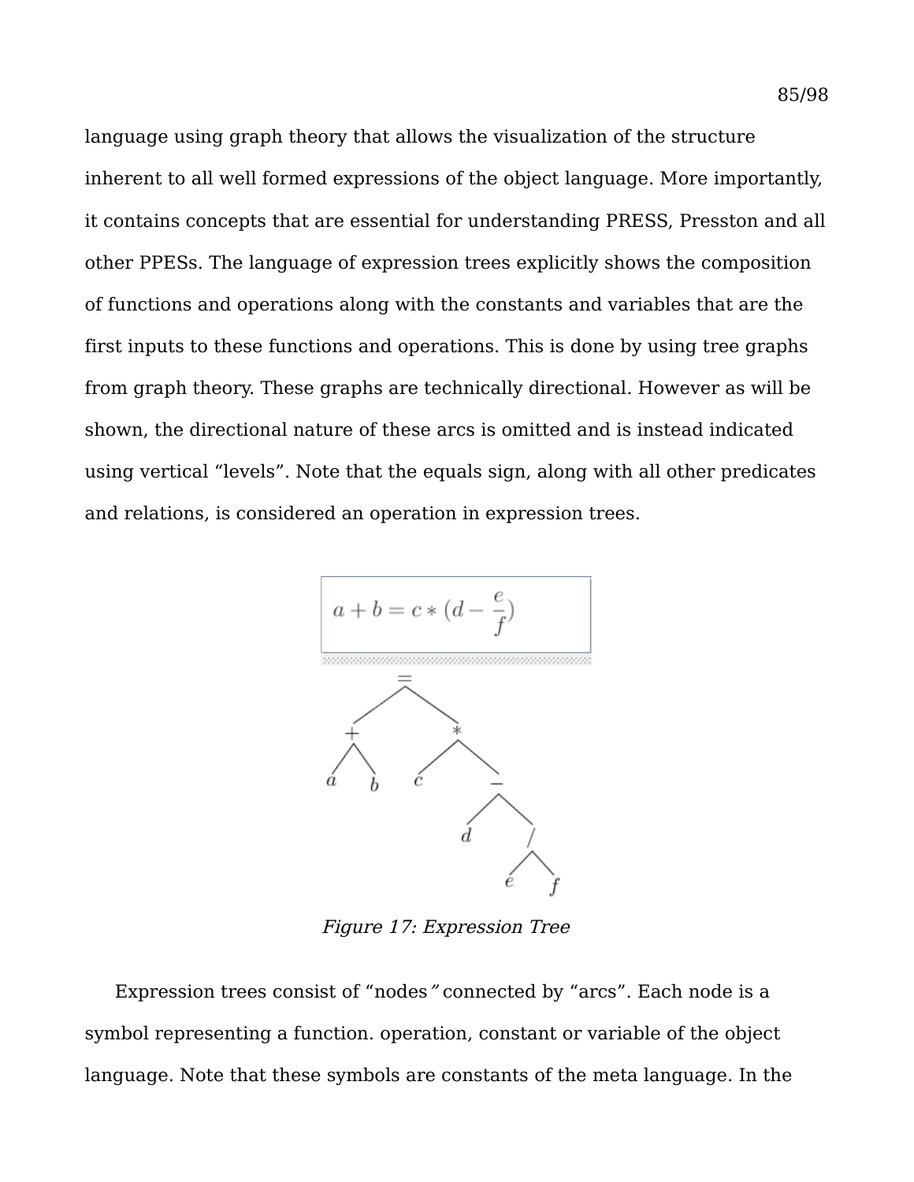language using graph theory that allows the visualization of the structure inherent to all well formed expressions of the object language. More importantly, it contains concepts that are essential for understanding PRESS, Presston and all other PPESs. The language of expression trees explicitly shows the composition of functions and operations along with the constants and variables that are the first inputs to these functions and operations. This is done by using tree graphs from graph theory. These graphs are technically directional. However as will be shown, the directional nature of these arcs is omitted and is instead indicated using vertical “levels”. Note that the equals sign, along with all other predicates and relations, is considered an operation in expression trees.

$$a + b = c * (d - \frac{e}{f})$$

*Figure 17: Expression Tree*

Expression trees consist of “nodes” connected by “arcs”. Each node is a symbol representing a function. operation, constant or variable of the object language. Note that these symbols are constants of the meta language. In the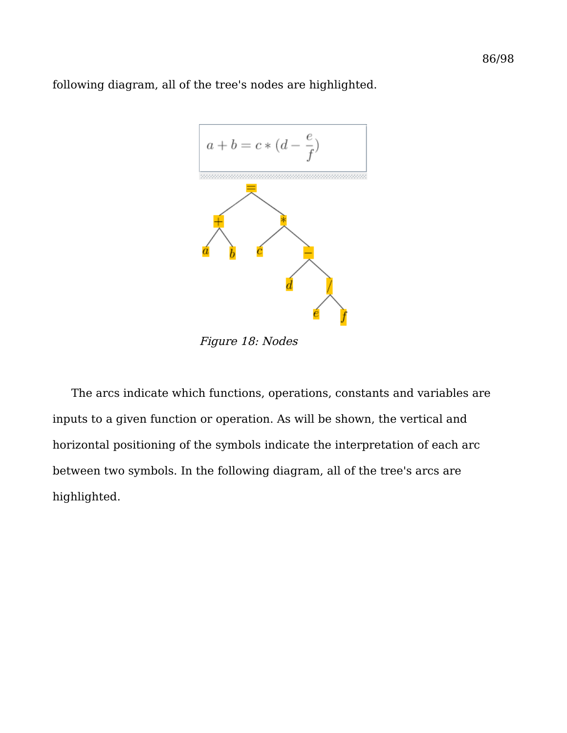following diagram, all of the tree's nodes are highlighted.

*Figure 18: Nodes*

The arcs indicate which functions, operations, constants and variables are inputs to a given function or operation. As will be shown, the vertical and horizontal positioning of the symbols indicate the interpretation of each arc between two symbols. In the following diagram, all of the tree's arcs are highlighted.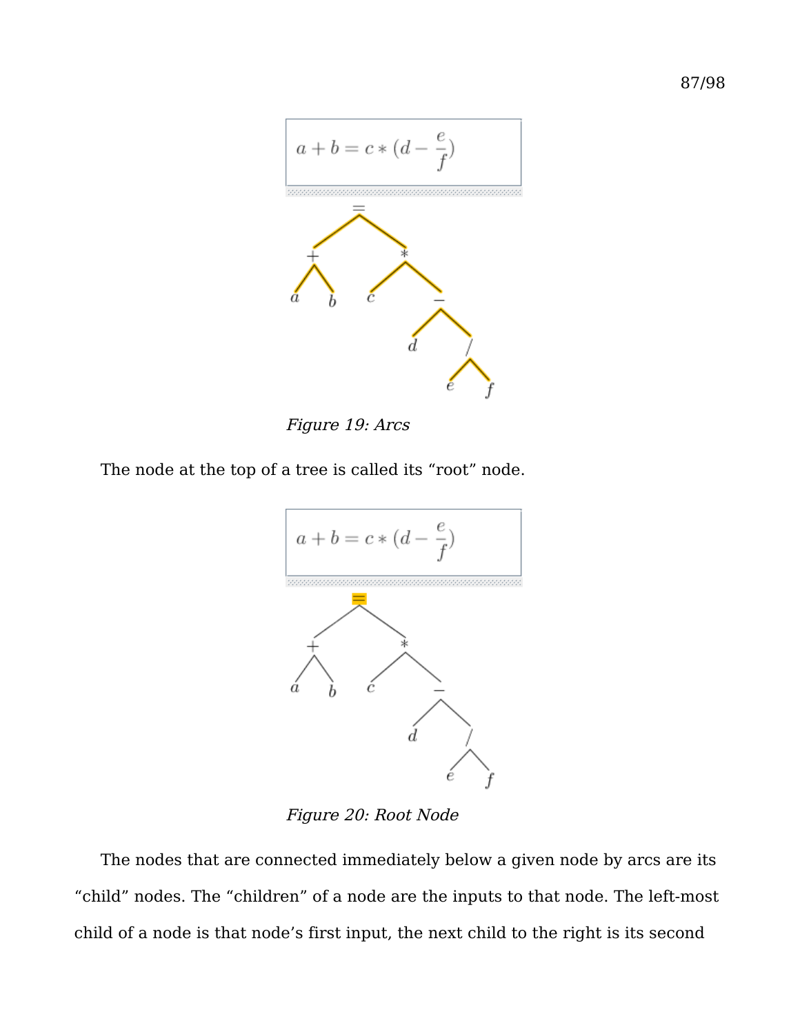Figure 19: Arcs

The node at the top of a tree is called its “root” node.

Figure 20: Root Node

The nodes that are connected immediately below a given node by arcs are its “child” nodes. The “children” of a node are the inputs to that node. The left-most child of a node is that node’s first input, the next child to the right is its second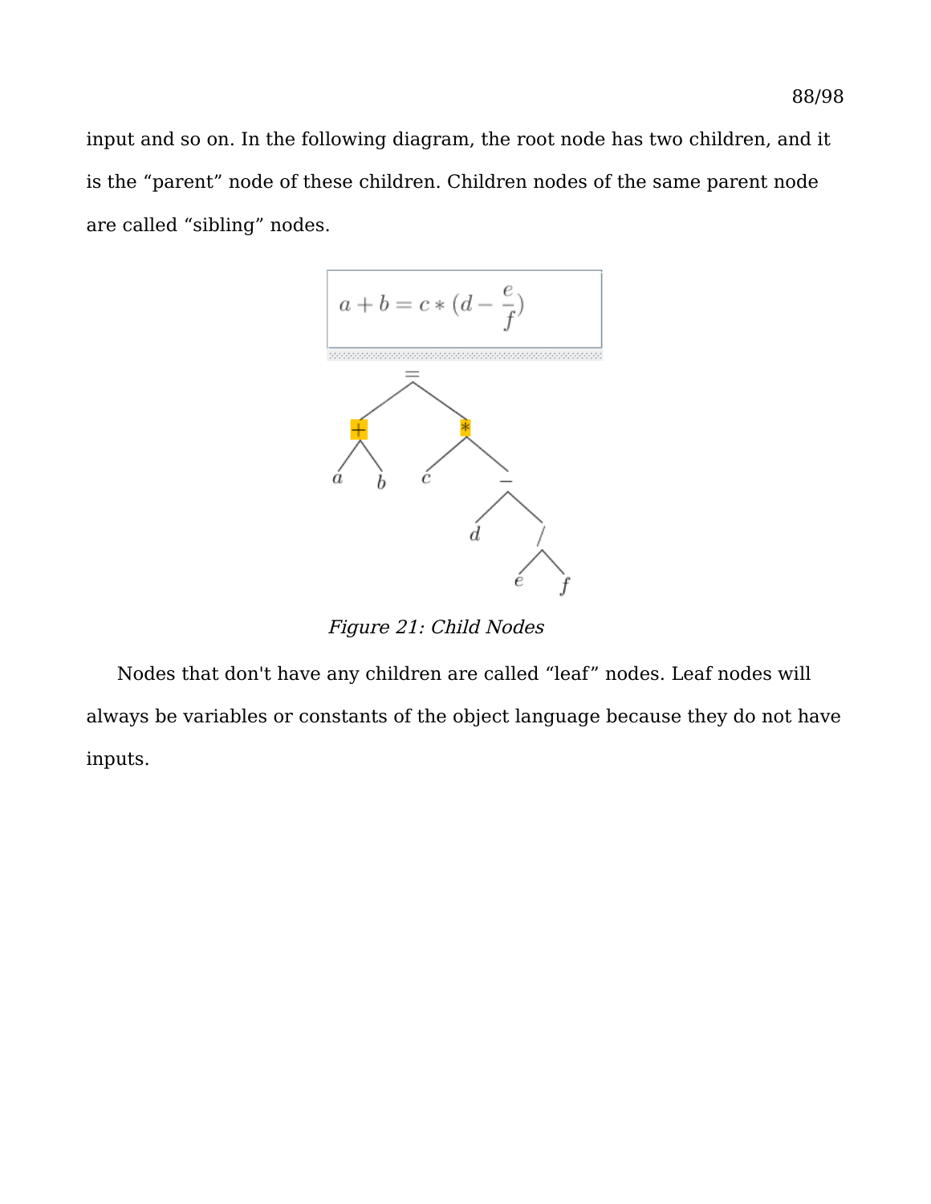input and so on. In the following diagram, the root node has two children, and it is the “parent” node of these children. Children nodes of the same parent node are called “sibling” nodes.

*Figure 21: Child Nodes*

Nodes that don't have any children are called “leaf” nodes. Leaf nodes will always be variables or constants of the object language because they do not have inputs.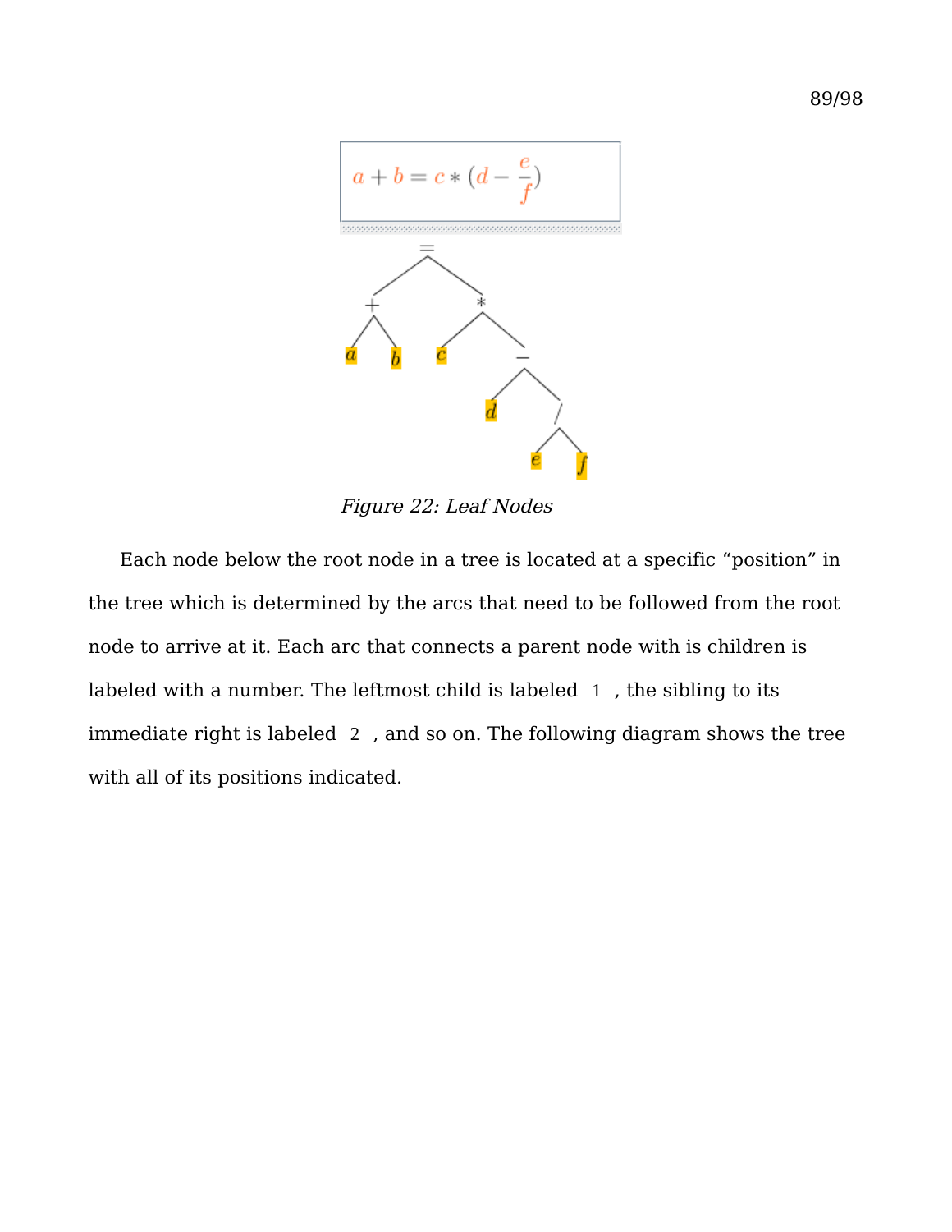*Figure 22: Leaf Nodes*

Each node below the root node in a tree is located at a specific "position" in the tree which is determined by the arcs that need to be followed from the root node to arrive at it. Each arc that connects a parent node with is children is labeled with a number. The leftmost child is labeled 1 , the sibling to its immediate right is labeled 2 , and so on. The following diagram shows the tree with all of its positions indicated.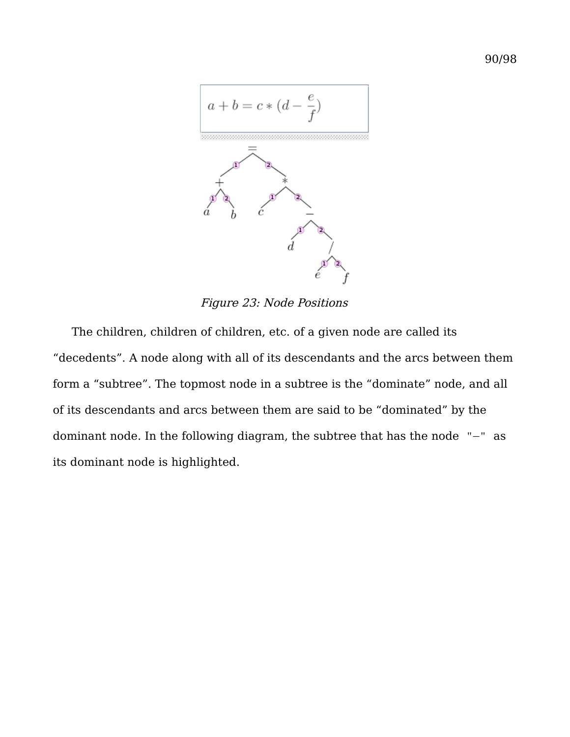$$a + b = c * (d - \frac{e}{f})$$

*Figure 23: Node Positions*

The children, children of children, etc. of a given node are called its "decedents". A node along with all of its descendants and the arcs between them form a "subtree". The topmost node in a subtree is the "dominate" node, and all of its descendants and arcs between them are said to be "dominated" by the dominant node. In the following diagram, the subtree that has the node "−" as its dominant node is highlighted.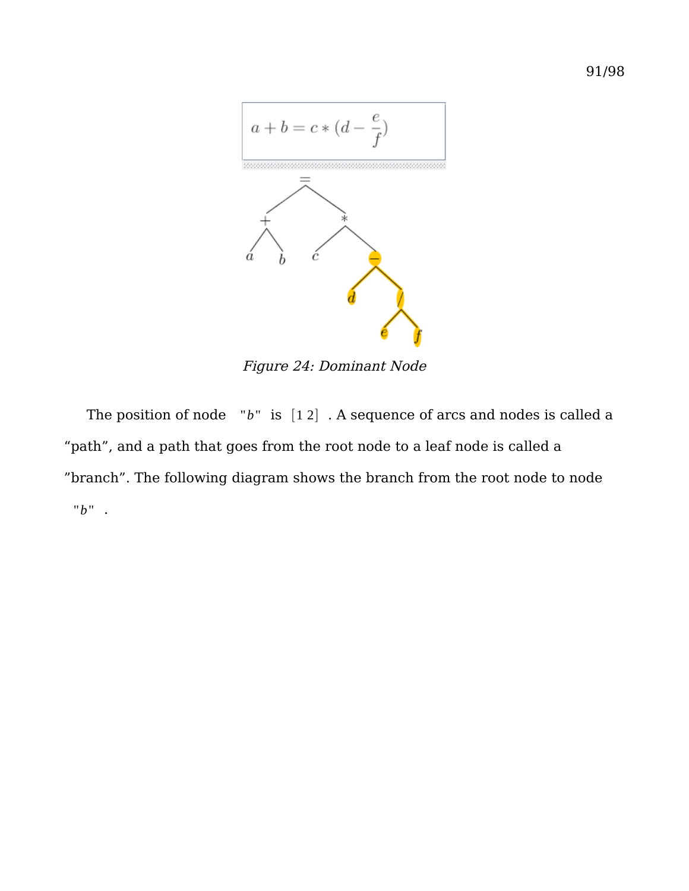$$a + b = c * (d - \frac{e}{f})$$

*Figure 24: Dominant Node*

The position of node "$b$" is [1 2]. A sequence of arcs and nodes is called a "path", and a path that goes from the root node to a leaf node is called a "branch". The following diagram shows the branch from the root node to node "$b$".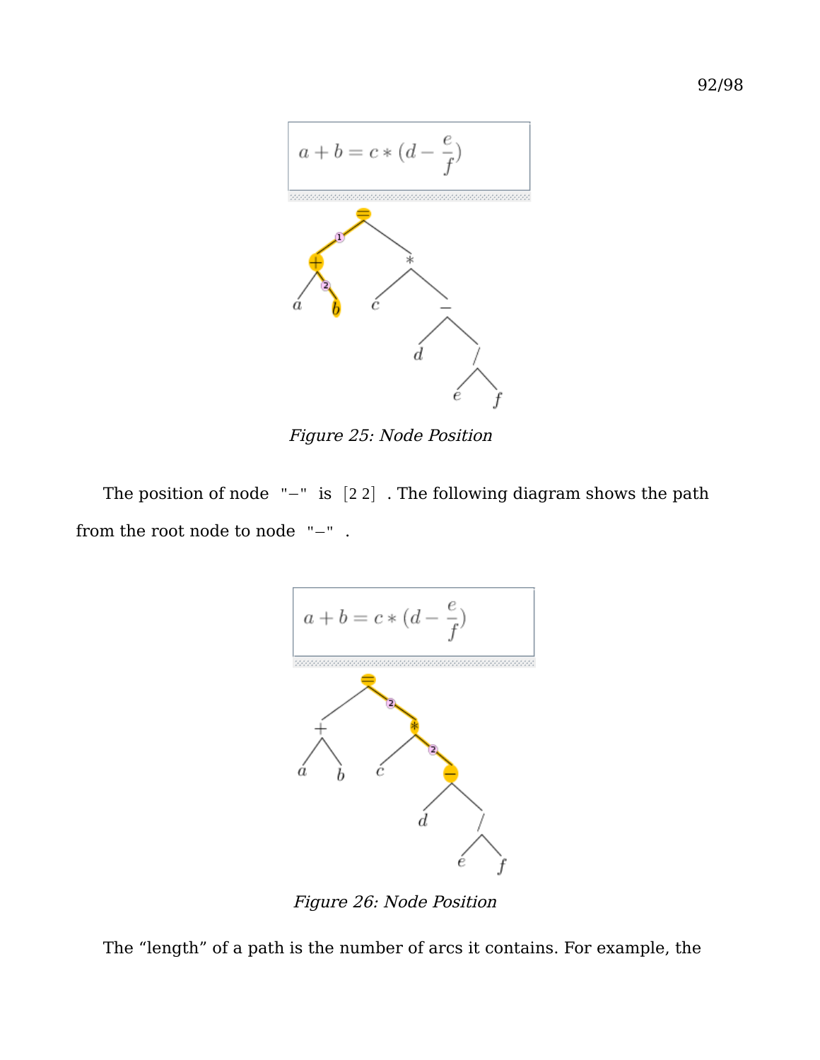*Figure 25: Node Position*

The position of node "−" is [2 2] . The following diagram shows the path from the root node to node "−" .

*Figure 26: Node Position*

The “length” of a path is the number of arcs it contains. For example, the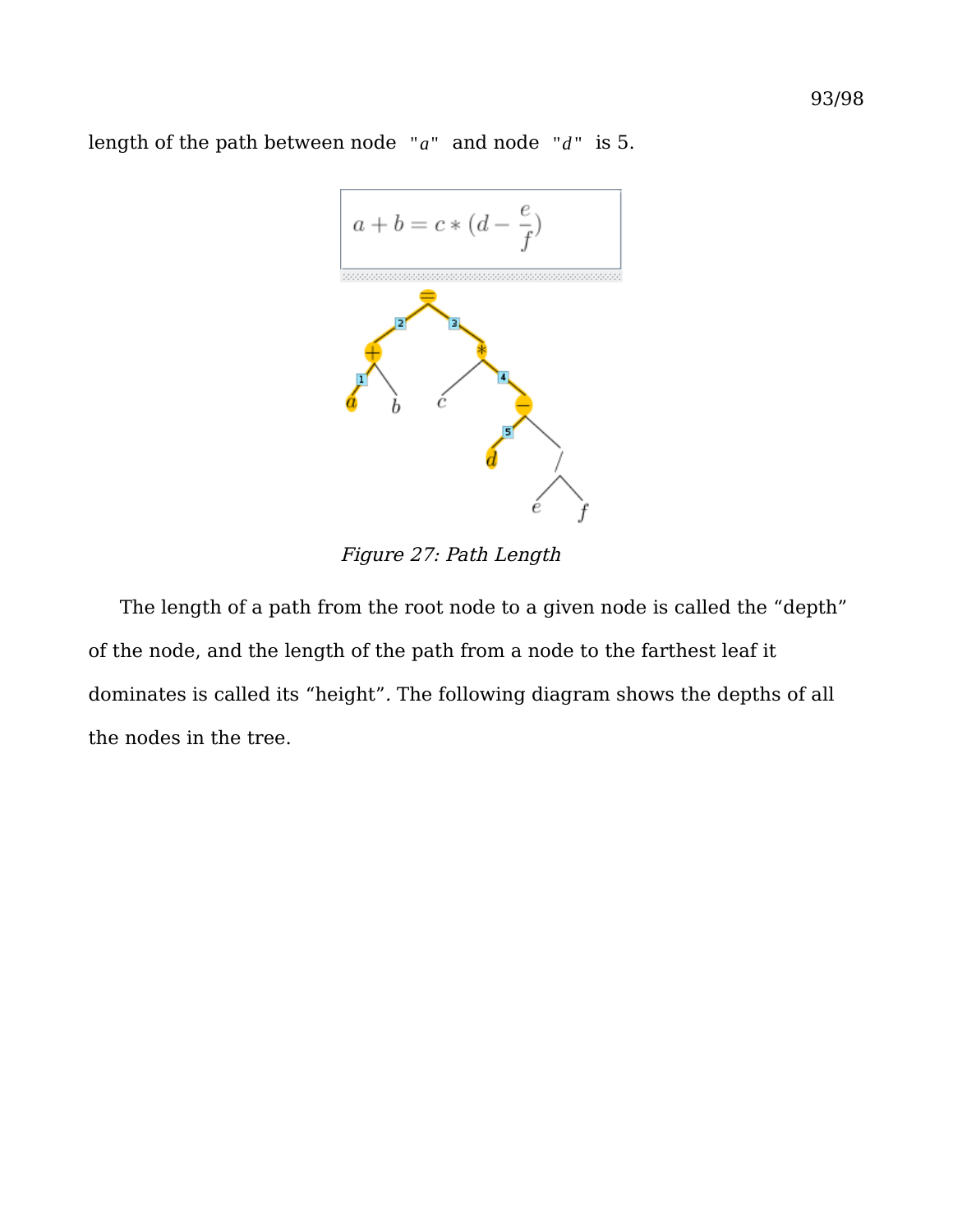length of the path between node "$a$" and node "$d$" is 5.

Figure 27: Path Length

The length of a path from the root node to a given node is called the “depth” of the node, and the length of the path from a node to the farthest leaf it dominates is called its “height”. The following diagram shows the depths of all the nodes in the tree.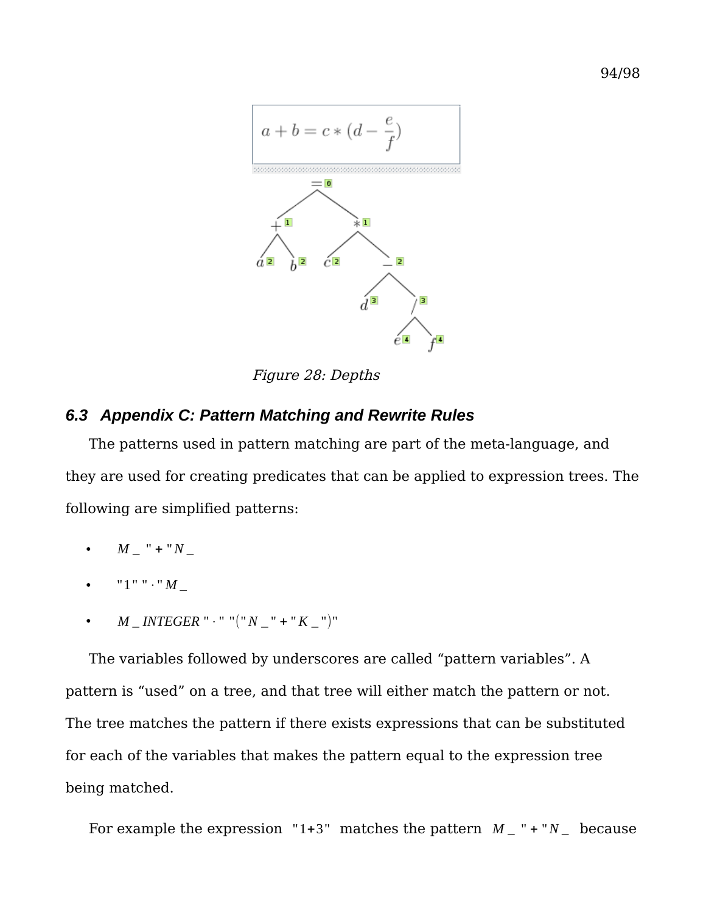Figure 28: Depths

## 6.3 Appendix C: Pattern Matching and Rewrite Rules

The patterns used in pattern matching are part of the meta-language, and they are used for creating predicates that can be applied to expression trees. The following are simplified patterns:

- $M\_\ "+"\ N\_$
- $"1"\ "\cdot"\ M\_$
- $M\_INTEGER\ "\cdot"\ "("\ N\_\ "+"\ K\_\ ")"$

The variables followed by underscores are called “pattern variables”. A pattern is “used” on a tree, and that tree will either match the pattern or not. The tree matches the pattern if there exists expressions that can be substituted for each of the variables that makes the pattern equal to the expression tree being matched.

For example the expression $"1+3"$ matches the pattern $M\_\ "+"\ N\_$ because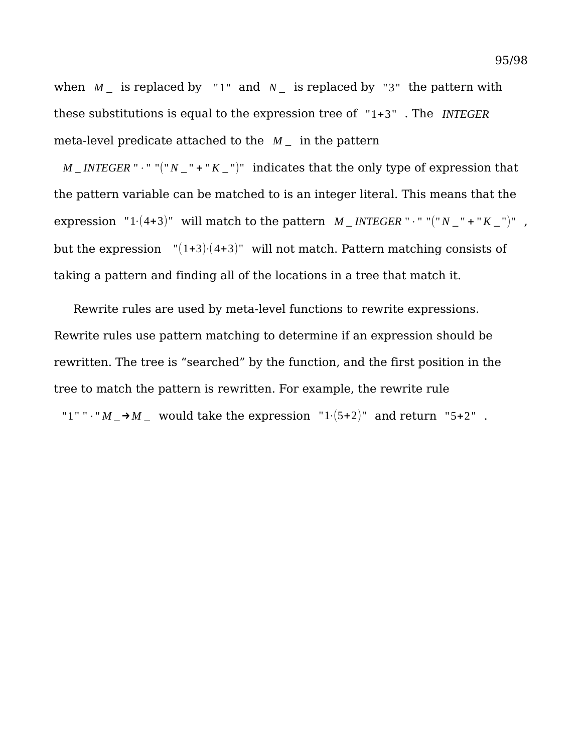when $M\_$ is replaced by "1" and $N\_$ is replaced by "3" the pattern with these substitutions is equal to the expression tree of "1+3" . The *INTEGER* meta-level predicate attached to the $M\_$ in the pattern

$M\_INTEGER$ " · " "(" $N\_$ " + " $K\_$ ")" indicates that the only type of expression that the pattern variable can be matched to is an integer literal. This means that the expression "1·(4+3)" will match to the pattern $M\_INTEGER$ " · " "(" $N\_$ " + " $K\_$ ")" , but the expression "(1+3)·(4+3)" will not match. Pattern matching consists of taking a pattern and finding all of the locations in a tree that match it.

Rewrite rules are used by meta-level functions to rewrite expressions. Rewrite rules use pattern matching to determine if an expression should be rewritten. The tree is “searched” by the function, and the first position in the tree to match the pattern is rewritten. For example, the rewrite rule

"1" " · " $M\_ \rightarrow M\_$ would take the expression "1·(5+2)" and return "5+2" .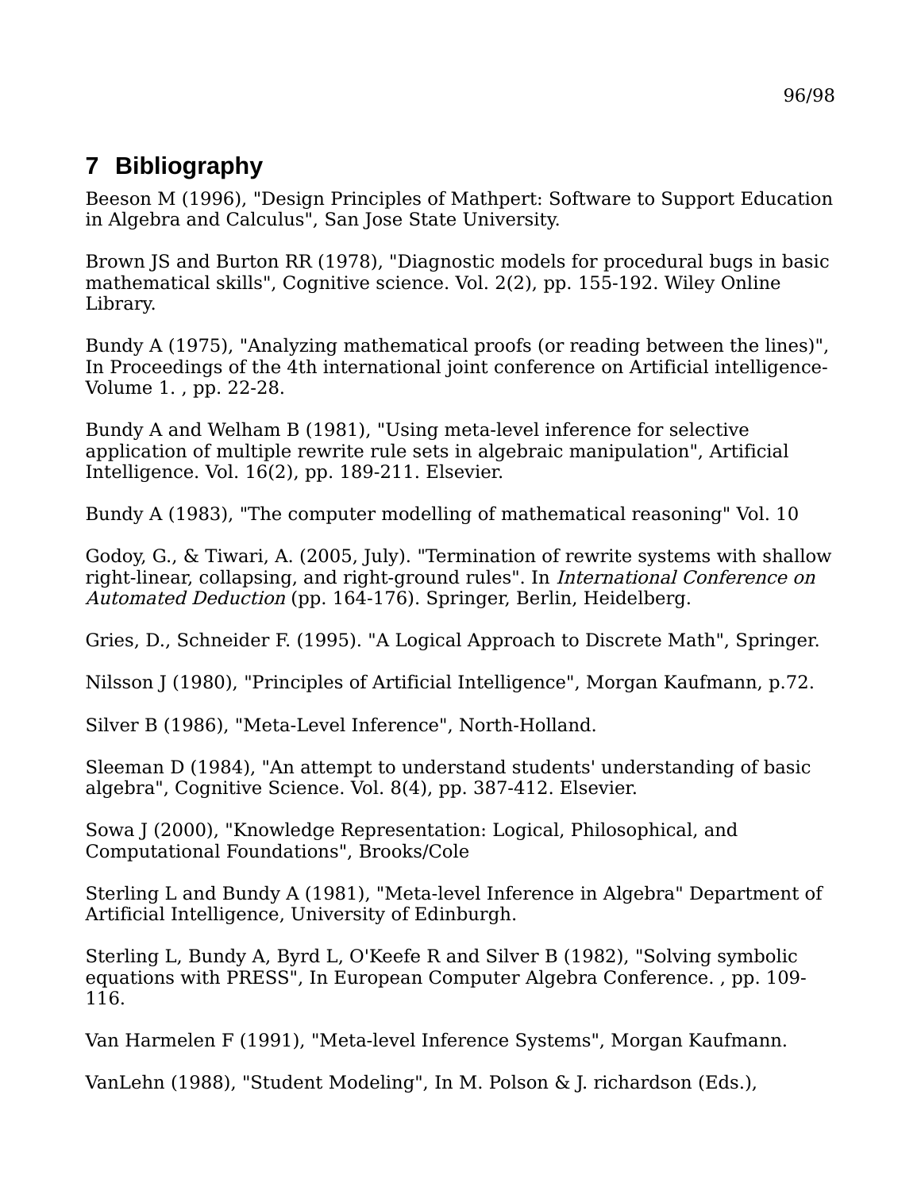## 7 Bibliography

Beeson M (1996), "Design Principles of Mathpert: Software to Support Education in Algebra and Calculus", San Jose State University.

Brown JS and Burton RR (1978), "Diagnostic models for procedural bugs in basic mathematical skills", Cognitive science. Vol. 2(2), pp. 155-192. Wiley Online Library.

Bundy A (1975), "Analyzing mathematical proofs (or reading between the lines)", In Proceedings of the 4th international joint conference on Artificial intelligence-Volume 1. , pp. 22-28.

Bundy A and Welham B (1981), "Using meta-level inference for selective application of multiple rewrite rule sets in algebraic manipulation", Artificial Intelligence. Vol. 16(2), pp. 189-211. Elsevier.

Bundy A (1983), "The computer modelling of mathematical reasoning" Vol. 10

Godoy, G., & Tiwari, A. (2005, July). "Termination of rewrite systems with shallow right-linear, collapsing, and right-ground rules". In *International Conference on Automated Deduction* (pp. 164-176). Springer, Berlin, Heidelberg.

Gries, D., Schneider F. (1995). "A Logical Approach to Discrete Math", Springer.

Nilsson J (1980), "Principles of Artificial Intelligence", Morgan Kaufmann, p.72.

Silver B (1986), "Meta-Level Inference", North-Holland.

Sleeman D (1984), "An attempt to understand students' understanding of basic algebra", Cognitive Science. Vol. 8(4), pp. 387-412. Elsevier.

Sowa J (2000), "Knowledge Representation: Logical, Philosophical, and Computational Foundations", Brooks/Cole

Sterling L and Bundy A (1981), "Meta-level Inference in Algebra" Department of Artificial Intelligence, University of Edinburgh.

Sterling L, Bundy A, Byrd L, O'Keefe R and Silver B (1982), "Solving symbolic equations with PRESS", In European Computer Algebra Conference. , pp. 109-116.

Van Harmelen F (1991), "Meta-level Inference Systems", Morgan Kaufmann.

VanLehn (1988), "Student Modeling", In M. Polson & J. richardson (Eds.),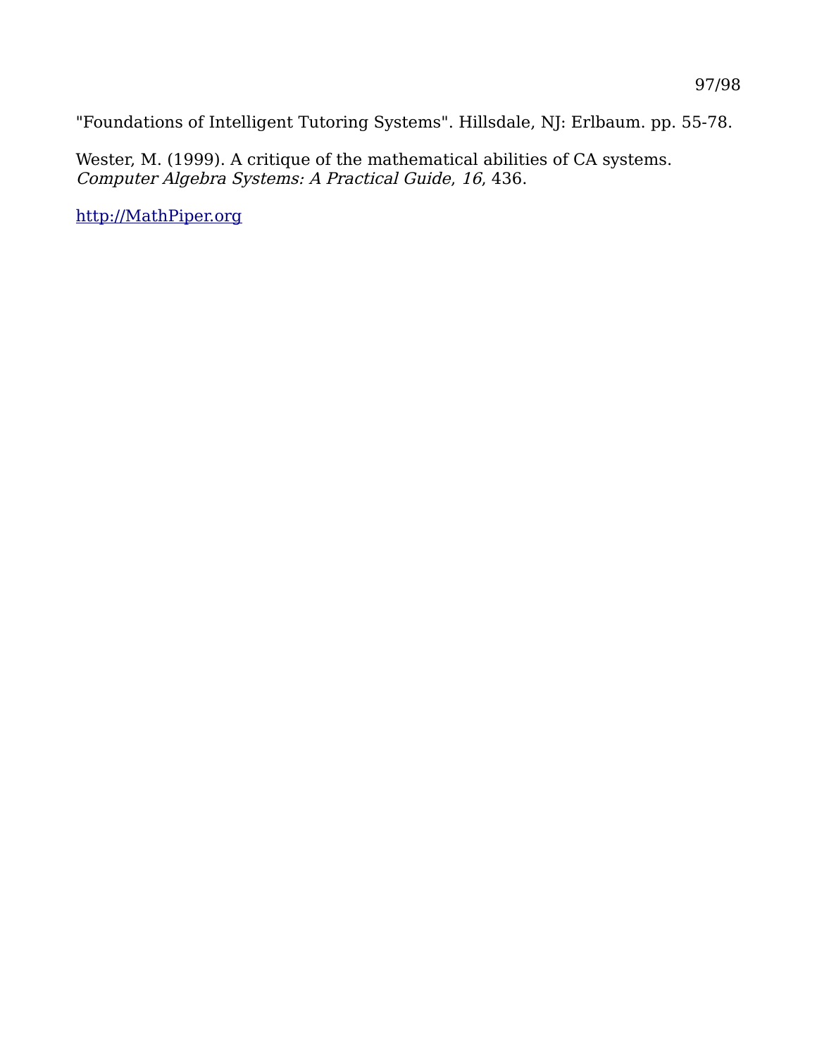"Foundations of Intelligent Tutoring Systems". Hillsdale, NJ: Erlbaum. pp. 55-78.

Wester, M. (1999). A critique of the mathematical abilities of CA systems. *Computer Algebra Systems: A Practical Guide*, *16*, 436.

[http://MathPiper.org](http://MathPiper.org)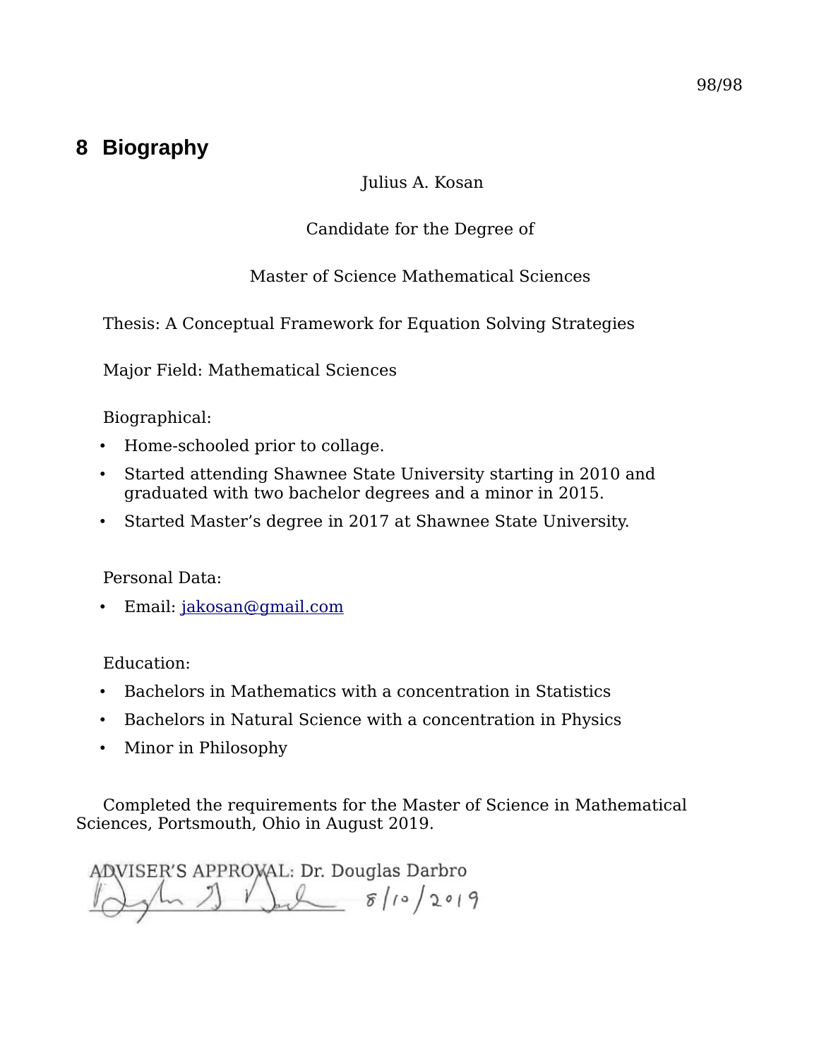# 8 Biography

Julius A. Kosan

Candidate for the Degree of

Master of Science Mathematical Sciences

Thesis: A Conceptual Framework for Equation Solving Strategies

Major Field: Mathematical Sciences

Biographical:

- Home-schooled prior to collage.
- Started attending Shawnee State University starting in 2010 and graduated with two bachelor degrees and a minor in 2015.
- Started Master's degree in 2017 at Shawnee State University.

Personal Data:

- Email: jakosan@gmail.com

Education:

- Bachelors in Mathematics with a concentration in Statistics
- Bachelors in Natural Science with a concentration in Physics
- Minor in Philosophy

Completed the requirements for the Master of Science in Mathematical Sciences, Portsmouth, Ohio in August 2019.

ADVISER'S APPROVAL: Dr. Douglas Darbro

8/10/2019